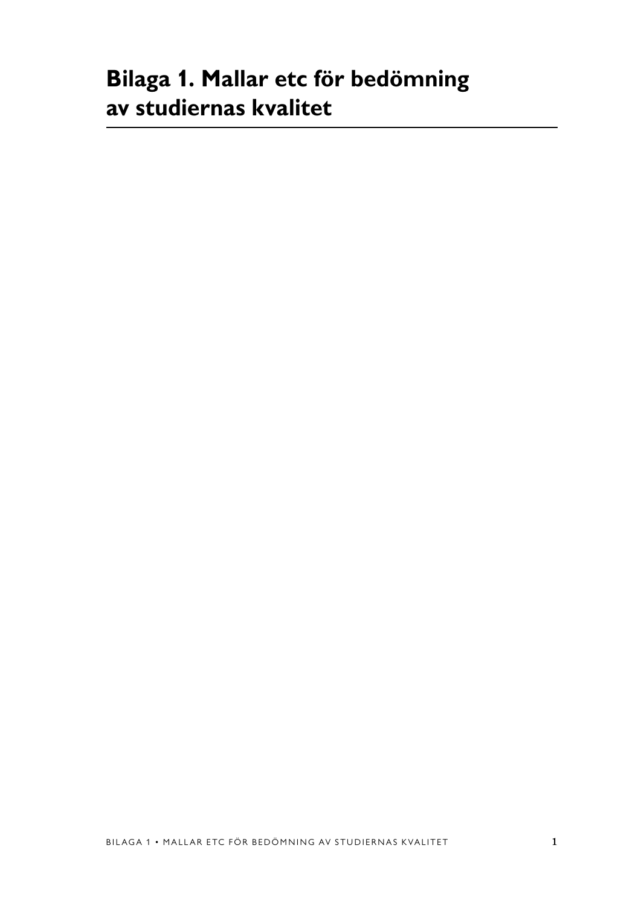# Bilaga 1. Mallar etc för bedömning av studiernas kvalitet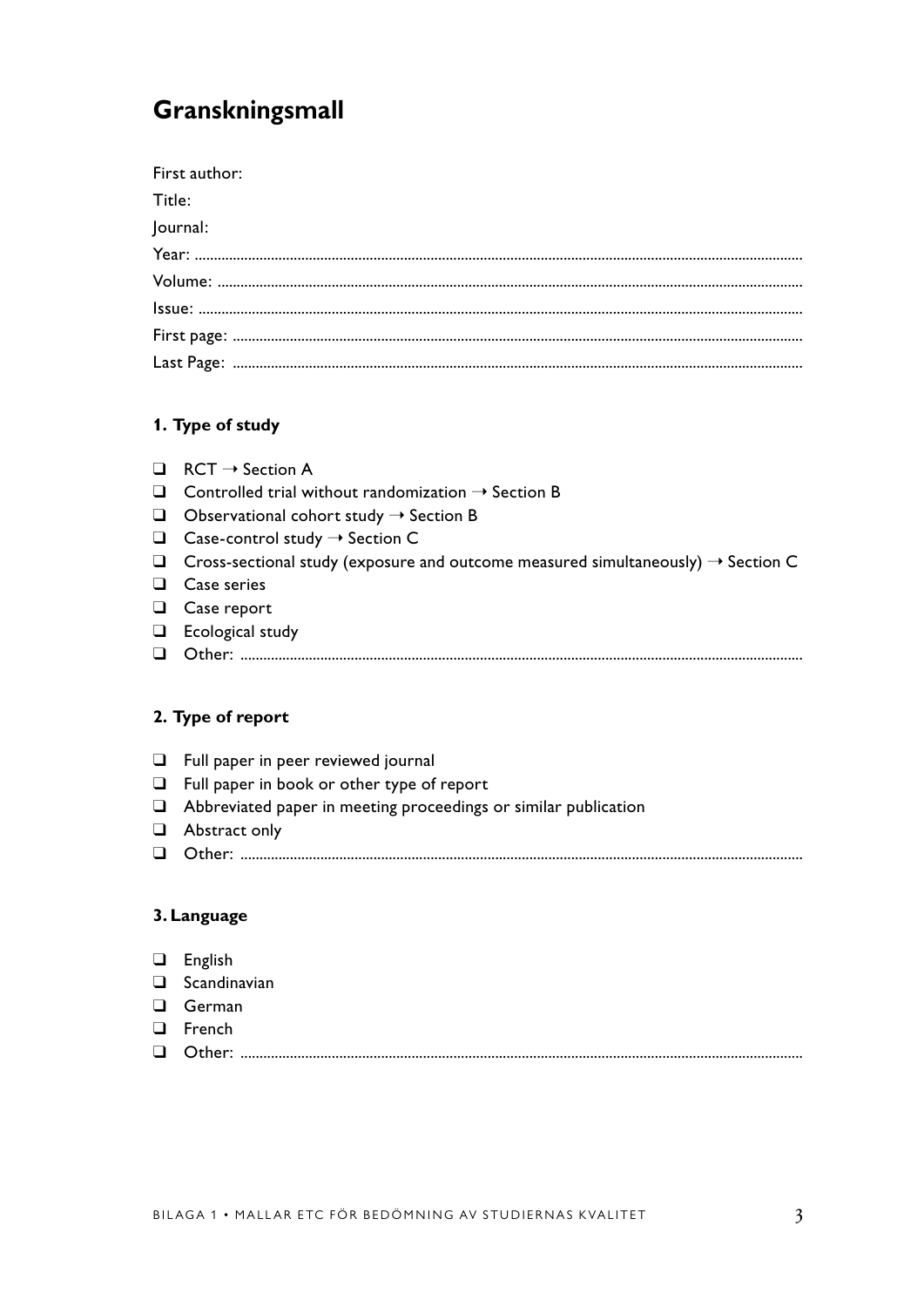# Granskningsmall

First author:

Title:

Journal:

Year: ..........................................................................................................................................

Volume: ......................................................................................................................................

Issue: ..........................................................................................................................................

First page: ..................................................................................................................................

Last Page: ..................................................................................................................................

### 1. Type of study

- ❑ RCT → Section A
- ❑ Controlled trial without randomization → Section B
- ❑ Observational cohort study → Section B
- ❑ Case-control study → Section C
- ❑ Cross-sectional study (exposure and outcome measured simultaneously) → Section C
- ❑ Case series
- ❑ Case report
- ❑ Ecological study
- ❑ Other: ..............................................................................................................................

### 2. Type of report

- ❑ Full paper in peer reviewed journal
- ❑ Full paper in book or other type of report
- ❑ Abbreviated paper in meeting proceedings or similar publication
- ❑ Abstract only
- ❑ Other: ..............................................................................................................................

### 3. Language

- ❑ English
- ❑ Scandinavian
- ❑ German
- ❑ French
- ❑ Other: ..............................................................................................................................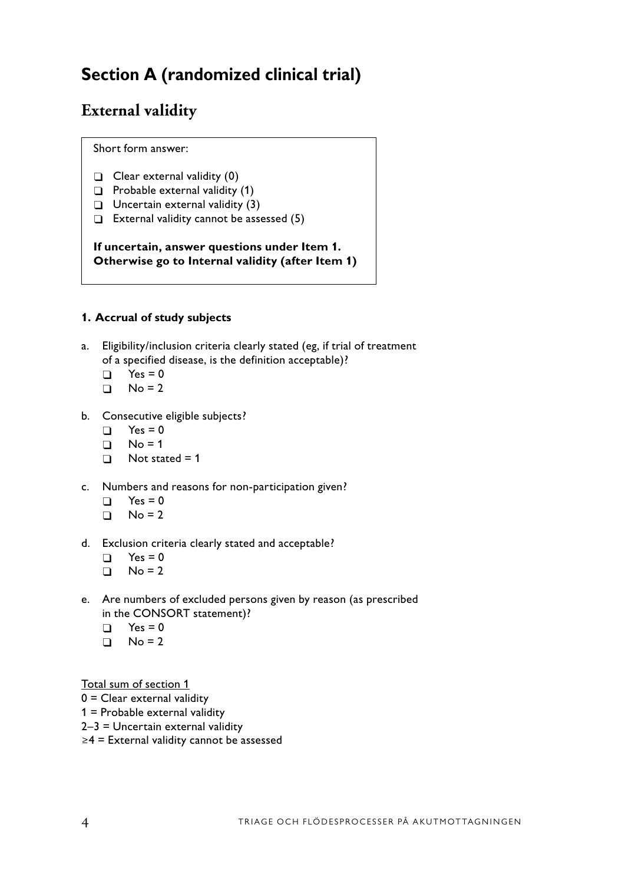# Section A (randomized clinical trial)

## External validity

Short form answer:

- ❑ Clear external validity (0)
- ❑ Probable external validity (1)
- ❑ Uncertain external validity (3)
- ❑ External validity cannot be assessed (5)

**If uncertain, answer questions under Item 1.**
**Otherwise go to Internal validity (after Item 1)**

#### 1. Accrual of study subjects

a. Eligibility/inclusion criteria clearly stated (eg, if trial of treatment of a specified disease, is the definition acceptable)?
   - ❑ Yes = 0
   - ❑ No = 2

b. Consecutive eligible subjects?
   - ❑ Yes = 0
   - ❑ No = 1
   - ❑ Not stated = 1

c. Numbers and reasons for non-participation given?
   - ❑ Yes = 0
   - ❑ No = 2

d. Exclusion criteria clearly stated and acceptable?
   - ❑ Yes = 0
   - ❑ No = 2

e. Are numbers of excluded persons given by reason (as prescribed in the CONSORT statement)?
   - ❑ Yes = 0
   - ❑ No = 2

<u>Total sum of section 1</u>

0 = Clear external validity
1 = Probable external validity
2–3 = Uncertain external validity
≥4 = External validity cannot be assessed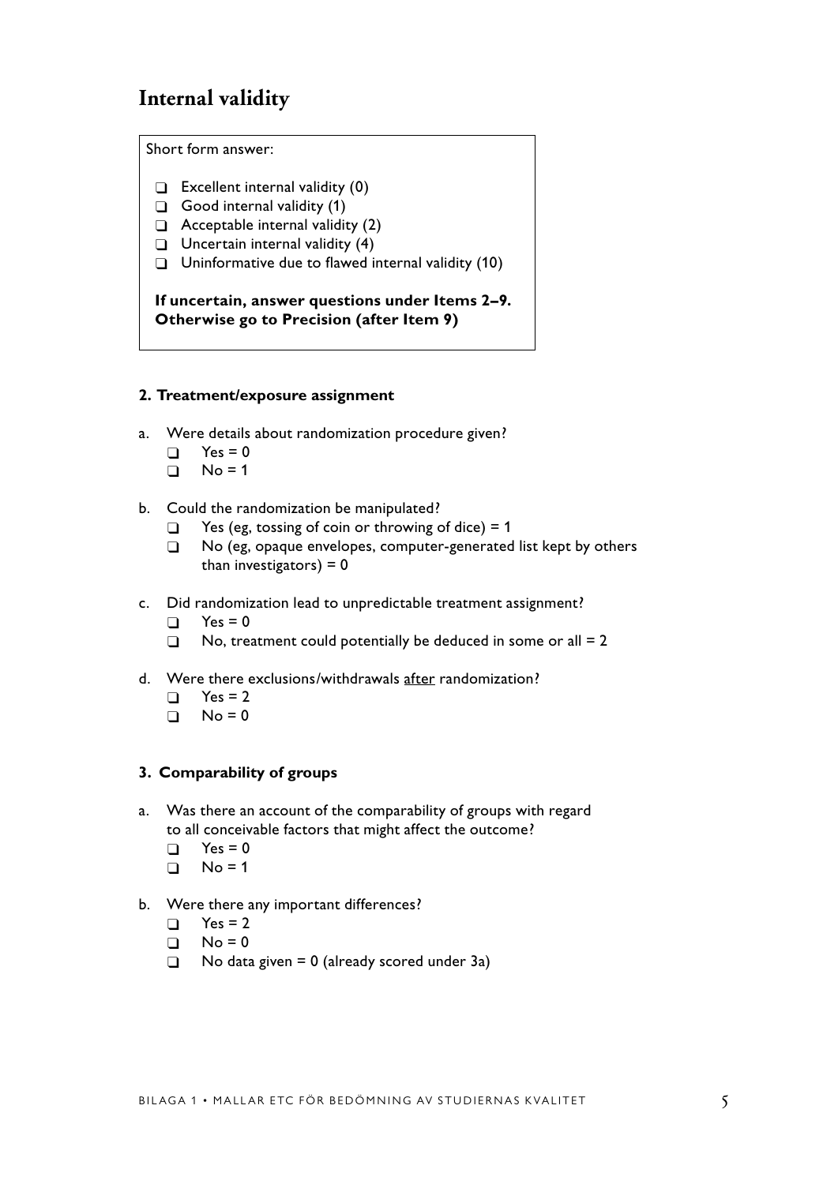## Internal validity

Short form answer:

- ❑ Excellent internal validity (0)
- ❑ Good internal validity (1)
- ❑ Acceptable internal validity (2)
- ❑ Uncertain internal validity (4)
- ❑ Uninformative due to flawed internal validity (10)

**If uncertain, answer questions under Items 2–9. Otherwise go to Precision (after Item 9)**

### 2. Treatment/exposure assignment

a. Were details about randomization procedure given?
   - ❑ Yes = 0
   - ❑ No = 1

b. Could the randomization be manipulated?
   - ❑ Yes (eg, tossing of coin or throwing of dice) = 1
   - ❑ No (eg, opaque envelopes, computer-generated list kept by others than investigators) = 0

c. Did randomization lead to unpredictable treatment assignment?
   - ❑ Yes = 0
   - ❑ No, treatment could potentially be deduced in some or all = 2

d. Were there exclusions/withdrawals after randomization?
   - ❑ Yes = 2
   - ❑ No = 0

### 3. Comparability of groups

a. Was there an account of the comparability of groups with regard to all conceivable factors that might affect the outcome?
   - ❑ Yes = 0
   - ❑ No = 1

b. Were there any important differences?
   - ❑ Yes = 2
   - ❑ No = 0
   - ❑ No data given = 0 (already scored under 3a)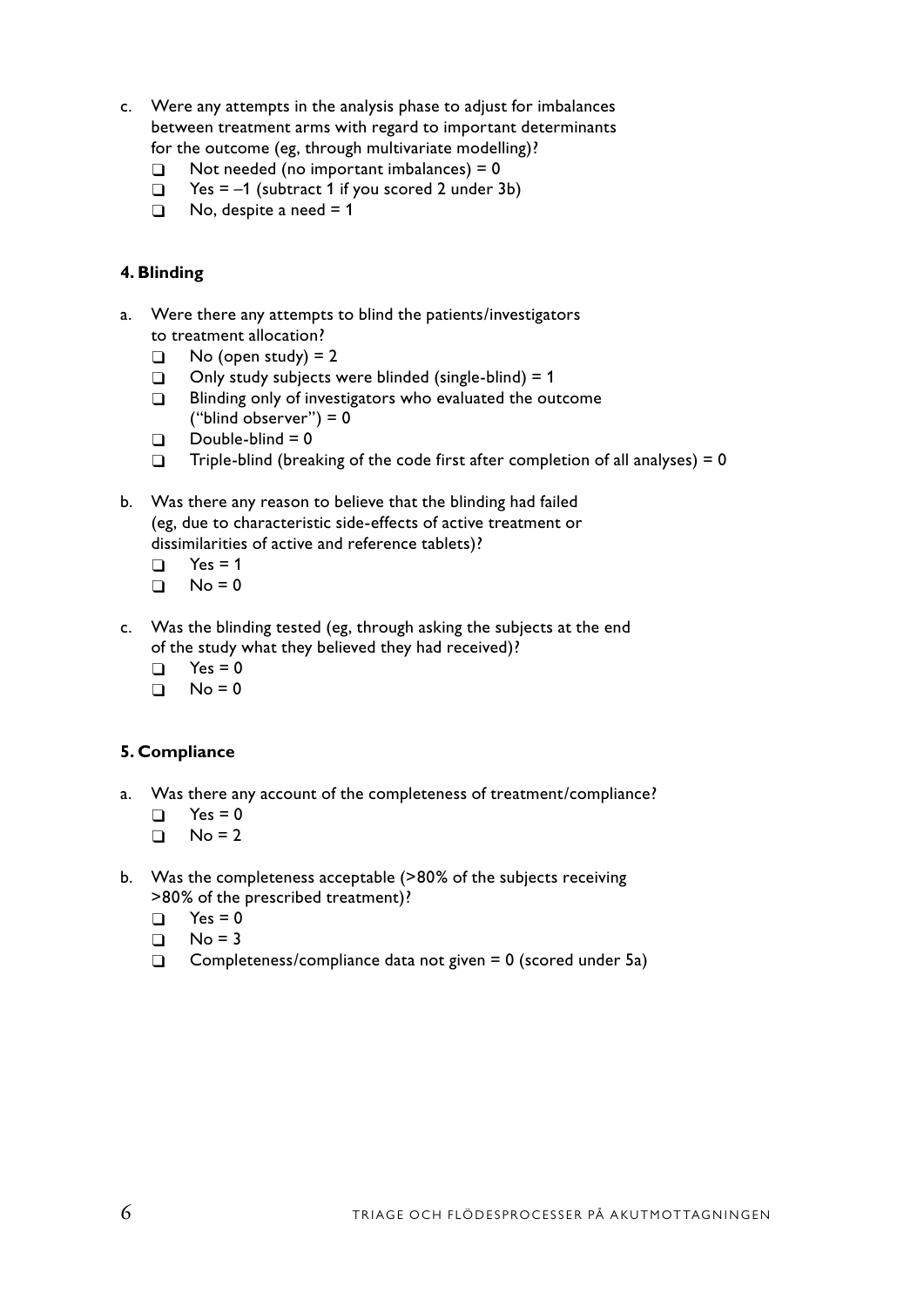c. Were any attempts in the analysis phase to adjust for imbalances between treatment arms with regard to important determinants for the outcome (eg, through multivariate modelling)?
   - ❑ Not needed (no important imbalances) = 0
   - ❑ Yes = –1 (subtract 1 if you scored 2 under 3b)
   - ❑ No, despite a need = 1

**4. Blinding**

a. Were there any attempts to blind the patients/investigators to treatment allocation?
   - ❑ No (open study) = 2
   - ❑ Only study subjects were blinded (single-blind) = 1
   - ❑ Blinding only of investigators who evaluated the outcome ("blind observer") = 0
   - ❑ Double-blind = 0
   - ❑ Triple-blind (breaking of the code first after completion of all analyses) = 0

b. Was there any reason to believe that the blinding had failed (eg, due to characteristic side-effects of active treatment or dissimilarities of active and reference tablets)?
   - ❑ Yes = 1
   - ❑ No = 0

c. Was the blinding tested (eg, through asking the subjects at the end of the study what they believed they had received)?
   - ❑ Yes = 0
   - ❑ No = 0

**5. Compliance**

a. Was there any account of the completeness of treatment/compliance?
   - ❑ Yes = 0
   - ❑ No = 2

b. Was the completeness acceptable (>80% of the subjects receiving >80% of the prescribed treatment)?
   - ❑ Yes = 0
   - ❑ No = 3
   - ❑ Completeness/compliance data not given = 0 (scored under 5a)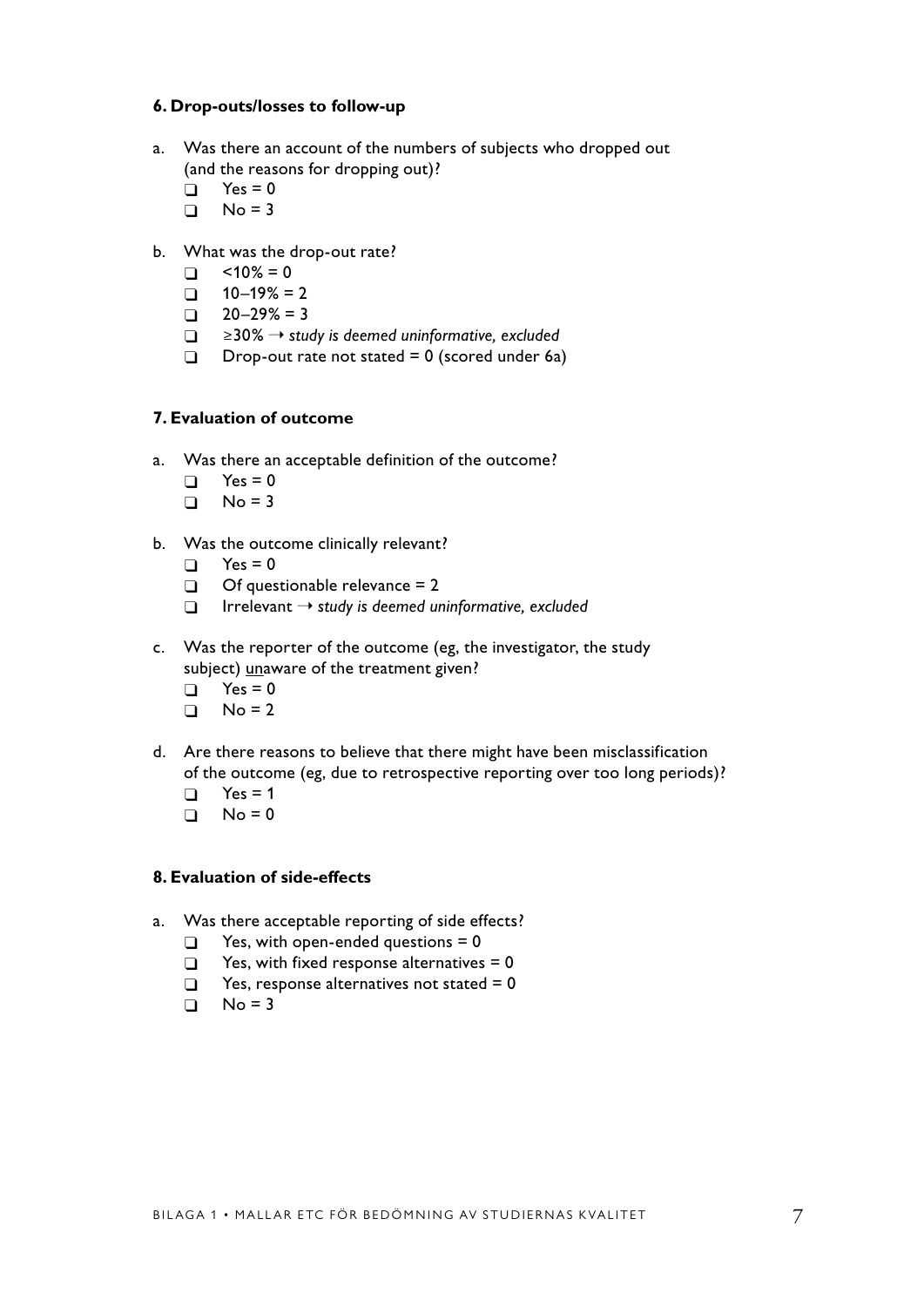### 6. Drop-outs/losses to follow-up

a. Was there an account of the numbers of subjects who dropped out (and the reasons for dropping out)?
   - ❑ Yes = 0
   - ❑ No = 3

b. What was the drop-out rate?
   - ❑ <10% = 0
   - ❑ 10–19% = 2
   - ❑ 20–29% = 3
   - ❑ ≥30% → *study is deemed uninformative, excluded*
   - ❑ Drop-out rate not stated = 0 (scored under 6a)

### 7. Evaluation of outcome

a. Was there an acceptable definition of the outcome?
   - ❑ Yes = 0
   - ❑ No = 3

b. Was the outcome clinically relevant?
   - ❑ Yes = 0
   - ❑ Of questionable relevance = 2
   - ❑ Irrelevant → *study is deemed uninformative, excluded*

c. Was the reporter of the outcome (eg, the investigator, the study subject) <u>un</u>aware of the treatment given?
   - ❑ Yes = 0
   - ❑ No = 2

d. Are there reasons to believe that there might have been misclassification of the outcome (eg, due to retrospective reporting over too long periods)?
   - ❑ Yes = 1
   - ❑ No = 0

### 8. Evaluation of side-effects

a. Was there acceptable reporting of side effects?
   - ❑ Yes, with open-ended questions = 0
   - ❑ Yes, with fixed response alternatives = 0
   - ❑ Yes, response alternatives not stated = 0
   - ❑ No = 3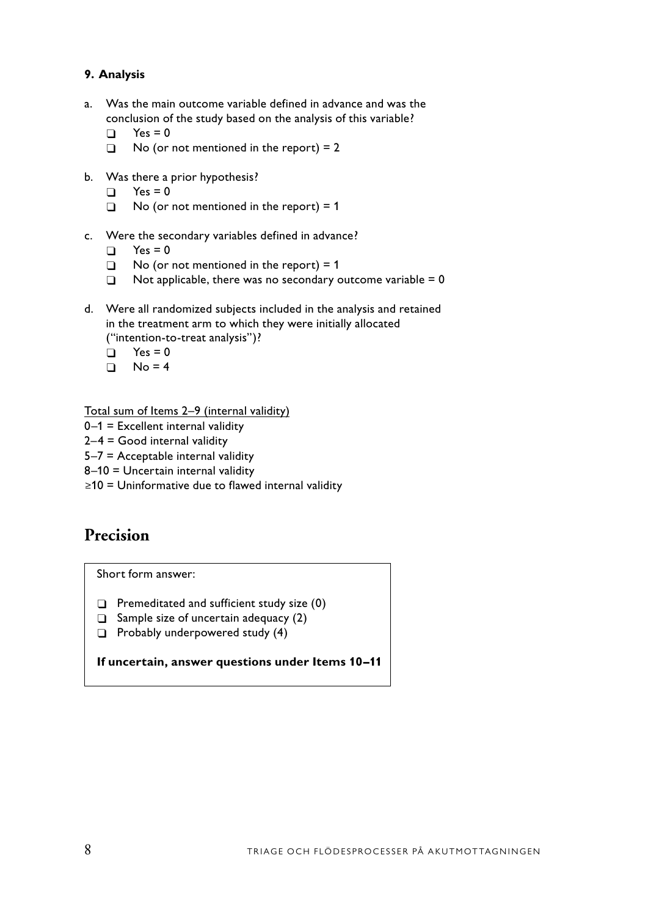**9. Analysis**

a. Was the main outcome variable defined in advance and was the conclusion of the study based on the analysis of this variable?
   - ❑ Yes = 0
   - ❑ No (or not mentioned in the report) = 2

b. Was there a prior hypothesis?
   - ❑ Yes = 0
   - ❑ No (or not mentioned in the report) = 1

c. Were the secondary variables defined in advance?
   - ❑ Yes = 0
   - ❑ No (or not mentioned in the report) = 1
   - ❑ Not applicable, there was no secondary outcome variable = 0

d. Were all randomized subjects included in the analysis and retained in the treatment arm to which they were initially allocated ("intention-to-treat analysis")?
   - ❑ Yes = 0
   - ❑ No = 4

<u>Total sum of Items 2–9 (internal validity)</u>
0–1 = Excellent internal validity
2–4 = Good internal validity
5–7 = Acceptable internal validity
8–10 = Uncertain internal validity
≥10 = Uninformative due to flawed internal validity

# Precision

Short form answer:

- ❑ Premeditated and sufficient study size (0)
- ❑ Sample size of uncertain adequacy (2)
- ❑ Probably underpowered study (4)

**If uncertain, answer questions under Items 10–11**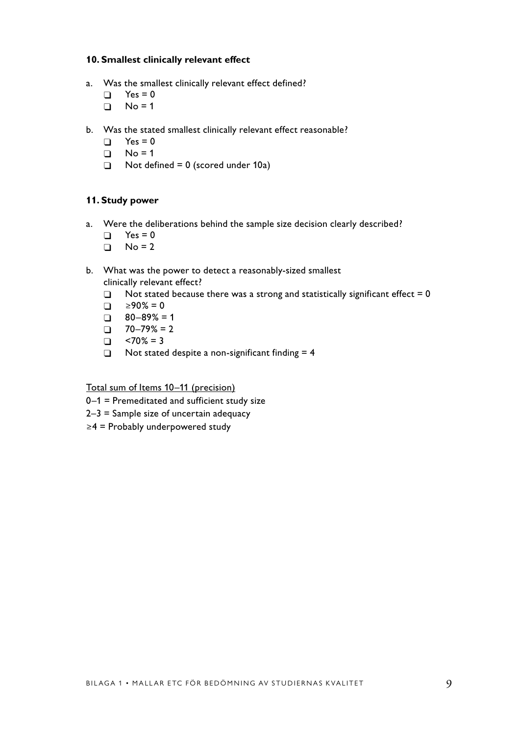### 10. Smallest clinically relevant effect

a. Was the smallest clinically relevant effect defined?
   - ❑ Yes = 0
   - ❑ No = 1

b. Was the stated smallest clinically relevant effect reasonable?
   - ❑ Yes = 0
   - ❑ No = 1
   - ❑ Not defined = 0 (scored under 10a)

### 11. Study power

a. Were the deliberations behind the sample size decision clearly described?
   - ❑ Yes = 0
   - ❑ No = 2

b. What was the power to detect a reasonably-sized smallest clinically relevant effect?
   - ❑ Not stated because there was a strong and statistically significant effect = 0
   - ❑ ≥90% = 0
   - ❑ 80–89% = 1
   - ❑ 70–79% = 2
   - ❑ <70% = 3
   - ❑ Not stated despite a non-significant finding = 4

<u>Total sum of Items 10–11 (precision)</u>

0–1 = Premeditated and sufficient study size

2–3 = Sample size of uncertain adequacy

≥4 = Probably underpowered study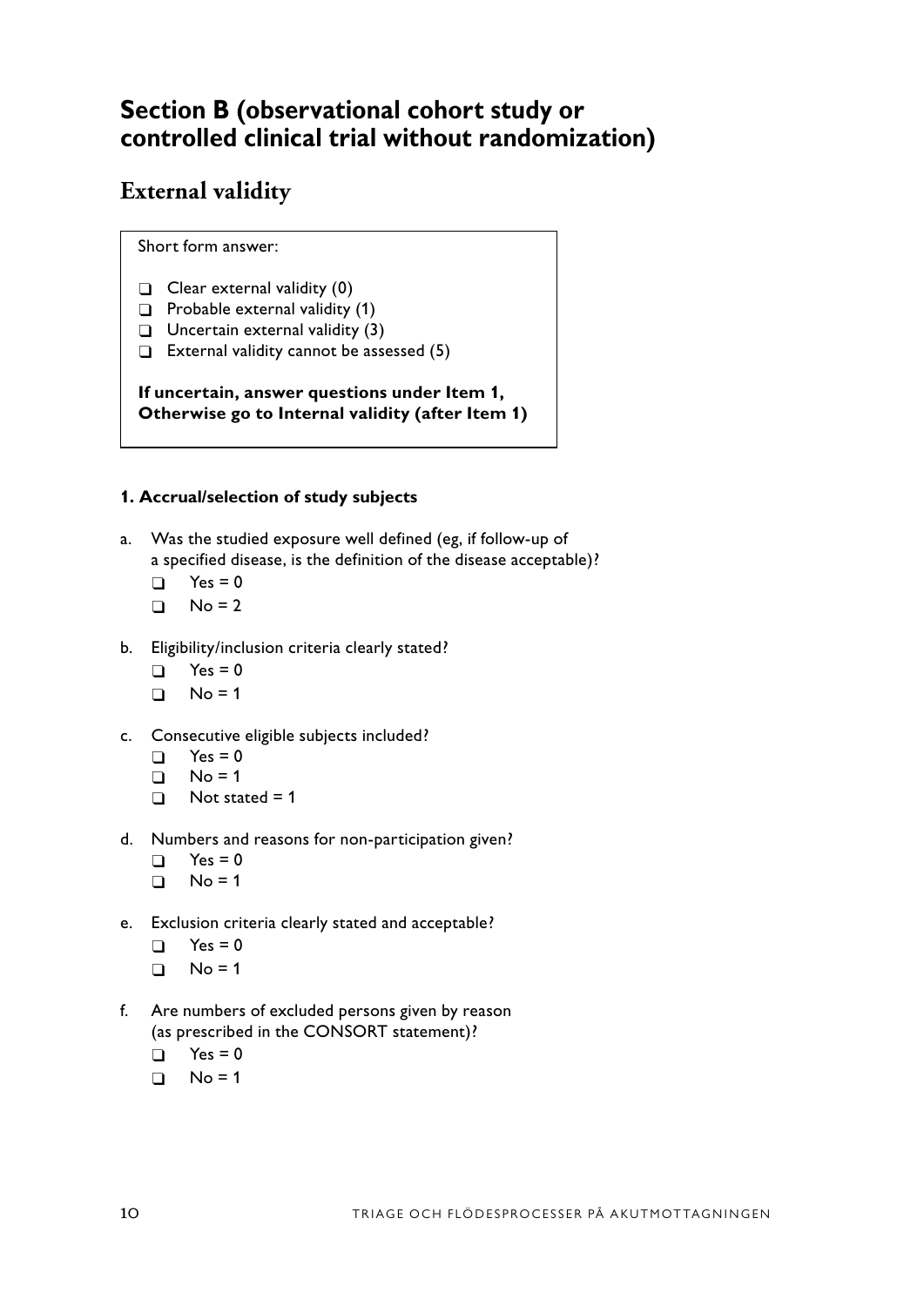## Section B (observational cohort study or controlled clinical trial without randomization)

### External validity

Short form answer:

- ❑ Clear external validity (0)
- ❑ Probable external validity (1)
- ❑ Uncertain external validity (3)
- ❑ External validity cannot be assessed (5)

**If uncertain, answer questions under Item 1, Otherwise go to Internal validity (after Item 1)**

#### 1. Accrual/selection of study subjects

a. Was the studied exposure well defined (eg, if follow-up of a specified disease, is the definition of the disease acceptable)?
   - ❑ Yes = 0
   - ❑ No = 2

b. Eligibility/inclusion criteria clearly stated?
   - ❑ Yes = 0
   - ❑ No = 1

c. Consecutive eligible subjects included?
   - ❑ Yes = 0
   - ❑ No = 1
   - ❑ Not stated = 1

d. Numbers and reasons for non-participation given?
   - ❑ Yes = 0
   - ❑ No = 1

e. Exclusion criteria clearly stated and acceptable?
   - ❑ Yes = 0
   - ❑ No = 1

f. Are numbers of excluded persons given by reason (as prescribed in the CONSORT statement)?
   - ❑ Yes = 0
   - ❑ No = 1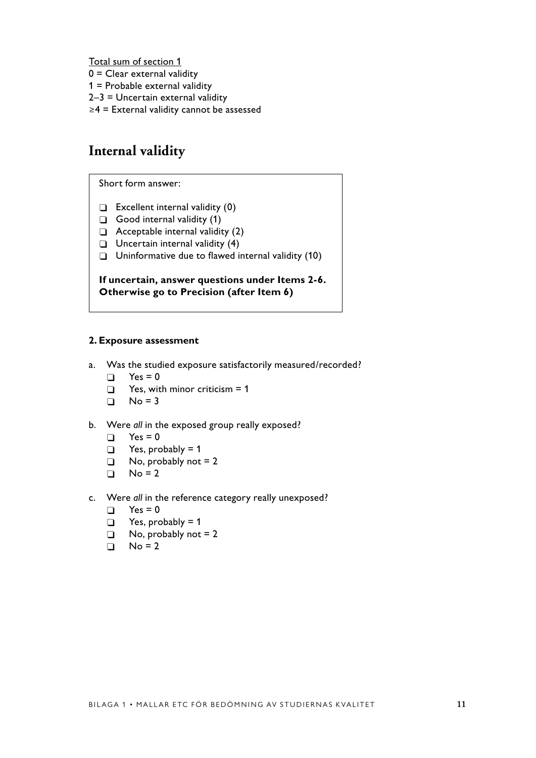Total sum of section 1

0 = Clear external validity
1 = Probable external validity
2–3 = Uncertain external validity
≥4 = External validity cannot be assessed

# Internal validity

Short form answer:

- ❑ Excellent internal validity (0)
- ❑ Good internal validity (1)
- ❑ Acceptable internal validity (2)
- ❑ Uncertain internal validity (4)
- ❑ Uninformative due to flawed internal validity (10)

**If uncertain, answer questions under Items 2-6. Otherwise go to Precision (after Item 6)**

**2. Exposure assessment**

a. Was the studied exposure satisfactorily measured/recorded?
   - ❑ Yes = 0
   - ❑ Yes, with minor criticism = 1
   - ❑ No = 3

b. Were *all* in the exposed group really exposed?
   - ❑ Yes = 0
   - ❑ Yes, probably = 1
   - ❑ No, probably not = 2
   - ❑ No = 2

c. Were *all* in the reference category really unexposed?
   - ❑ Yes = 0
   - ❑ Yes, probably = 1
   - ❑ No, probably not = 2
   - ❑ No = 2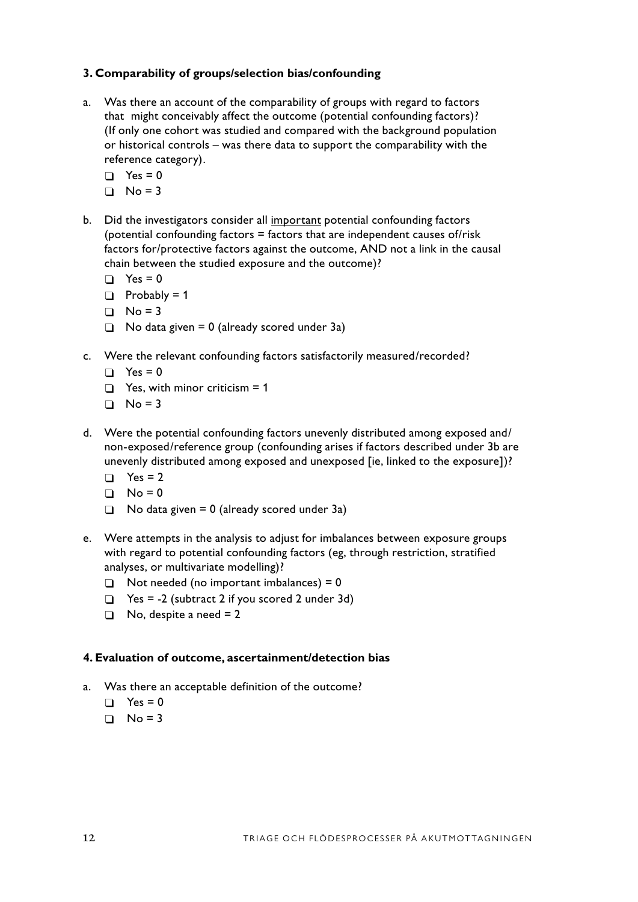### 3. Comparability of groups/selection bias/confounding

a. Was there an account of the comparability of groups with regard to factors that might conceivably affect the outcome (potential confounding factors)? (If only one cohort was studied and compared with the background population or historical controls – was there data to support the comparability with the reference category).

- ❑ Yes = 0
- ❑ No = 3

b. Did the investigators consider all <u>important</u> potential confounding factors (potential confounding factors = factors that are independent causes of/risk factors for/protective factors against the outcome, AND not a link in the causal chain between the studied exposure and the outcome)?

- ❑ Yes = 0
- ❑ Probably = 1
- ❑ No = 3
- ❑ No data given = 0 (already scored under 3a)

c. Were the relevant confounding factors satisfactorily measured/recorded?

- ❑ Yes = 0
- ❑ Yes, with minor criticism = 1
- ❑ No = 3

d. Were the potential confounding factors unevenly distributed among exposed and/non-exposed/reference group (confounding arises if factors described under 3b are unevenly distributed among exposed and unexposed [ie, linked to the exposure])?

- ❑ Yes = 2
- ❑ No = 0
- ❑ No data given = 0 (already scored under 3a)

e. Were attempts in the analysis to adjust for imbalances between exposure groups with regard to potential confounding factors (eg, through restriction, stratified analyses, or multivariate modelling)?

- ❑ Not needed (no important imbalances) = 0
- ❑ Yes = -2 (subtract 2 if you scored 2 under 3d)
- ❑ No, despite a need = 2

### 4. Evaluation of outcome, ascertainment/detection bias

a. Was there an acceptable definition of the outcome?

- ❑ Yes = 0
- ❑ No = 3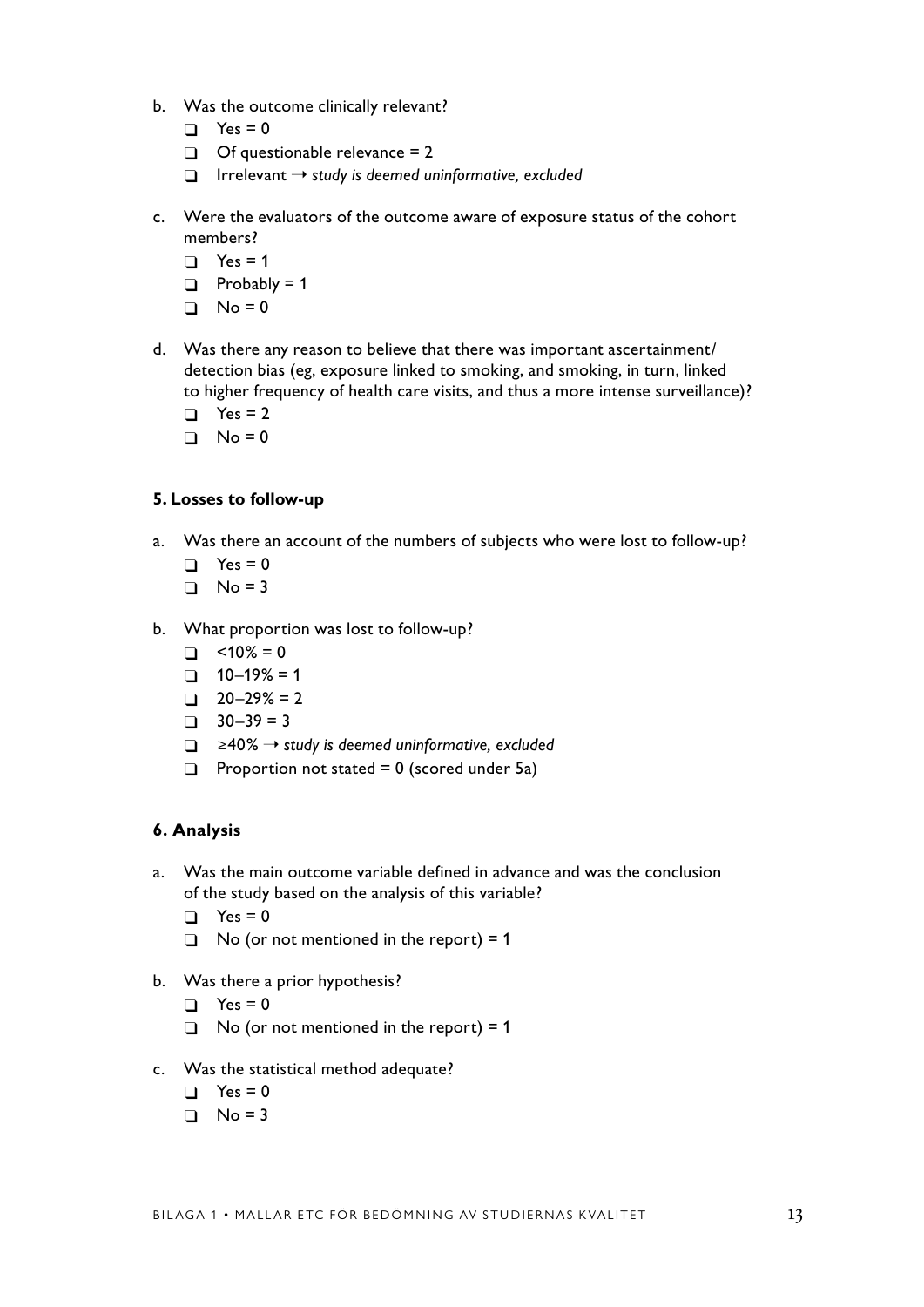b. Was the outcome clinically relevant?
   - ❑ Yes = 0
   - ❑ Of questionable relevance = 2
   - ❑ Irrelevant → *study is deemed uninformative, excluded*

c. Were the evaluators of the outcome aware of exposure status of the cohort members?
   - ❑ Yes = 1
   - ❑ Probably = 1
   - ❑ No = 0

d. Was there any reason to believe that there was important ascertainment/detection bias (eg, exposure linked to smoking, and smoking, in turn, linked to higher frequency of health care visits, and thus a more intense surveillance)?
   - ❑ Yes = 2
   - ❑ No = 0

**5. Losses to follow-up**

a. Was there an account of the numbers of subjects who were lost to follow-up?
   - ❑ Yes = 0
   - ❑ No = 3

b. What proportion was lost to follow-up?
   - ❑ <10% = 0
   - ❑ 10–19% = 1
   - ❑ 20–29% = 2
   - ❑ 30–39 = 3
   - ❑ ≥40% → *study is deemed uninformative, excluded*
   - ❑ Proportion not stated = 0 (scored under 5a)

**6. Analysis**

a. Was the main outcome variable defined in advance and was the conclusion of the study based on the analysis of this variable?
   - ❑ Yes = 0
   - ❑ No (or not mentioned in the report) = 1

b. Was there a prior hypothesis?
   - ❑ Yes = 0
   - ❑ No (or not mentioned in the report) = 1

c. Was the statistical method adequate?
   - ❑ Yes = 0
   - ❑ No = 3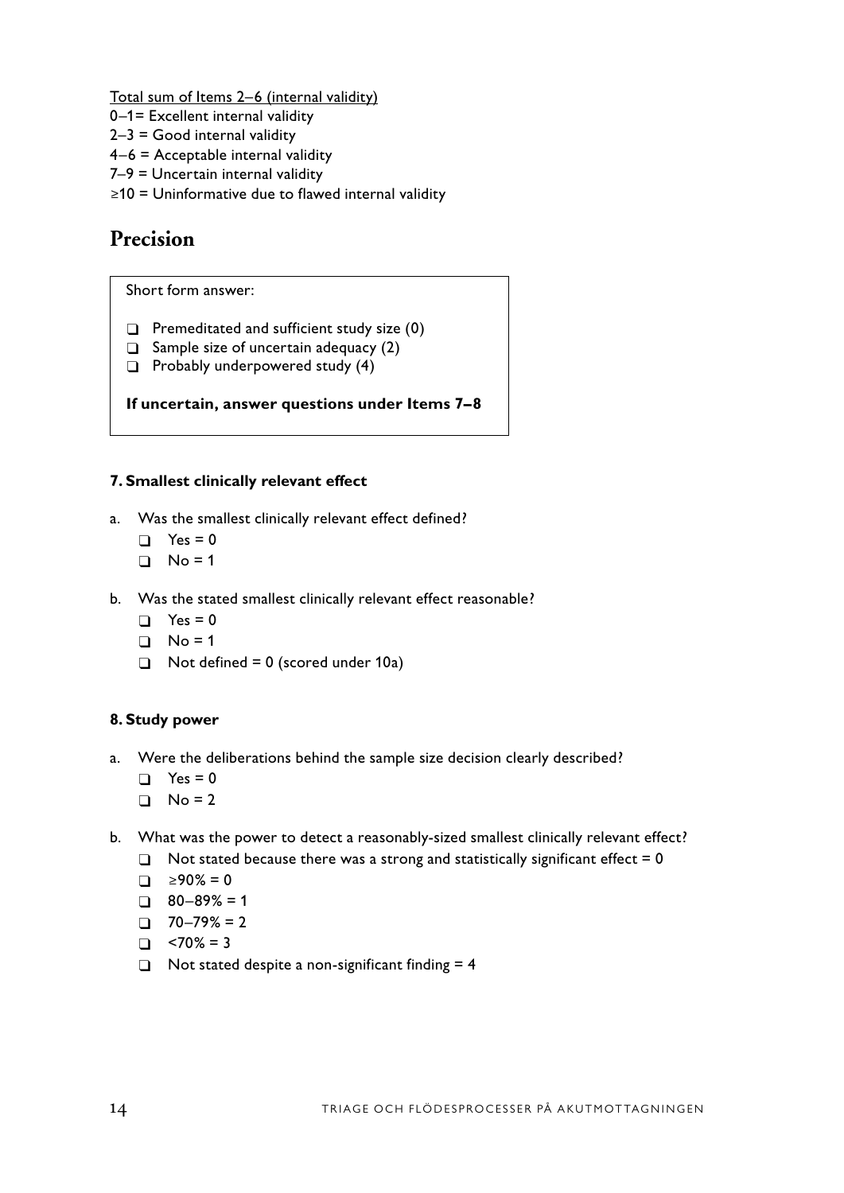Total sum of Items 2–6 (internal validity)

0–1= Excellent internal validity
2–3 = Good internal validity
4–6 = Acceptable internal validity
7–9 = Uncertain internal validity
≥10 = Uninformative due to flawed internal validity

## Precision

Short form answer:

- ❑ Premeditated and sufficient study size (0)
- ❑ Sample size of uncertain adequacy (2)
- ❑ Probably underpowered study (4)

**If uncertain, answer questions under Items 7–8**

### 7. Smallest clinically relevant effect

a. Was the smallest clinically relevant effect defined?
   - ❑ Yes = 0
   - ❑ No = 1

b. Was the stated smallest clinically relevant effect reasonable?
   - ❑ Yes = 0
   - ❑ No = 1
   - ❑ Not defined = 0 (scored under 10a)

### 8. Study power

a. Were the deliberations behind the sample size decision clearly described?
   - ❑ Yes = 0
   - ❑ No = 2

b. What was the power to detect a reasonably-sized smallest clinically relevant effect?
   - ❑ Not stated because there was a strong and statistically significant effect = 0
   - ❑ ≥90% = 0
   - ❑ 80–89% = 1
   - ❑ 70–79% = 2
   - ❑ <70% = 3
   - ❑ Not stated despite a non-significant finding = 4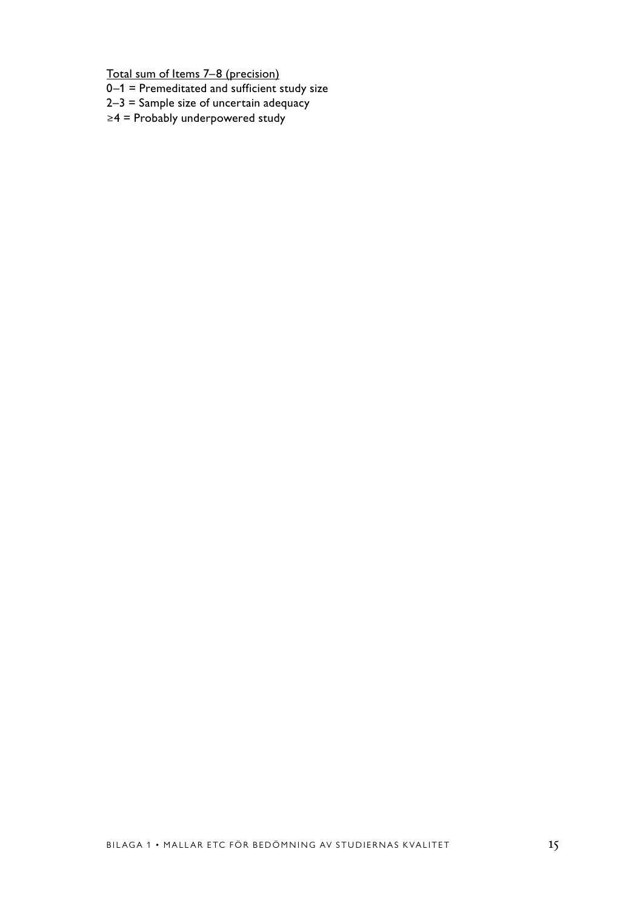<u>Total sum of Items 7–8 (precision)</u>

0–1 = Premeditated and sufficient study size
2–3 = Sample size of uncertain adequacy
≥4 = Probably underpowered study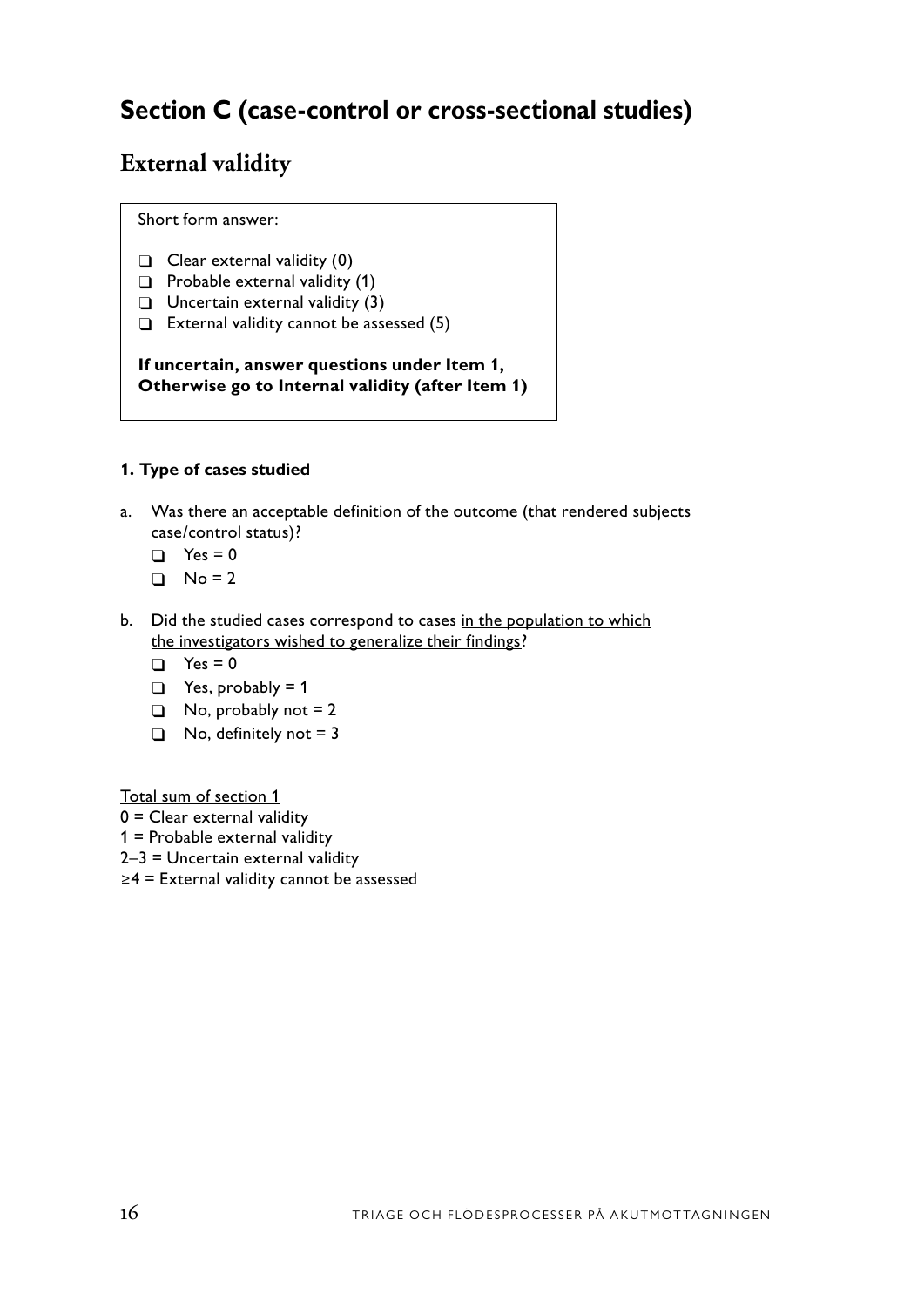# Section C (case-control or cross-sectional studies)

## External validity

Short form answer:

- ❑ Clear external validity (0)
- ❑ Probable external validity (1)
- ❑ Uncertain external validity (3)
- ❑ External validity cannot be assessed (5)

**If uncertain, answer questions under Item 1, Otherwise go to Internal validity (after Item 1)**

**1. Type of cases studied**

a. Was there an acceptable definition of the outcome (that rendered subjects case/control status)?

- ❑ Yes = 0
- ❑ No = 2

b. Did the studied cases correspond to cases <u>in the population to which the investigators wished to generalize their findings</u>?

- ❑ Yes = 0
- ❑ Yes, probably = 1
- ❑ No, probably not = 2
- ❑ No, definitely not = 3

<u>Total sum of section 1</u>
0 = Clear external validity
1 = Probable external validity
2–3 = Uncertain external validity
≥4 = External validity cannot be assessed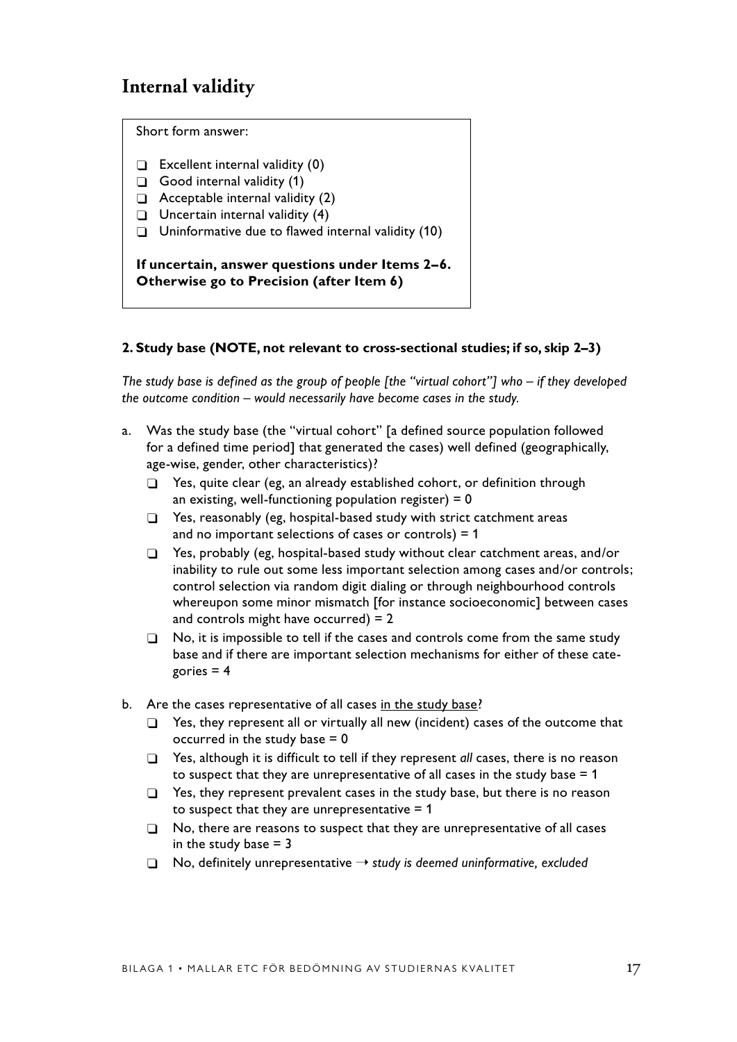## Internal validity

Short form answer:

- ❑ Excellent internal validity (0)
- ❑ Good internal validity (1)
- ❑ Acceptable internal validity (2)
- ❑ Uncertain internal validity (4)
- ❑ Uninformative due to flawed internal validity (10)

**If uncertain, answer questions under Items 2–6. Otherwise go to Precision (after Item 6)**

**2. Study base (NOTE, not relevant to cross-sectional studies; if so, skip 2–3)**

*The study base is defined as the group of people [the "virtual cohort"] who – if they developed the outcome condition – would necessarily have become cases in the study.*

a. Was the study base (the "virtual cohort" [a defined source population followed for a defined time period] that generated the cases) well defined (geographically, age-wise, gender, other characteristics)?

- ❑ Yes, quite clear (eg, an already established cohort, or definition through an existing, well-functioning population register) = 0
- ❑ Yes, reasonably (eg, hospital-based study with strict catchment areas and no important selections of cases or controls) = 1
- ❑ Yes, probably (eg, hospital-based study without clear catchment areas, and/or inability to rule out some less important selection among cases and/or controls; control selection via random digit dialing or through neighbourhood controls whereupon some minor mismatch [for instance socioeconomic] between cases and controls might have occurred) = 2
- ❑ No, it is impossible to tell if the cases and controls come from the same study base and if there are important selection mechanisms for either of these categories = 4

b. Are the cases representative of all cases <u>in the study base</u>?

- ❑ Yes, they represent all or virtually all new (incident) cases of the outcome that occurred in the study base = 0
- ❑ Yes, although it is difficult to tell if they represent *all* cases, there is no reason to suspect that they are unrepresentative of all cases in the study base = 1
- ❑ Yes, they represent prevalent cases in the study base, but there is no reason to suspect that they are unrepresentative = 1
- ❑ No, there are reasons to suspect that they are unrepresentative of all cases in the study base = 3
- ❑ No, definitely unrepresentative → *study is deemed uninformative, excluded*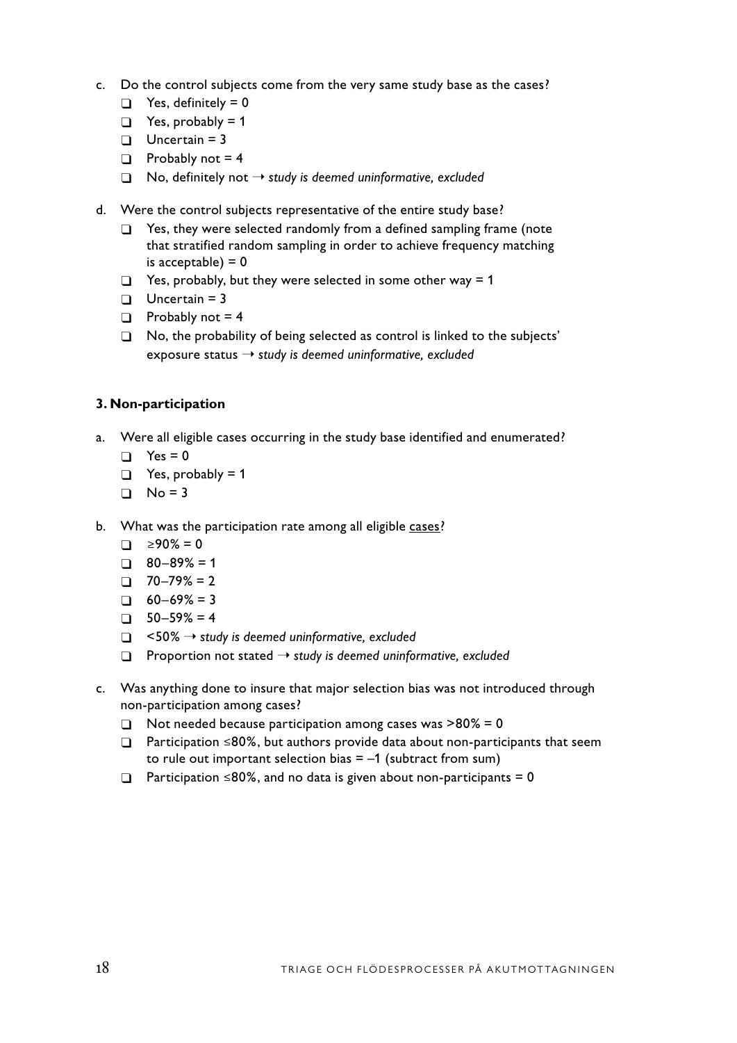c. Do the control subjects come from the very same study base as the cases?
   - ❑ Yes, definitely = 0
   - ❑ Yes, probably = 1
   - ❑ Uncertain = 3
   - ❑ Probably not = 4
   - ❑ No, definitely not → *study is deemed uninformative, excluded*

d. Were the control subjects representative of the entire study base?
   - ❑ Yes, they were selected randomly from a defined sampling frame (note that stratified random sampling in order to achieve frequency matching is acceptable) = 0
   - ❑ Yes, probably, but they were selected in some other way = 1
   - ❑ Uncertain = 3
   - ❑ Probably not = 4
   - ❑ No, the probability of being selected as control is linked to the subjects' exposure status → *study is deemed uninformative, excluded*

**3. Non-participation**

a. Were all eligible cases occurring in the study base identified and enumerated?
   - ❑ Yes = 0
   - ❑ Yes, probably = 1
   - ❑ No = 3

b. What was the participation rate among all eligible <u>cases</u>?
   - ❑ ≥90% = 0
   - ❑ 80–89% = 1
   - ❑ 70–79% = 2
   - ❑ 60–69% = 3
   - ❑ 50–59% = 4
   - ❑ <50% → *study is deemed uninformative, excluded*
   - ❑ Proportion not stated → *study is deemed uninformative, excluded*

c. Was anything done to insure that major selection bias was not introduced through non-participation among cases?
   - ❑ Not needed because participation among cases was >80% = 0
   - ❑ Participation ≤80%, but authors provide data about non-participants that seem to rule out important selection bias = –1 (subtract from sum)
   - ❑ Participation ≤80%, and no data is given about non-participants = 0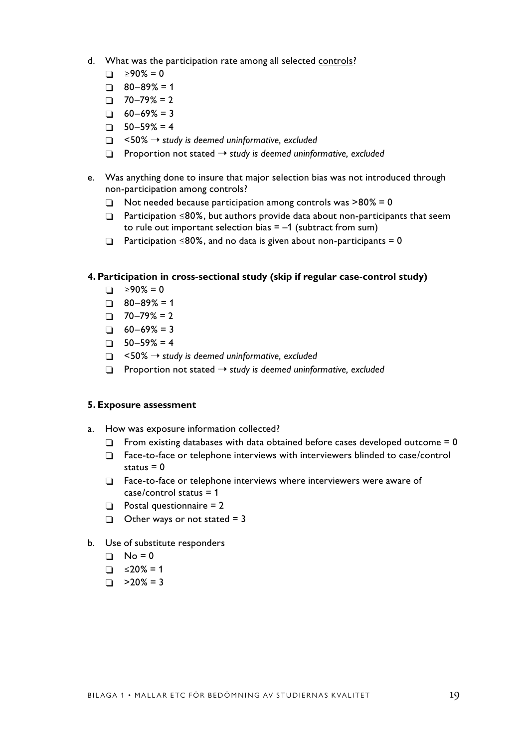d. What was the participation rate among all selected <u>controls</u>?

- ❑ ≥90% = 0
- ❑ 80–89% = 1
- ❑ 70–79% = 2
- ❑ 60–69% = 3
- ❑ 50–59% = 4
- ❑ <50% → *study is deemed uninformative, excluded*
- ❑ Proportion not stated → *study is deemed uninformative, excluded*

e. Was anything done to insure that major selection bias was not introduced through non-participation among controls?

- ❑ Not needed because participation among controls was >80% = 0
- ❑ Participation ≤80%, but authors provide data about non-participants that seem to rule out important selection bias = –1 (subtract from sum)
- ❑ Participation ≤80%, and no data is given about non-participants = 0

**4. Participation in <u>cross-sectional study</u> (skip if regular case-control study)**

- ❑ ≥90% = 0
- ❑ 80–89% = 1
- ❑ 70–79% = 2
- ❑ 60–69% = 3
- ❑ 50–59% = 4
- ❑ <50% → *study is deemed uninformative, excluded*
- ❑ Proportion not stated → *study is deemed uninformative, excluded*

**5. Exposure assessment**

a. How was exposure information collected?

- ❑ From existing databases with data obtained before cases developed outcome = 0
- ❑ Face-to-face or telephone interviews with interviewers blinded to case/control status = 0
- ❑ Face-to-face or telephone interviews where interviewers were aware of case/control status = 1
- ❑ Postal questionnaire = 2
- ❑ Other ways or not stated = 3

b. Use of substitute responders

- ❑ No = 0
- ❑ ≤20% = 1
- ❑ >20% = 3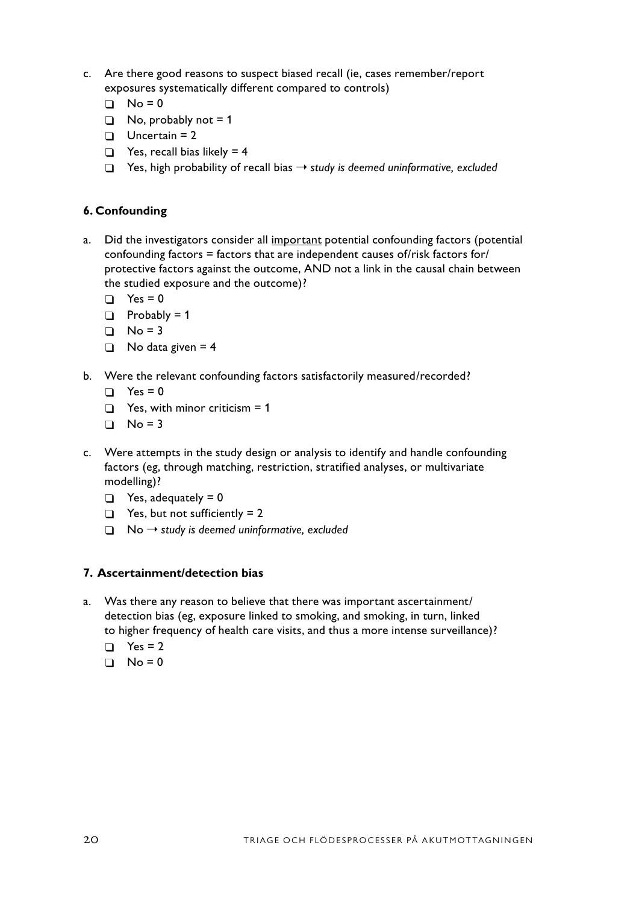c. Are there good reasons to suspect biased recall (ie, cases remember/report exposures systematically different compared to controls)
   - ❑ No = 0
   - ❑ No, probably not = 1
   - ❑ Uncertain = 2
   - ❑ Yes, recall bias likely = 4
   - ❑ Yes, high probability of recall bias → *study is deemed uninformative, excluded*

### 6. Confounding

a. Did the investigators consider all <u>important</u> potential confounding factors (potential confounding factors = factors that are independent causes of/risk factors for/ protective factors against the outcome, AND not a link in the causal chain between the studied exposure and the outcome)?
   - ❑ Yes = 0
   - ❑ Probably = 1
   - ❑ No = 3
   - ❑ No data given = 4

b. Were the relevant confounding factors satisfactorily measured/recorded?
   - ❑ Yes = 0
   - ❑ Yes, with minor criticism = 1
   - ❑ No = 3

c. Were attempts in the study design or analysis to identify and handle confounding factors (eg, through matching, restriction, stratified analyses, or multivariate modelling)?
   - ❑ Yes, adequately = 0
   - ❑ Yes, but not sufficiently = 2
   - ❑ No → *study is deemed uninformative, excluded*

### 7. Ascertainment/detection bias

a. Was there any reason to believe that there was important ascertainment/ detection bias (eg, exposure linked to smoking, and smoking, in turn, linked to higher frequency of health care visits, and thus a more intense surveillance)?
   - ❑ Yes = 2
   - ❑ No = 0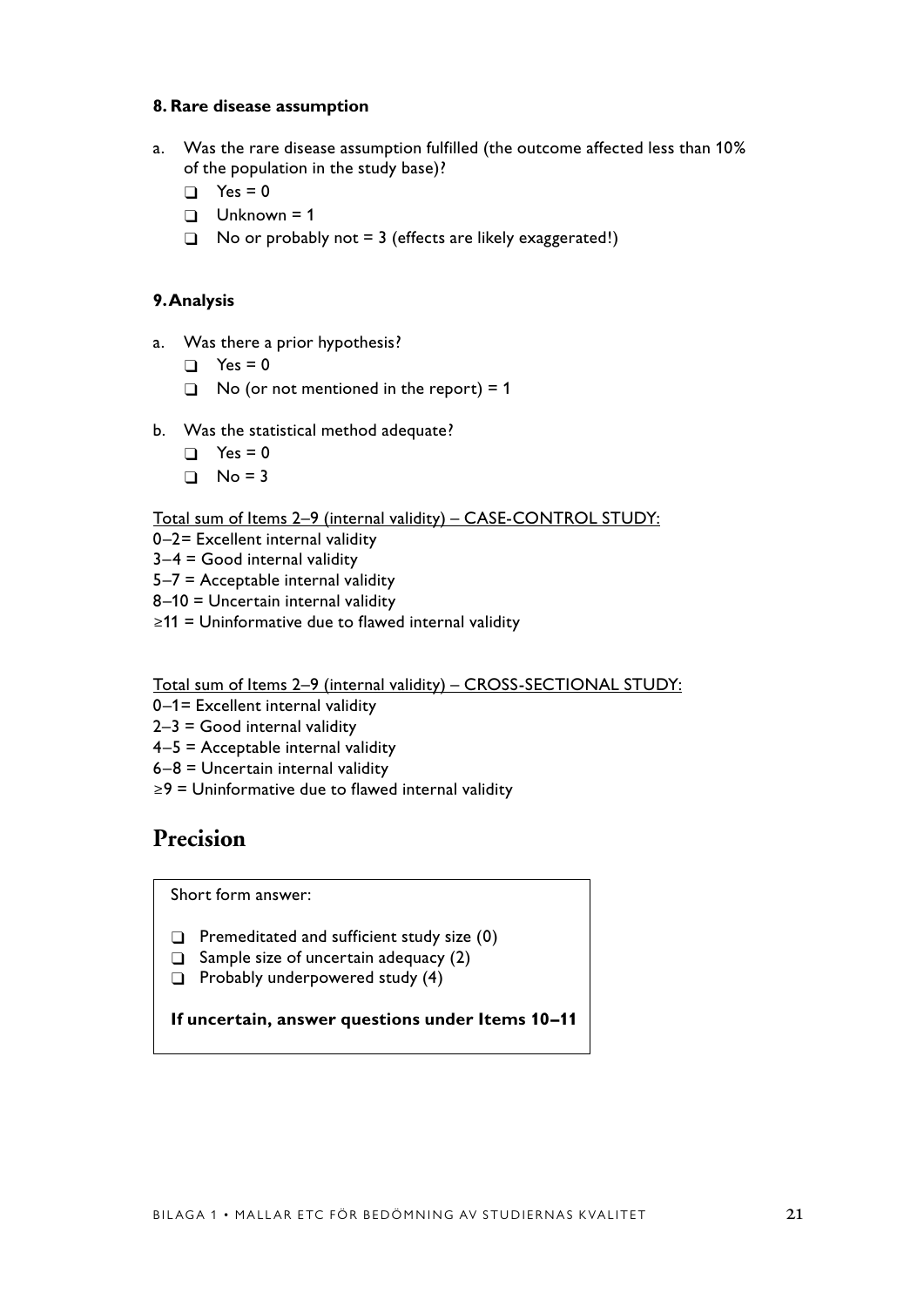### 8. Rare disease assumption

a. Was the rare disease assumption fulfilled (the outcome affected less than 10% of the population in the study base)?
   - ❑ Yes = 0
   - ❑ Unknown = 1
   - ❑ No or probably not = 3 (effects are likely exaggerated!)

### 9. Analysis

a. Was there a prior hypothesis?
   - ❑ Yes = 0
   - ❑ No (or not mentioned in the report) = 1

b. Was the statistical method adequate?
   - ❑ Yes = 0
   - ❑ No = 3

Total sum of Items 2–9 (internal validity) – CASE-CONTROL STUDY:
0–2= Excellent internal validity
3–4 = Good internal validity
5–7 = Acceptable internal validity
8–10 = Uncertain internal validity
≥11 = Uninformative due to flawed internal validity

Total sum of Items 2–9 (internal validity) – CROSS-SECTIONAL STUDY:
0–1= Excellent internal validity
2–3 = Good internal validity
4–5 = Acceptable internal validity
6–8 = Uncertain internal validity
≥9 = Uninformative due to flawed internal validity

## Precision

Short form answer:

- ❑ Premeditated and sufficient study size (0)
- ❑ Sample size of uncertain adequacy (2)
- ❑ Probably underpowered study (4)

**If uncertain, answer questions under Items 10–11**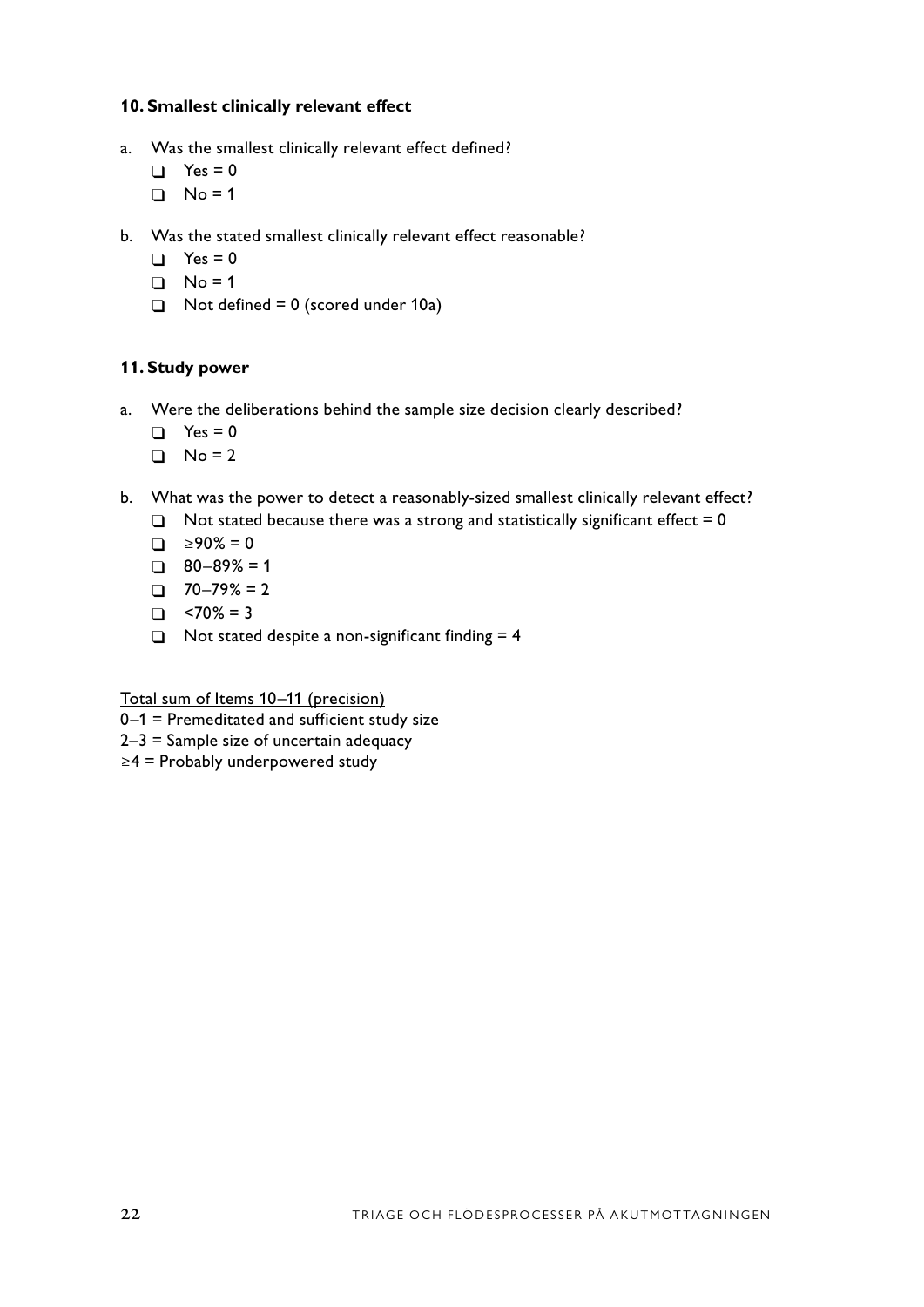### 10. Smallest clinically relevant effect

a. Was the smallest clinically relevant effect defined?
   - ❑ Yes = 0
   - ❑ No = 1

b. Was the stated smallest clinically relevant effect reasonable?
   - ❑ Yes = 0
   - ❑ No = 1
   - ❑ Not defined = 0 (scored under 10a)

### 11. Study power

a. Were the deliberations behind the sample size decision clearly described?
   - ❑ Yes = 0
   - ❑ No = 2

b. What was the power to detect a reasonably-sized smallest clinically relevant effect?
   - ❑ Not stated because there was a strong and statistically significant effect = 0
   - ❑ ≥90% = 0
   - ❑ 80–89% = 1
   - ❑ 70–79% = 2
   - ❑ <70% = 3
   - ❑ Not stated despite a non-significant finding = 4

<u>Total sum of Items 10–11 (precision)</u>
0–1 = Premeditated and sufficient study size
2–3 = Sample size of uncertain adequacy
≥4 = Probably underpowered study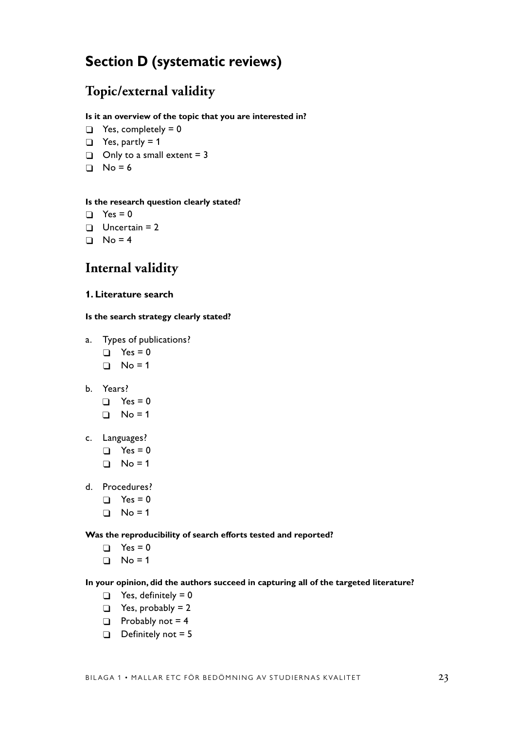# Section D (systematic reviews)

## Topic/external validity

**Is it an overview of the topic that you are interested in?**

- ❑ Yes, completely = 0
- ❑ Yes, partly = 1
- ❑ Only to a small extent = 3
- ❑ No = 6

**Is the research question clearly stated?**

- ❑ Yes = 0
- ❑ Uncertain = 2
- ❑ No = 4

## Internal validity

### 1. Literature search

**Is the search strategy clearly stated?**

a. Types of publications?
   - ❑ Yes = 0
   - ❑ No = 1

b. Years?
   - ❑ Yes = 0
   - ❑ No = 1

c. Languages?
   - ❑ Yes = 0
   - ❑ No = 1

d. Procedures?
   - ❑ Yes = 0
   - ❑ No = 1

**Was the reproducibility of search efforts tested and reported?**

- ❑ Yes = 0
- ❑ No = 1

**In your opinion, did the authors succeed in capturing all of the targeted literature?**

- ❑ Yes, definitely = 0
- ❑ Yes, probably = 2
- ❑ Probably not = 4
- ❑ Definitely not = 5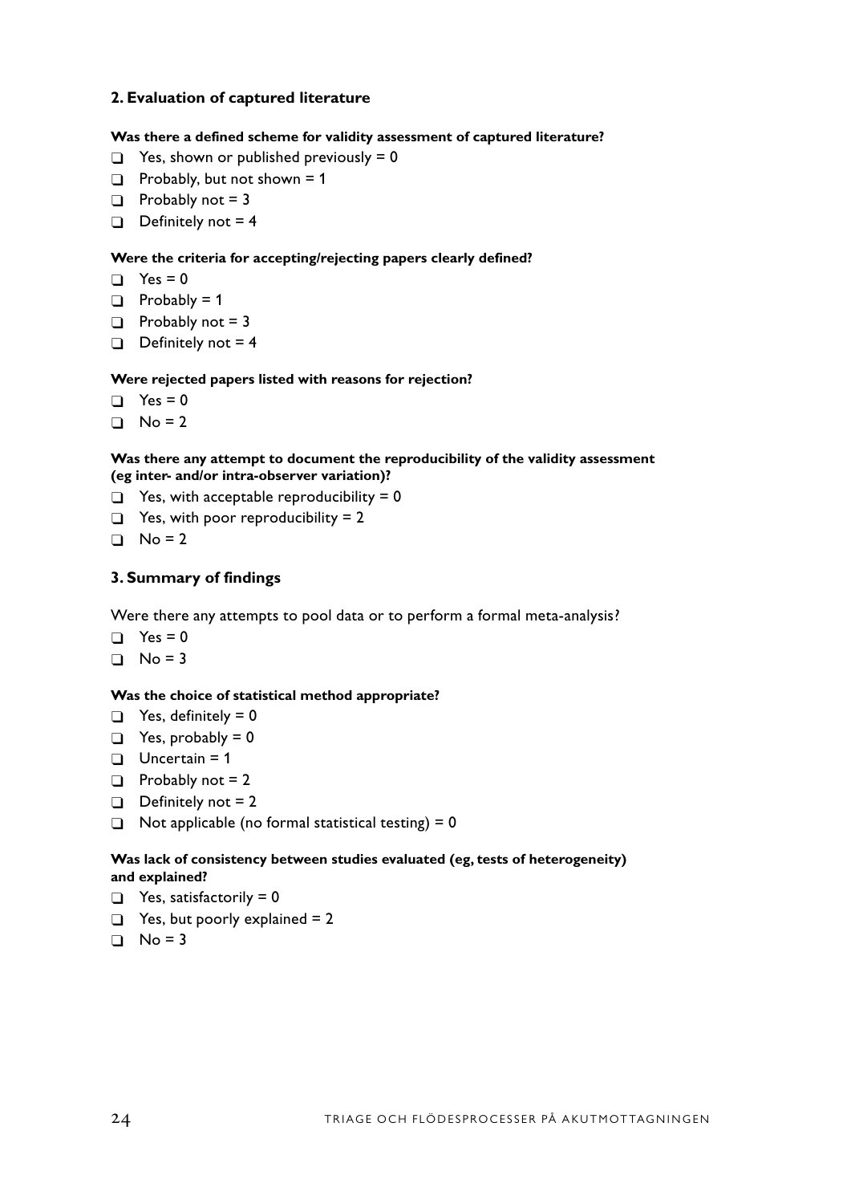## 2. Evaluation of captured literature

**Was there a defined scheme for validity assessment of captured literature?**

- ❑ Yes, shown or published previously = 0
- ❑ Probably, but not shown = 1
- ❑ Probably not = 3
- ❑ Definitely not = 4

**Were the criteria for accepting/rejecting papers clearly defined?**

- ❑ Yes = 0
- ❑ Probably = 1
- ❑ Probably not = 3
- ❑ Definitely not = 4

**Were rejected papers listed with reasons for rejection?**

- ❑ Yes = 0
- ❑ No = 2

**Was there any attempt to document the reproducibility of the validity assessment (eg inter- and/or intra-observer variation)?**

- ❑ Yes, with acceptable reproducibility = 0
- ❑ Yes, with poor reproducibility = 2
- ❑ No = 2

## 3. Summary of findings

Were there any attempts to pool data or to perform a formal meta-analysis?

- ❑ Yes = 0
- ❑ No = 3

**Was the choice of statistical method appropriate?**

- ❑ Yes, definitely = 0
- ❑ Yes, probably = 0
- ❑ Uncertain = 1
- ❑ Probably not = 2
- ❑ Definitely not = 2
- ❑ Not applicable (no formal statistical testing) = 0

**Was lack of consistency between studies evaluated (eg, tests of heterogeneity) and explained?**

- ❑ Yes, satisfactorily = 0
- ❑ Yes, but poorly explained = 2
- ❑ No = 3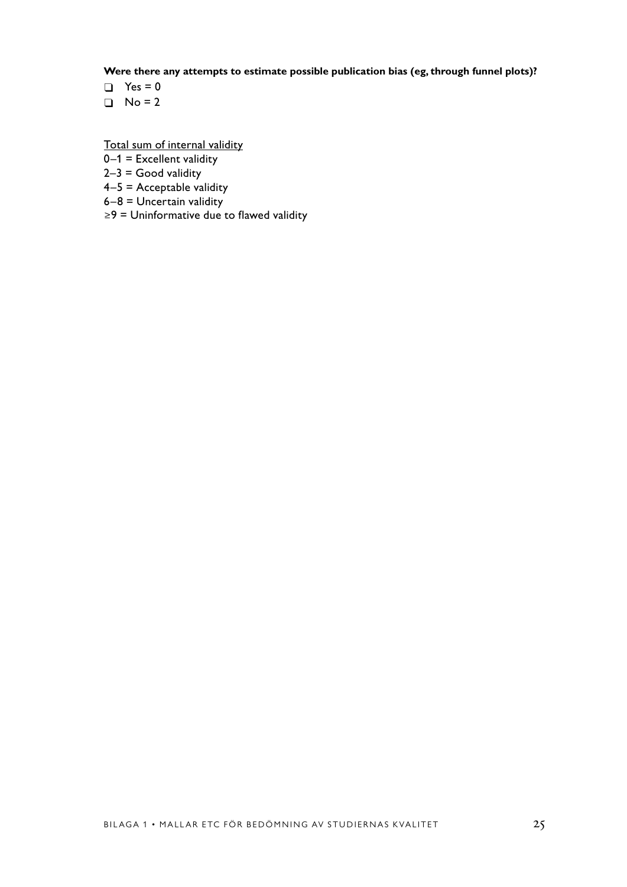**Were there any attempts to estimate possible publication bias (eg, through funnel plots)?**

- ❑ Yes = 0
- ❑ No = 2

<u>Total sum of internal validity</u>

0–1 = Excellent validity
2–3 = Good validity
4–5 = Acceptable validity
6–8 = Uncertain validity
≥9 = Uninformative due to flawed validity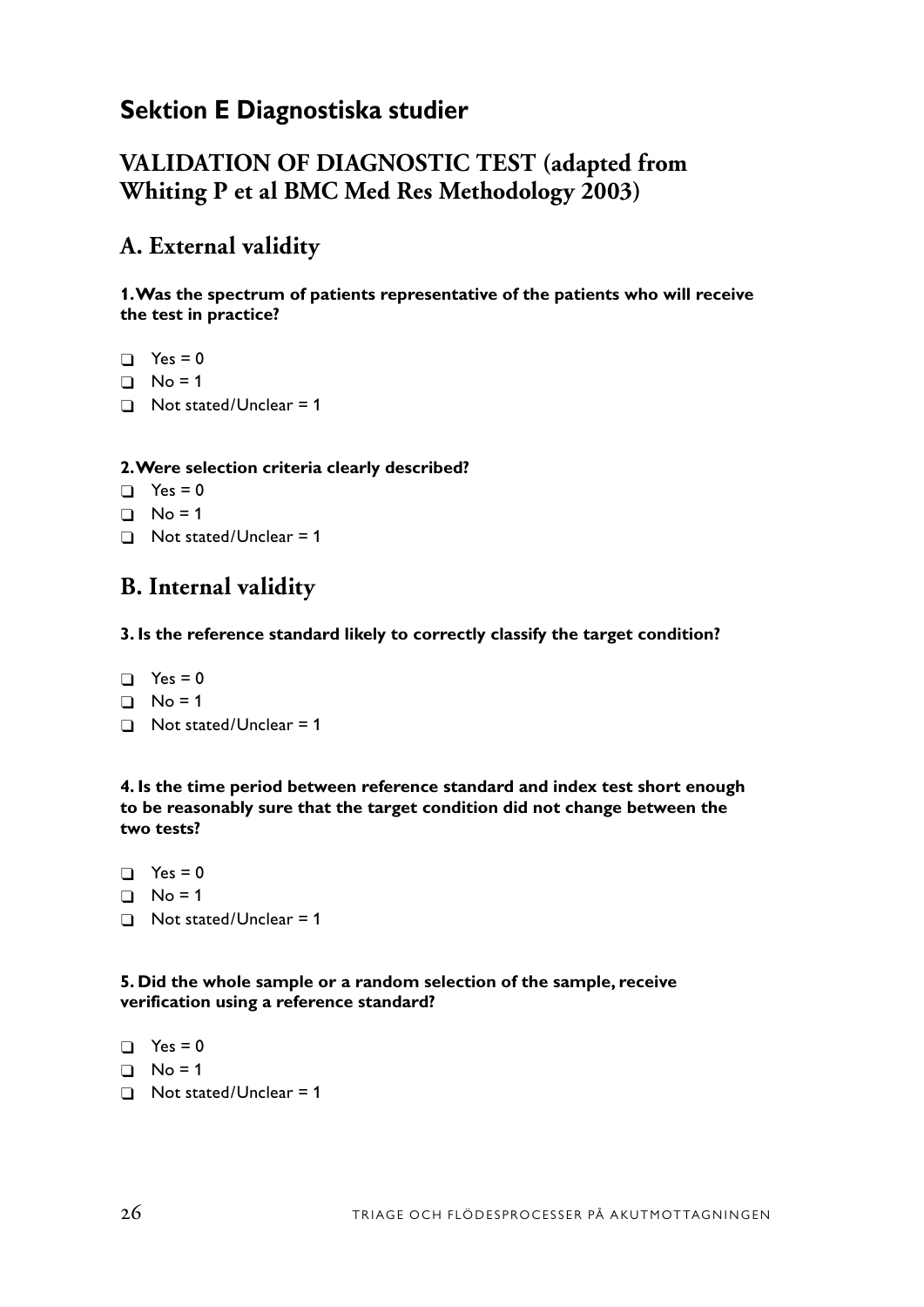# Sektion E Diagnostiska studier

## VALIDATION OF DIAGNOSTIC TEST (adapted from Whiting P et al BMC Med Res Methodology 2003)

### A. External validity

**1. Was the spectrum of patients representative of the patients who will receive the test in practice?**

- ❑ Yes = 0
- ❑ No = 1
- ❑ Not stated/Unclear = 1

**2. Were selection criteria clearly described?**

- ❑ Yes = 0
- ❑ No = 1
- ❑ Not stated/Unclear = 1

### B. Internal validity

**3. Is the reference standard likely to correctly classify the target condition?**

- ❑ Yes = 0
- ❑ No = 1
- ❑ Not stated/Unclear = 1

**4. Is the time period between reference standard and index test short enough to be reasonably sure that the target condition did not change between the two tests?**

- ❑ Yes = 0
- ❑ No = 1
- ❑ Not stated/Unclear = 1

**5. Did the whole sample or a random selection of the sample, receive verification using a reference standard?**

- ❑ Yes = 0
- ❑ No = 1
- ❑ Not stated/Unclear = 1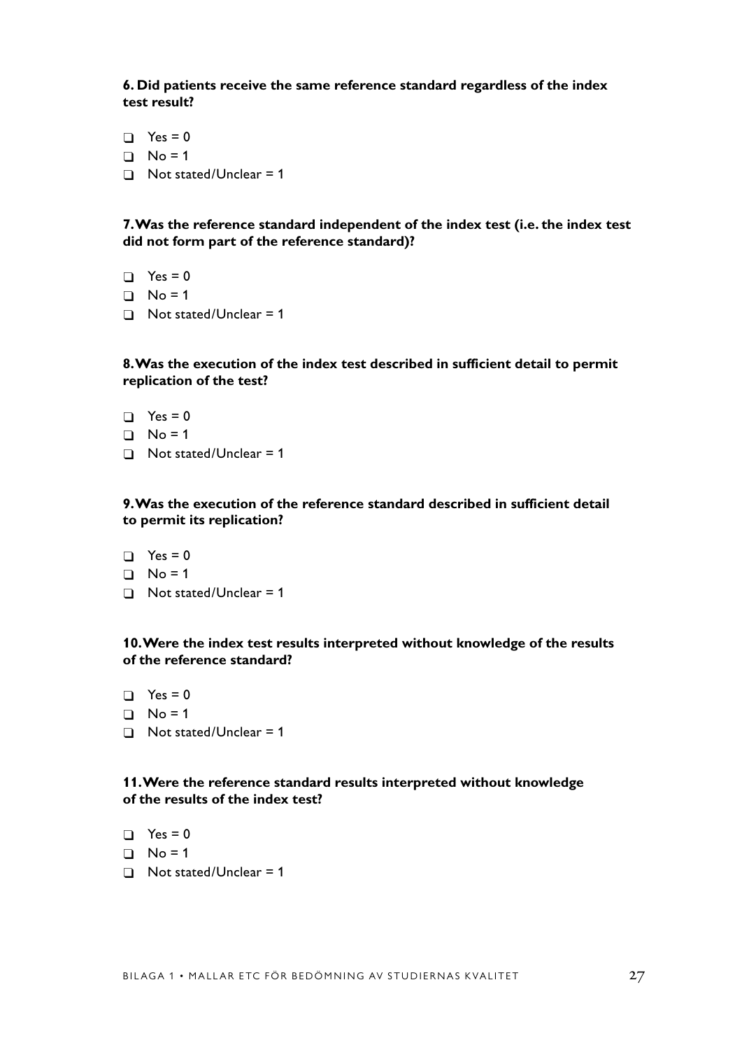**6. Did patients receive the same reference standard regardless of the index test result?**

- ❑ Yes = 0
- ❑ No = 1
- ❑ Not stated/Unclear = 1

**7. Was the reference standard independent of the index test (i.e. the index test did not form part of the reference standard)?**

- ❑ Yes = 0
- ❑ No = 1
- ❑ Not stated/Unclear = 1

**8. Was the execution of the index test described in sufficient detail to permit replication of the test?**

- ❑ Yes = 0
- ❑ No = 1
- ❑ Not stated/Unclear = 1

**9. Was the execution of the reference standard described in sufficient detail to permit its replication?**

- ❑ Yes = 0
- ❑ No = 1
- ❑ Not stated/Unclear = 1

**10. Were the index test results interpreted without knowledge of the results of the reference standard?**

- ❑ Yes = 0
- ❑ No = 1
- ❑ Not stated/Unclear = 1

**11. Were the reference standard results interpreted without knowledge of the results of the index test?**

- ❑ Yes = 0
- ❑ No = 1
- ❑ Not stated/Unclear = 1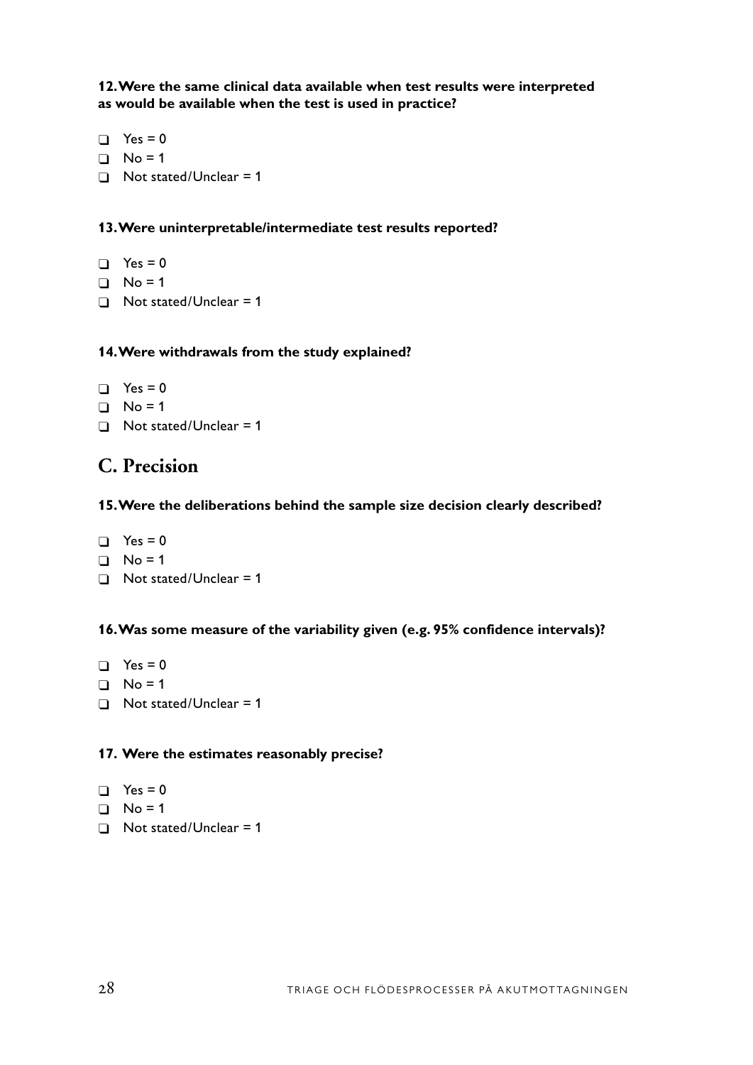**12. Were the same clinical data available when test results were interpreted as would be available when the test is used in practice?**

- ❑ Yes = 0
- ❑ No = 1
- ❑ Not stated/Unclear = 1

**13. Were uninterpretable/intermediate test results reported?**

- ❑ Yes = 0
- ❑ No = 1
- ❑ Not stated/Unclear = 1

**14. Were withdrawals from the study explained?**

- ❑ Yes = 0
- ❑ No = 1
- ❑ Not stated/Unclear = 1

## C. Precision

**15. Were the deliberations behind the sample size decision clearly described?**

- ❑ Yes = 0
- ❑ No = 1
- ❑ Not stated/Unclear = 1

**16. Was some measure of the variability given (e.g. 95% confidence intervals)?**

- ❑ Yes = 0
- ❑ No = 1
- ❑ Not stated/Unclear = 1

**17. Were the estimates reasonably precise?**

- ❑ Yes = 0
- ❑ No = 1
- ❑ Not stated/Unclear = 1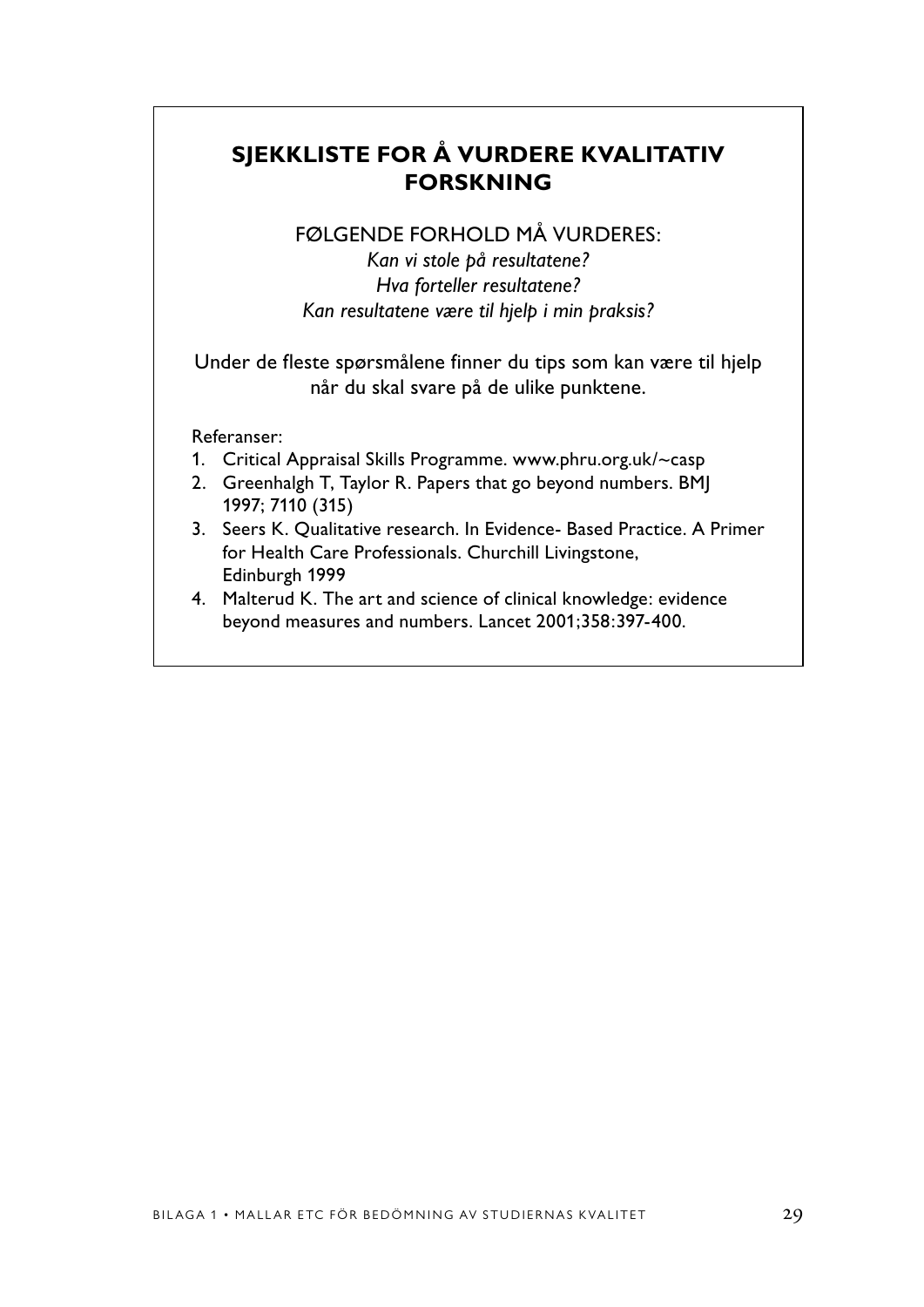# SJEKKLISTE FOR Å VURDERE KVALITATIV FORSKNING

FØLGENDE FORHOLD MÅ VURDERES:

*Kan vi stole på resultatene?*
*Hva forteller resultatene?*
*Kan resultatene være til hjelp i min praksis?*

Under de fleste spørsmålene finner du tips som kan være til hjelp når du skal svare på de ulike punktene.

Referanser:

1. Critical Appraisal Skills Programme. www.phru.org.uk/~casp
2. Greenhalgh T, Taylor R. Papers that go beyond numbers. BMJ 1997; 7110 (315)
3. Seers K. Qualitative research. In Evidence- Based Practice. A Primer for Health Care Professionals. Churchill Livingstone, Edinburgh 1999
4. Malterud K. The art and science of clinical knowledge: evidence beyond measures and numbers. Lancet 2001;358:397-400.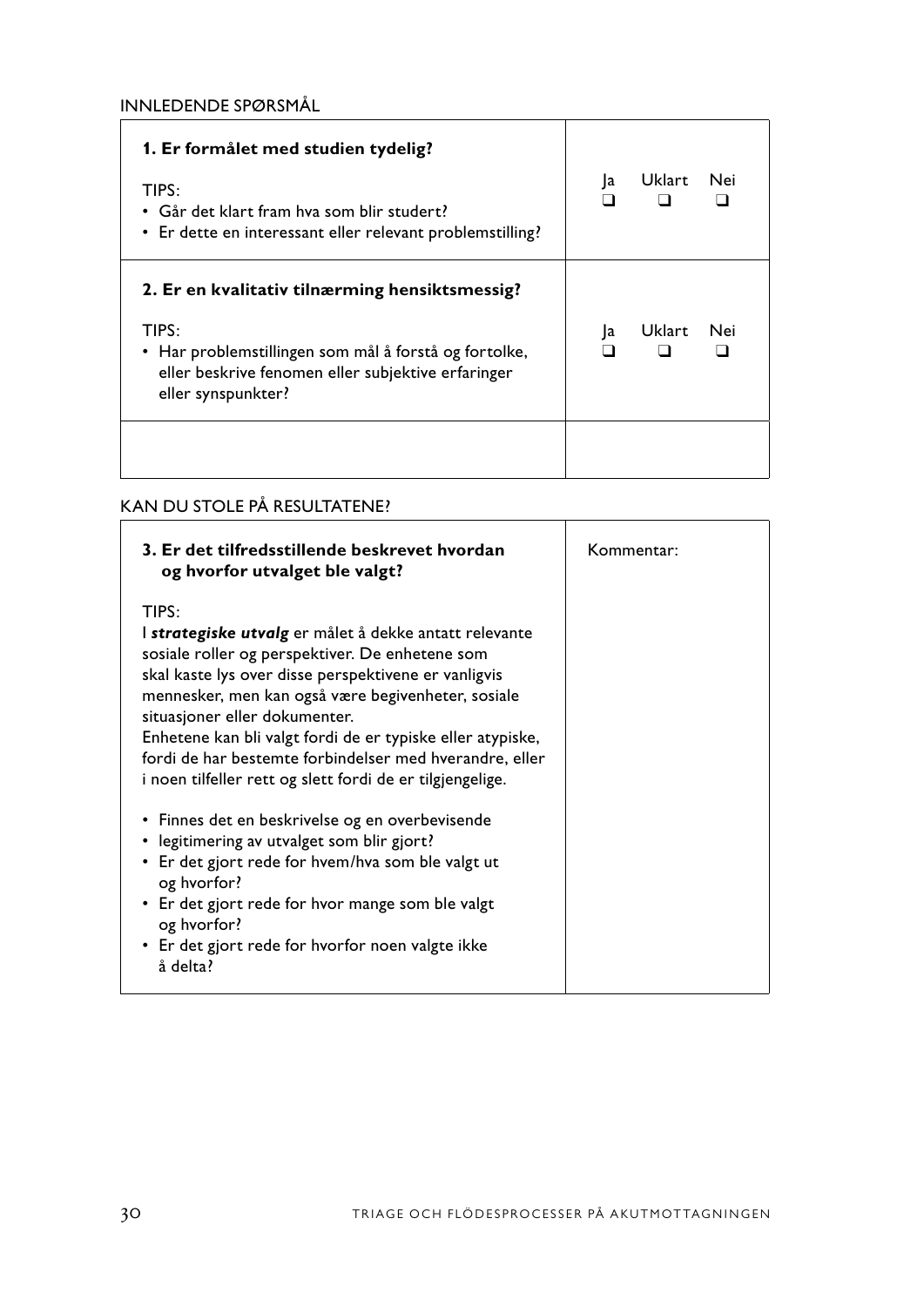## INNLEDENDE SPØRSMÅL

| **1. Er formålet med studien tydelig?**<br><br>TIPS:<br>• Går det klart fram hva som blir studert?<br>• Er dette en interessant eller relevant problemstilling? | Ja ❑ Uklart ❑ Nei ❑ |
|---|---|
| **2. Er en kvalitativ tilnærming hensiktsmessig?**<br><br>TIPS:<br>• Har problemstillingen som mål å forstå og fortolke, eller beskrive fenomen eller subjektive erfaringer eller synspunkter? | Ja ❑ Uklart ❑ Nei ❑ |
| | |

## KAN DU STOLE PÅ RESULTATENE?

| **3. Er det tilfredsstillende beskrevet hvordan og hvorfor utvalget ble valgt?**<br><br>TIPS:<br>I ***strategiske utvalg*** er målet å dekke antatt relevante sosiale roller og perspektiver. De enhetene som skal kaste lys over disse perspektivene er vanligvis mennesker, men kan også være begivenheter, sosiale situasjoner eller dokumenter.<br>Enhetene kan bli valgt fordi de er typiske eller atypiske, fordi de har bestemte forbindelser med hverandre, eller i noen tilfeller rett og slett fordi de er tilgjengelige.<br><br>• Finnes det en beskrivelse og en overbevisende<br>• legitimering av utvalget som blir gjort?<br>• Er det gjort rede for hvem/hva som ble valgt ut og hvorfor?<br>• Er det gjort rede for hvor mange som ble valgt og hvorfor?<br>• Er det gjort rede for hvorfor noen valgte ikke å delta? | Kommentar: |
|---|---|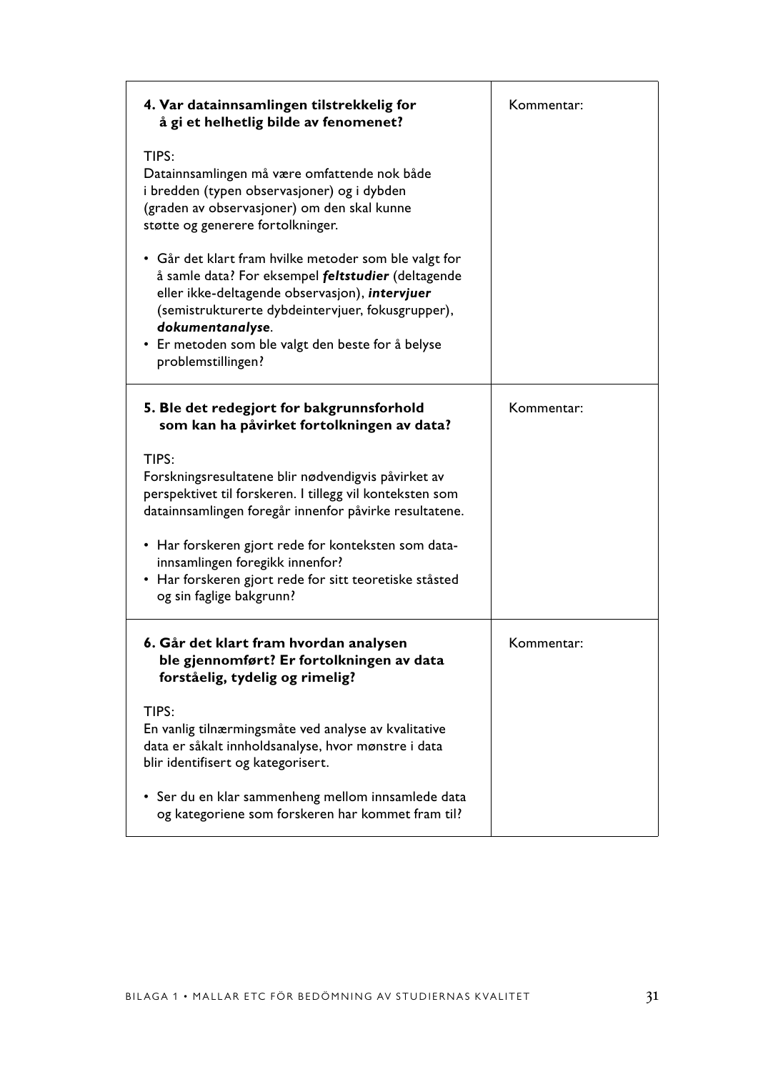| | |
|---|---|
| **4. Var datainnsamlingen tilstrekkelig for å gi et helhetlig bilde av fenomenet?**<br><br>TIPS:<br>Datainnsamlingen må være omfattende nok både i bredden (typen observasjoner) og i dybden (graden av observasjoner) om den skal kunne støtte og generere fortolkninger.<br><br>• Går det klart fram hvilke metoder som ble valgt for å samle data? For eksempel ***feltstudier*** (deltagende eller ikke-deltagende observasjon), ***intervjuer*** (semistrukturerte dybdeintervjuer, fokusgrupper), ***dokumentanalyse***.<br>• Er metoden som ble valgt den beste for å belyse problemstillingen? | Kommentar: |
| **5. Ble det redegjort for bakgrunnsforhold som kan ha påvirket fortolkningen av data?**<br><br>TIPS:<br>Forskningsresultatene blir nødvendigvis påvirket av perspektivet til forskeren. I tillegg vil konteksten som datainnsamlingen foregår innenfor påvirke resultatene.<br><br>• Har forskeren gjort rede for konteksten som datainnsamlingen foregikk innenfor?<br>• Har forskeren gjort rede for sitt teoretiske ståsted og sin faglige bakgrunn? | Kommentar: |
| **6. Går det klart fram hvordan analysen ble gjennomført? Er fortolkningen av data forståelig, tydelig og rimelig?**<br><br>TIPS:<br>En vanlig tilnærmingsmåte ved analyse av kvalitative data er såkalt innholdsanalyse, hvor mønstre i data blir identifisert og kategorisert.<br><br>• Ser du en klar sammenheng mellom innsamlede data og kategoriene som forskeren har kommet fram til? | Kommentar: |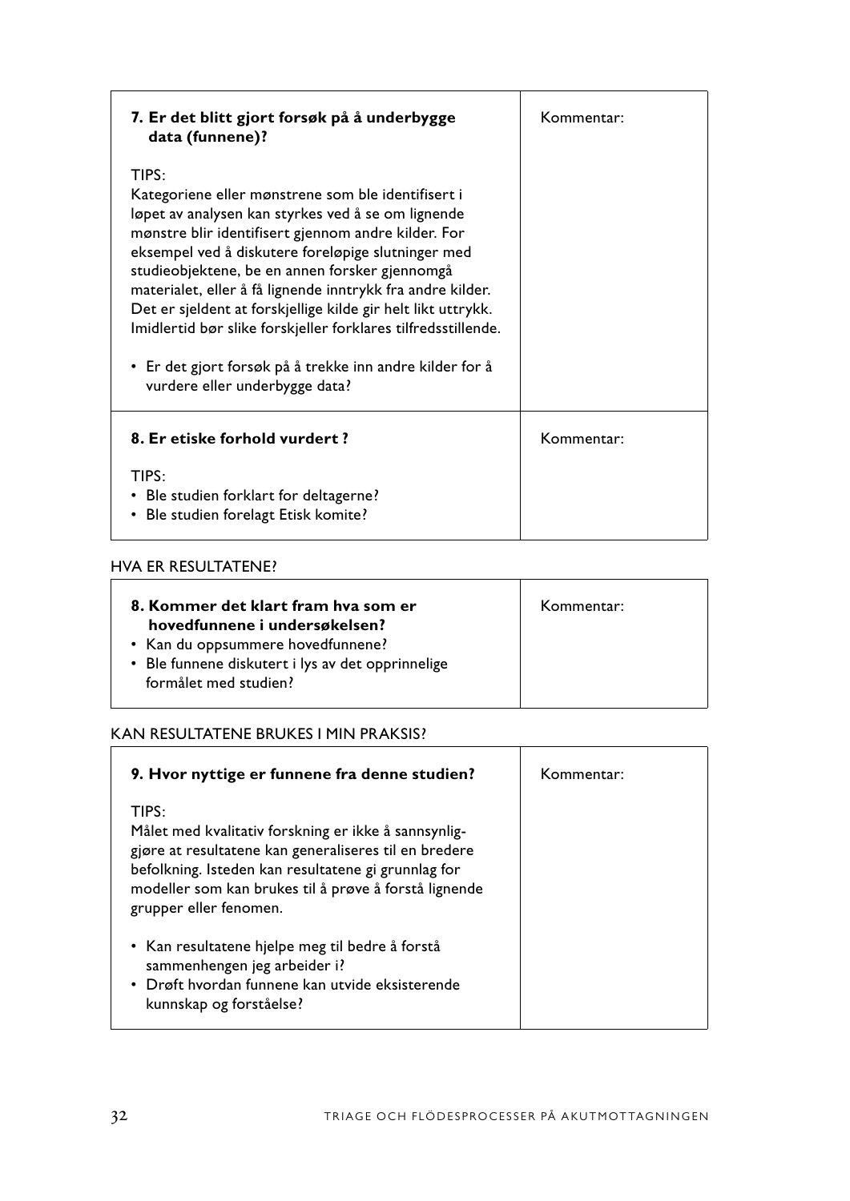| **7. Er det blitt gjort forsøk på å underbygge data (funnene)?**<br><br>TIPS:<br>Kategoriene eller mønstrene som ble identifisert i løpet av analysen kan styrkes ved å se om lignende mønstre blir identifisert gjennom andre kilder. For eksempel ved å diskutere foreløpige slutninger med studieobjektene, be en annen forsker gjennomgå materialet, eller å få lignende inntrykk fra andre kilder. Det er sjeldent at forskjellige kilde gir helt likt uttrykk. Imidlertid bør slike forskjeller forklares tilfredsstillende.<br><br>• Er det gjort forsøk på å trekke inn andre kilder for å vurdere eller underbygge data? | Kommentar: |
|---|---|
| **8. Er etiske forhold vurdert ?**<br><br>TIPS:<br>• Ble studien forklart for deltagerne?<br>• Ble studien forelagt Etisk komite? | Kommentar: |

HVA ER RESULTATENE?

| **8. Kommer det klart fram hva som er hovedfunnene i undersøkelsen?**<br>• Kan du oppsummere hovedfunnene?<br>• Ble funnene diskutert i lys av det opprinnelige formålet med studien? | Kommentar: |
|---|---|

KAN RESULTATENE BRUKES I MIN PRAKSIS?

| **9. Hvor nyttige er funnene fra denne studien?**<br><br>TIPS:<br>Målet med kvalitativ forskning er ikke å sannsynliggjøre at resultatene kan generaliseres til en bredere befolkning. Isteden kan resultatene gi grunnlag for modeller som kan brukes til å prøve å forstå lignende grupper eller fenomen.<br><br>• Kan resultatene hjelpe meg til bedre å forstå sammenhengen jeg arbeider i?<br>• Drøft hvordan funnene kan utvide eksisterende kunnskap og forståelse? | Kommentar: |
|---|---|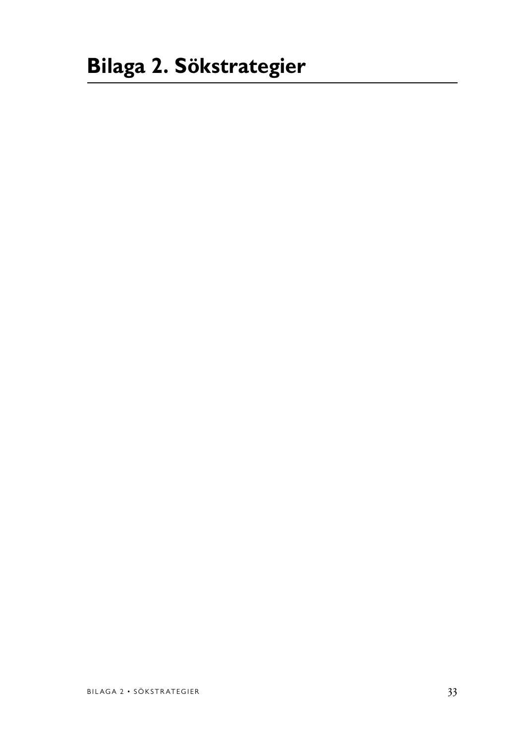# Bilaga 2. Sökstrategier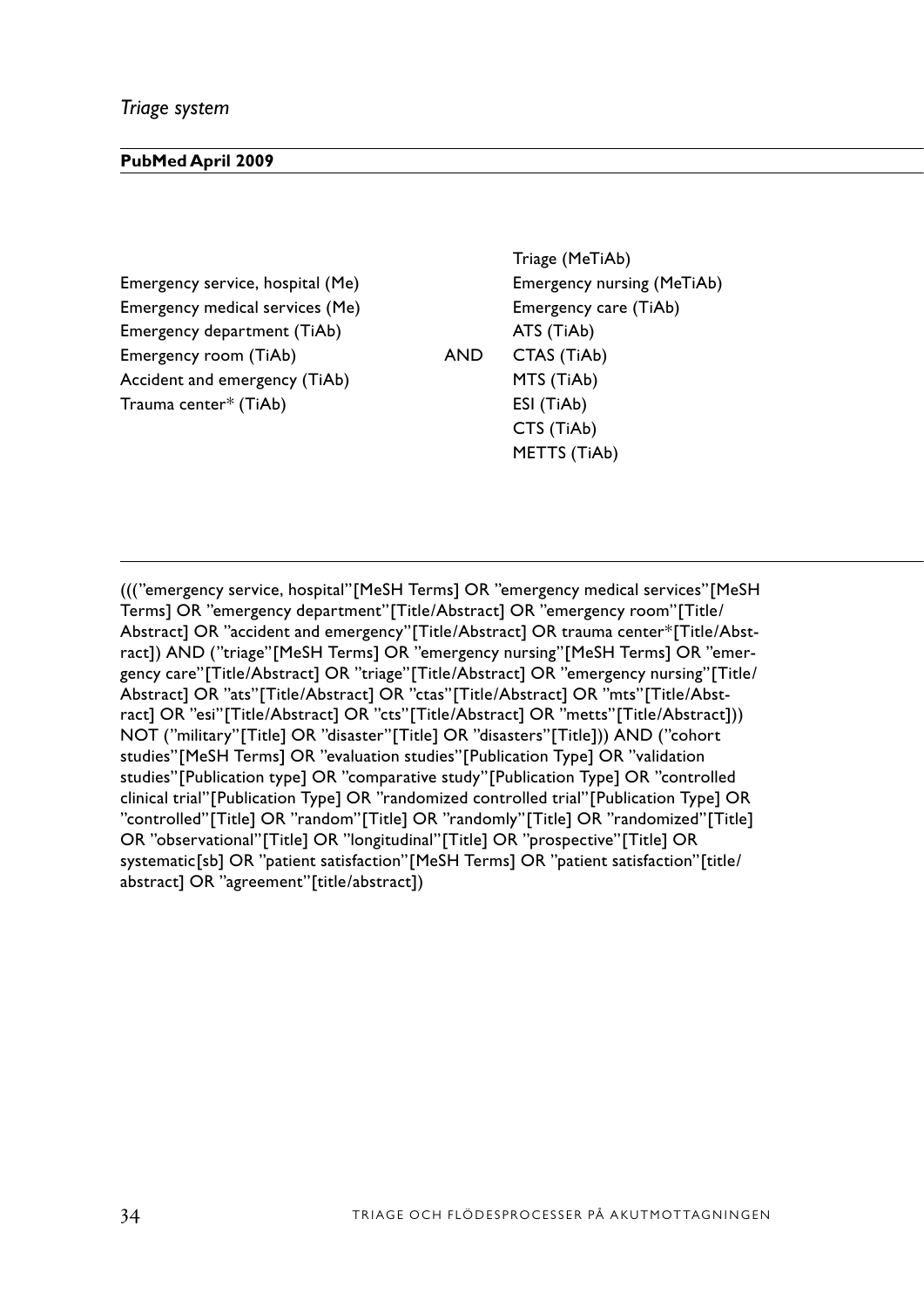*Triage system*

**PubMed April 2009**

| | | |
|---|---|---|
| | | Triage (MeTiAb) |
| Emergency service, hospital (Me) | | Emergency nursing (MeTiAb) |
| Emergency medical services (Me) | | Emergency care (TiAb) |
| Emergency department (TiAb) | | ATS (TiAb) |
| Emergency room (TiAb) | AND | CTAS (TiAb) |
| Accident and emergency (TiAb) | | MTS (TiAb) |
| Trauma center* (TiAb) | | ESI (TiAb) |
| | | CTS (TiAb) |
| | | METTS (TiAb) |

(((”emergency service, hospital”[MeSH Terms] OR ”emergency medical services”[MeSH Terms] OR ”emergency department”[Title/Abstract] OR ”emergency room”[Title/Abstract] OR ”accident and emergency”[Title/Abstract] OR trauma center*[Title/Abstract]) AND (”triage”[MeSH Terms] OR ”emergency nursing”[MeSH Terms] OR ”emergency care”[Title/Abstract] OR ”triage”[Title/Abstract] OR ”emergency nursing”[Title/Abstract] OR ”ats”[Title/Abstract] OR ”ctas”[Title/Abstract] OR ”mts”[Title/Abstract] OR ”esi”[Title/Abstract] OR ”cts”[Title/Abstract] OR ”metts”[Title/Abstract])) NOT (”military”[Title] OR ”disaster”[Title] OR ”disasters”[Title])) AND (”cohort studies”[MeSH Terms] OR ”evaluation studies”[Publication Type] OR ”validation studies”[Publication type] OR ”comparative study”[Publication Type] OR ”controlled clinical trial”[Publication Type] OR ”randomized controlled trial”[Publication Type] OR ”controlled”[Title] OR ”random”[Title] OR ”randomly”[Title] OR ”randomized”[Title] OR ”observational”[Title] OR ”longitudinal”[Title] OR ”prospective”[Title] OR systematic[sb] OR ”patient satisfaction”[MeSH Terms] OR ”patient satisfaction”[title/abstract] OR ”agreement”[title/abstract])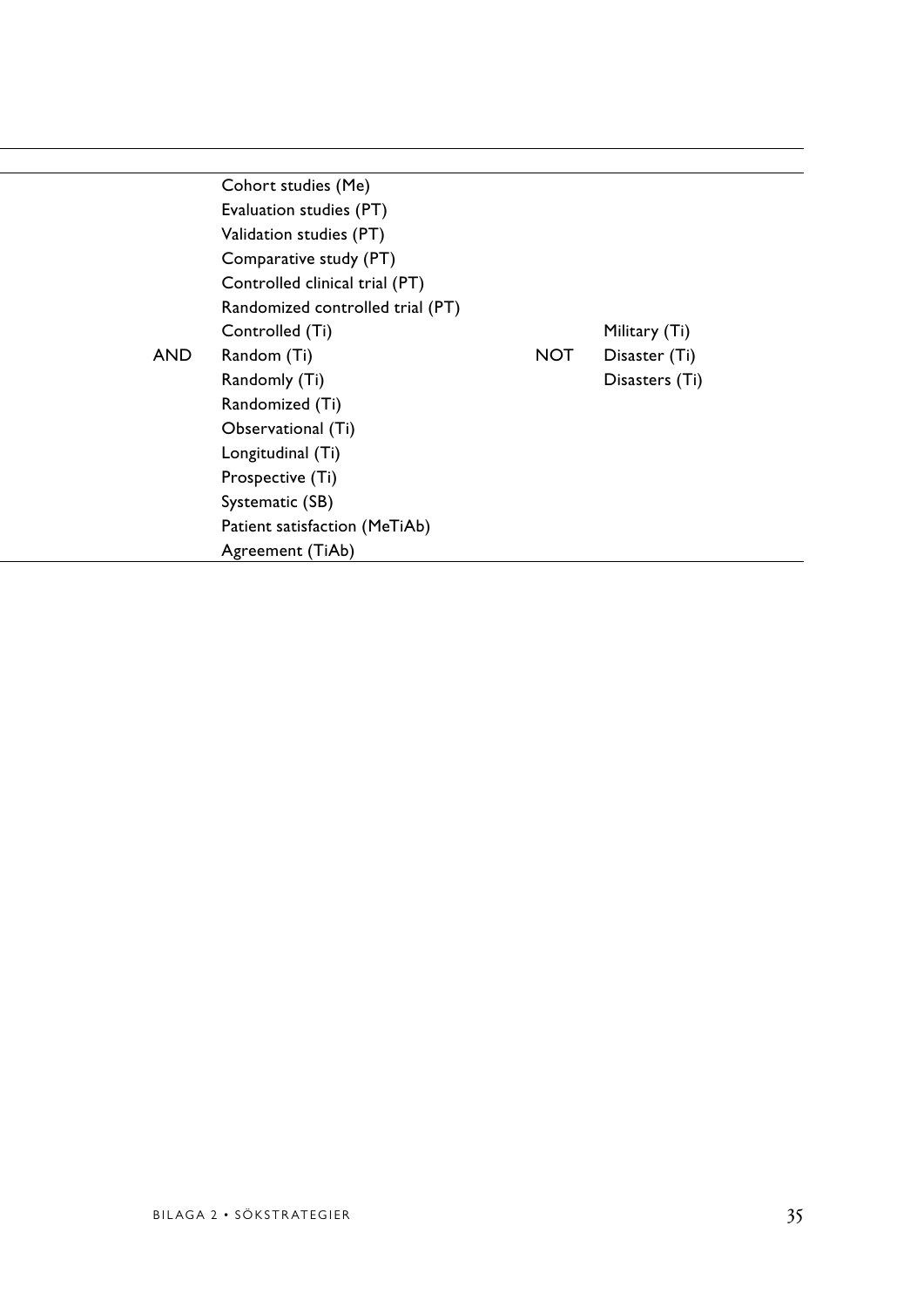| | | | |
|---|---|---|---|
| AND | Cohort studies (Me)<br>Evaluation studies (PT)<br>Validation studies (PT)<br>Comparative study (PT)<br>Controlled clinical trial (PT)<br>Randomized controlled trial (PT)<br>Controlled (Ti)<br>Random (Ti)<br>Randomly (Ti)<br>Randomized (Ti)<br>Observational (Ti)<br>Longitudinal (Ti)<br>Prospective (Ti)<br>Systematic (SB)<br>Patient satisfaction (MeTiAb)<br>Agreement (TiAb) | NOT | Military (Ti)<br>Disaster (Ti)<br>Disasters (Ti) |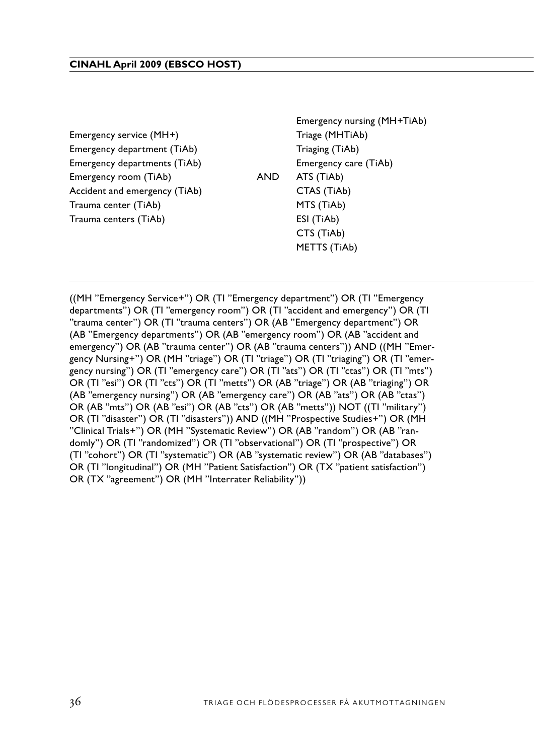**CINAHL April 2009 (EBSCO HOST)**

| | | |
|---|---|---|
| Emergency service (MH+) | AND | Emergency nursing (MH+TiAb) |
| Emergency department (TiAb) | | Triage (MHTiAb) |
| Emergency departments (TiAb) | | Triaging (TiAb) |
| Emergency room (TiAb) | | Emergency care (TiAb) |
| Accident and emergency (TiAb) | | ATS (TiAb) |
| Trauma center (TiAb) | | CTAS (TiAb) |
| Trauma centers (TiAb) | | MTS (TiAb) |
| | | ESI (TiAb) |
| | | CTS (TiAb) |
| | | METTS (TiAb) |

((MH ”Emergency Service+”) OR (TI ”Emergency department”) OR (TI ”Emergency departments”) OR (TI ”emergency room”) OR (TI ”accident and emergency”) OR (TI ”trauma center”) OR (TI ”trauma centers”) OR (AB ”Emergency department”) OR (AB ”Emergency departments”) OR (AB ”emergency room”) OR (AB ”accident and emergency”) OR (AB ”trauma center”) OR (AB ”trauma centers”)) AND ((MH ”Emergency Nursing+”) OR (MH ”triage”) OR (TI ”triage”) OR (TI ”triaging”) OR (TI ”emergency nursing”) OR (TI ”emergency care”) OR (TI ”ats”) OR (TI ”ctas”) OR (TI ”mts”) OR (TI ”esi”) OR (TI ”cts”) OR (TI ”metts”) OR (AB ”triage”) OR (AB ”triaging”) OR (AB ”emergency nursing”) OR (AB ”emergency care”) OR (AB ”ats”) OR (AB ”ctas”) OR (AB ”mts”) OR (AB ”esi”) OR (AB ”cts”) OR (AB ”metts”)) NOT ((TI ”military”) OR (TI ”disaster”) OR (TI ”disasters”)) AND ((MH ”Prospective Studies+”) OR (MH ”Clinical Trials+”) OR (MH ”Systematic Review”) OR (AB ”random”) OR (AB ”randomly”) OR (TI ”randomized”) OR (TI ”observational”) OR (TI ”prospective”) OR (TI ”cohort”) OR (TI ”systematic”) OR (AB ”systematic review”) OR (AB ”databases”) OR (TI ”longitudinal”) OR (MH ”Patient Satisfaction”) OR (TX ”patient satisfaction”) OR (TX ”agreement”) OR (MH ”Interrater Reliability”))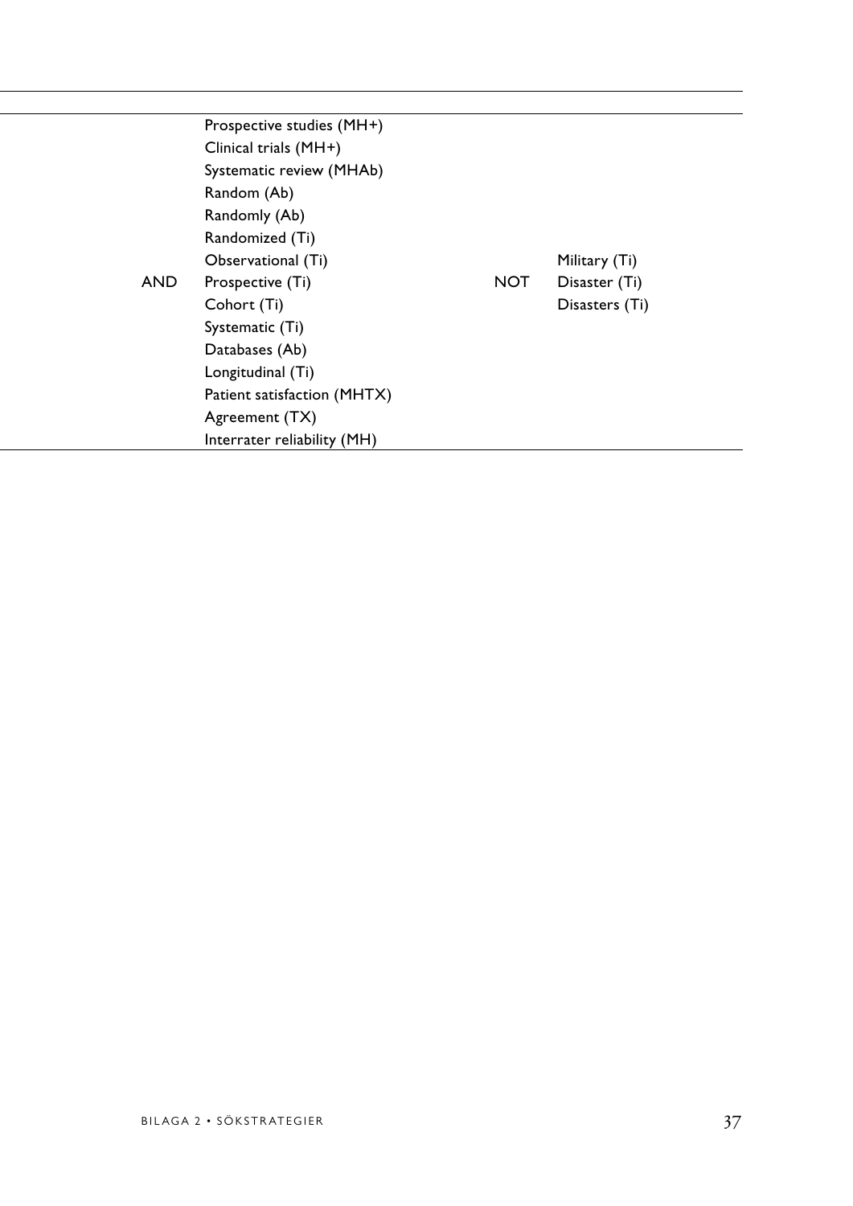| | | | |
|---|---|---|---|
| AND | Prospective studies (MH+)<br>Clinical trials (MH+)<br>Systematic review (MHAb)<br>Random (Ab)<br>Randomly (Ab)<br>Randomized (Ti)<br>Observational (Ti)<br>Prospective (Ti)<br>Cohort (Ti)<br>Systematic (Ti)<br>Databases (Ab)<br>Longitudinal (Ti)<br>Patient satisfaction (MHTX)<br>Agreement (TX)<br>Interrater reliability (MH) | NOT | Military (Ti)<br>Disaster (Ti)<br>Disasters (Ti) |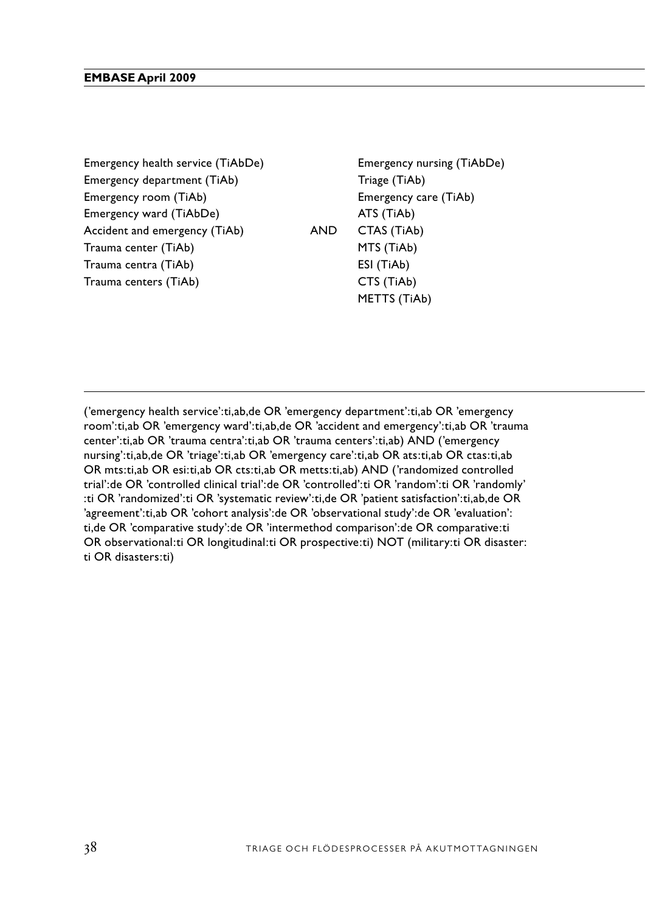**EMBASE April 2009**

| | | |
|---|---|---|
| Emergency health service (TiAbDe) | | Emergency nursing (TiAbDe) |
| Emergency department (TiAb) | | Triage (TiAb) |
| Emergency room (TiAb) | | Emergency care (TiAb) |
| Emergency ward (TiAbDe) | | ATS (TiAb) |
| Accident and emergency (TiAb) | AND | CTAS (TiAb) |
| Trauma center (TiAb) | | MTS (TiAb) |
| Trauma centra (TiAb) | | ESI (TiAb) |
| Trauma centers (TiAb) | | CTS (TiAb) |
| | | METTS (TiAb) |

('emergency health service':ti,ab,de OR 'emergency department':ti,ab OR 'emergency room':ti,ab OR 'emergency ward':ti,ab,de OR 'accident and emergency':ti,ab OR 'trauma center':ti,ab OR 'trauma centra':ti,ab OR 'trauma centers':ti,ab) AND ('emergency nursing':ti,ab,de OR 'triage':ti,ab OR 'emergency care':ti,ab OR ats:ti,ab OR ctas:ti,ab OR mts:ti,ab OR esi:ti,ab OR cts:ti,ab OR metts:ti,ab) AND ('randomized controlled trial':de OR 'controlled clinical trial':de OR 'controlled':ti OR 'random':ti OR 'randomly' :ti OR 'randomized':ti OR 'systematic review':ti,de OR 'patient satisfaction':ti,ab,de OR 'agreement':ti,ab OR 'cohort analysis':de OR 'observational study':de OR 'evaluation': ti,de OR 'comparative study':de OR 'intermethod comparison':de OR comparative:ti OR observational:ti OR longitudinal:ti OR prospective:ti) NOT (military:ti OR disaster: ti OR disasters:ti)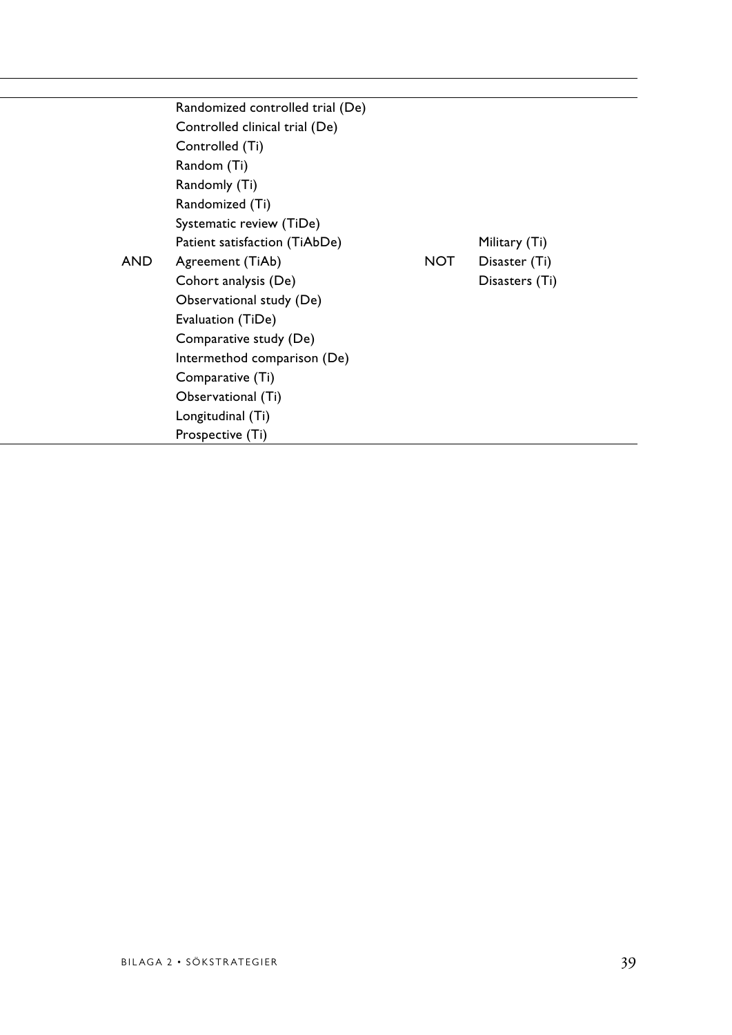| | | | |
|---|---|---|---|
| | Randomized controlled trial (De) | | |
| | Controlled clinical trial (De) | | |
| | Controlled (Ti) | | |
| | Random (Ti) | | |
| | Randomly (Ti) | | |
| | Randomized (Ti) | | |
| | Systematic review (TiDe) | | |
| | Patient satisfaction (TiAbDe) | | Military (Ti) |
| AND | Agreement (TiAb) | NOT | Disaster (Ti) |
| | Cohort analysis (De) | | Disasters (Ti) |
| | Observational study (De) | | |
| | Evaluation (TiDe) | | |
| | Comparative study (De) | | |
| | Intermethod comparison (De) | | |
| | Comparative (Ti) | | |
| | Observational (Ti) | | |
| | Longitudinal (Ti) | | |
| | Prospective (Ti) | | |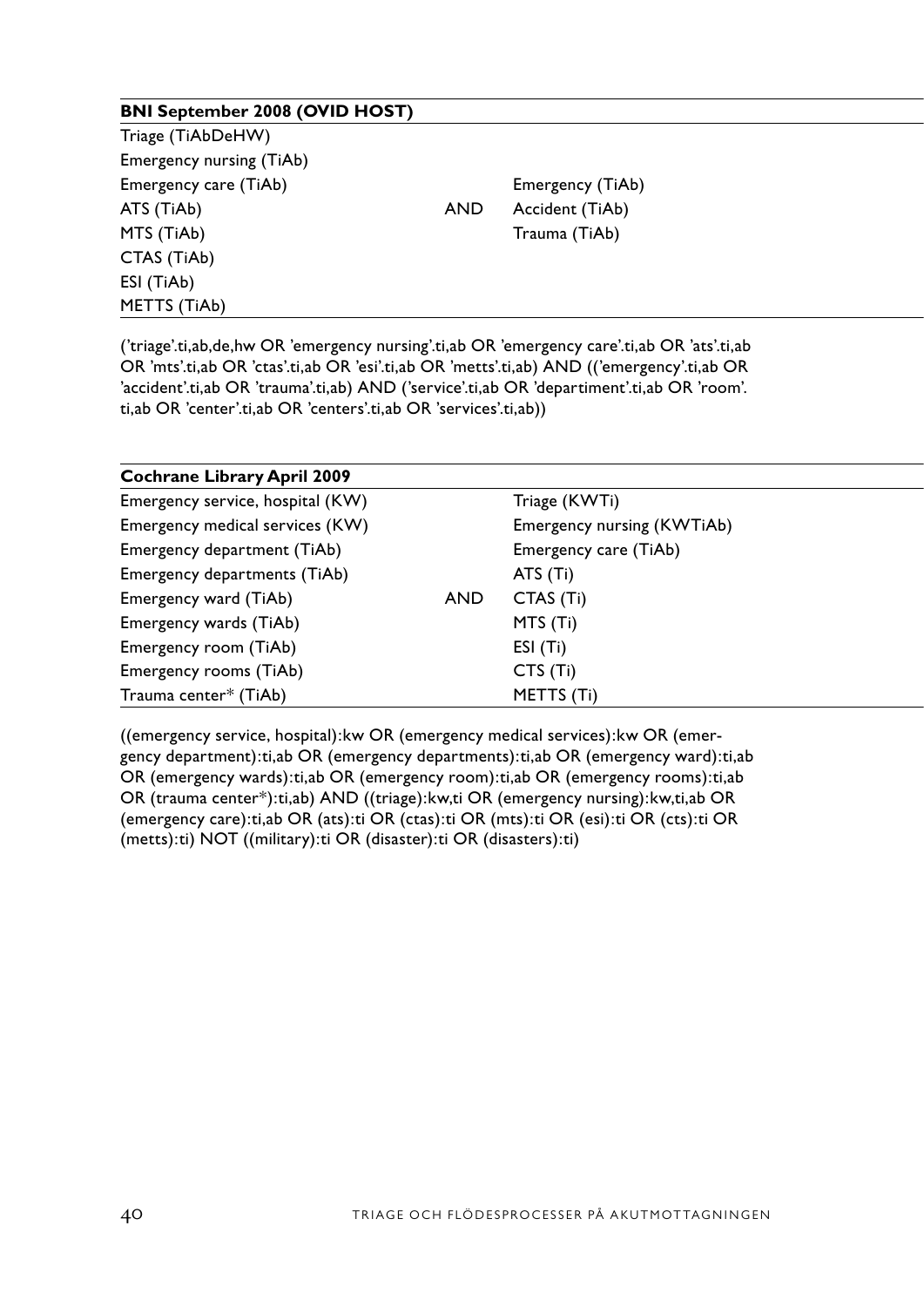| BNI September 2008 (OVID HOST) | | |
|---|---|---|
| Triage (TiAbDeHW) | | |
| Emergency nursing (TiAb) | | |
| Emergency care (TiAb) | | Emergency (TiAb) |
| ATS (TiAb) | AND | Accident (TiAb) |
| MTS (TiAb) | | Trauma (TiAb) |
| CTAS (TiAb) | | |
| ESI (TiAb) | | |
| METTS (TiAb) | | |

('triage'.ti,ab,de,hw OR 'emergency nursing'.ti,ab OR 'emergency care'.ti,ab OR 'ats'.ti,ab OR 'mts'.ti,ab OR 'ctas'.ti,ab OR 'esi'.ti,ab OR 'metts'.ti,ab) AND (('emergency'.ti,ab OR 'accident'.ti,ab OR 'trauma'.ti,ab) AND ('service'.ti,ab OR 'departiment'.ti,ab OR 'room'. ti,ab OR 'center'.ti,ab OR 'centers'.ti,ab OR 'services'.ti,ab))

| Cochrane Library April 2009 | | |
|---|---|---|
| Emergency service, hospital (KW) | | Triage (KWTi) |
| Emergency medical services (KW) | | Emergency nursing (KWTiAb) |
| Emergency department (TiAb) | | Emergency care (TiAb) |
| Emergency departments (TiAb) | | ATS (Ti) |
| Emergency ward (TiAb) | AND | CTAS (Ti) |
| Emergency wards (TiAb) | | MTS (Ti) |
| Emergency room (TiAb) | | ESI (Ti) |
| Emergency rooms (TiAb) | | CTS (Ti) |
| Trauma center* (TiAb) | | METTS (Ti) |

((emergency service, hospital):kw OR (emergency medical services):kw OR (emergency department):ti,ab OR (emergency departments):ti,ab OR (emergency ward):ti,ab OR (emergency wards):ti,ab OR (emergency room):ti,ab OR (emergency rooms):ti,ab OR (trauma center*):ti,ab) AND ((triage):kw,ti OR (emergency nursing):kw,ti,ab OR (emergency care):ti,ab OR (ats):ti OR (ctas):ti OR (mts):ti OR (esi):ti OR (cts):ti OR (metts):ti) NOT ((military):ti OR (disaster):ti OR (disasters):ti)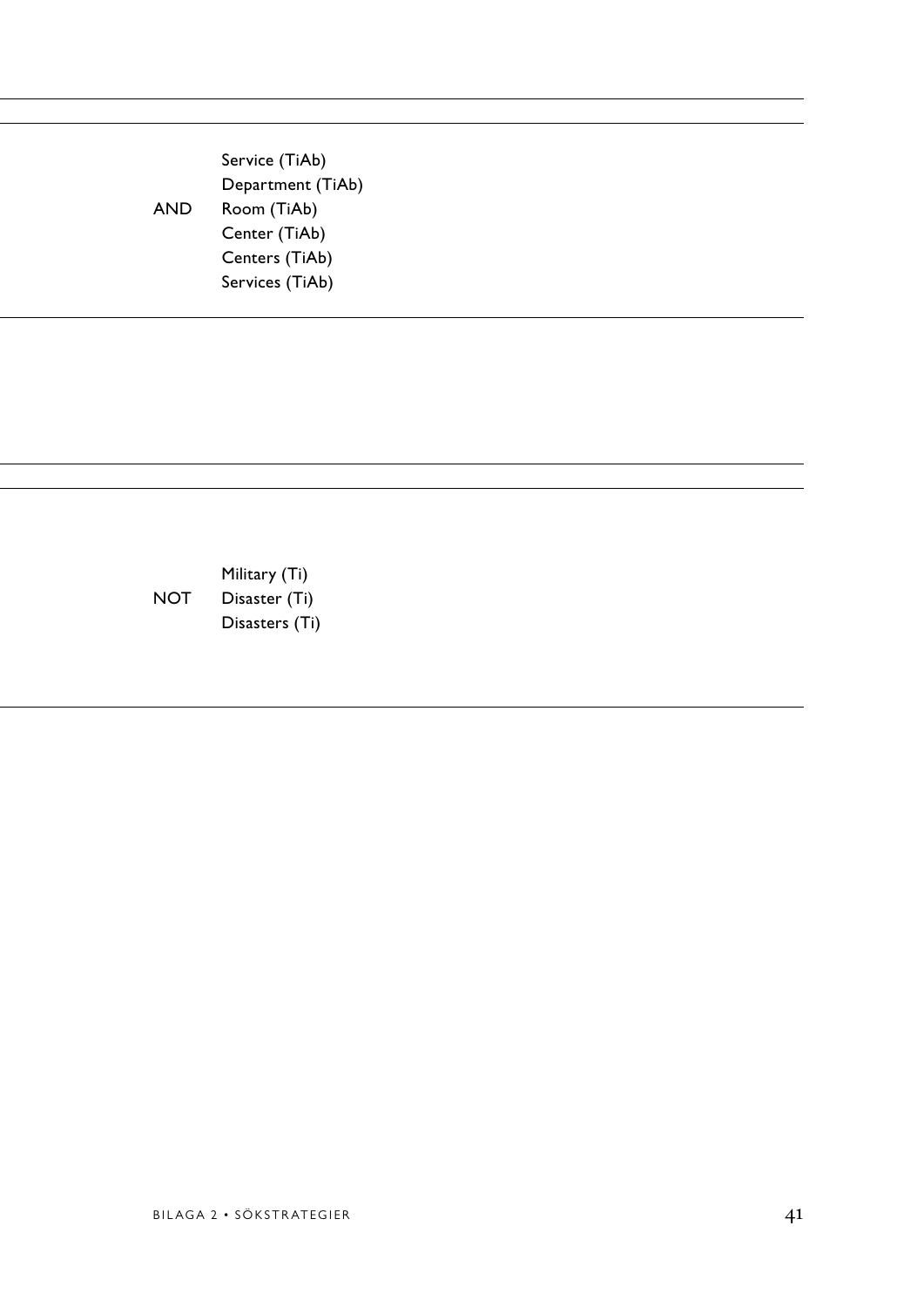| | |
|---|---|
| AND | Service (TiAb)<br>Department (TiAb)<br>Room (TiAb)<br>Center (TiAb)<br>Centers (TiAb)<br>Services (TiAb) |

| | |
|---|---|
| NOT | Military (Ti)<br>Disaster (Ti)<br>Disasters (Ti) |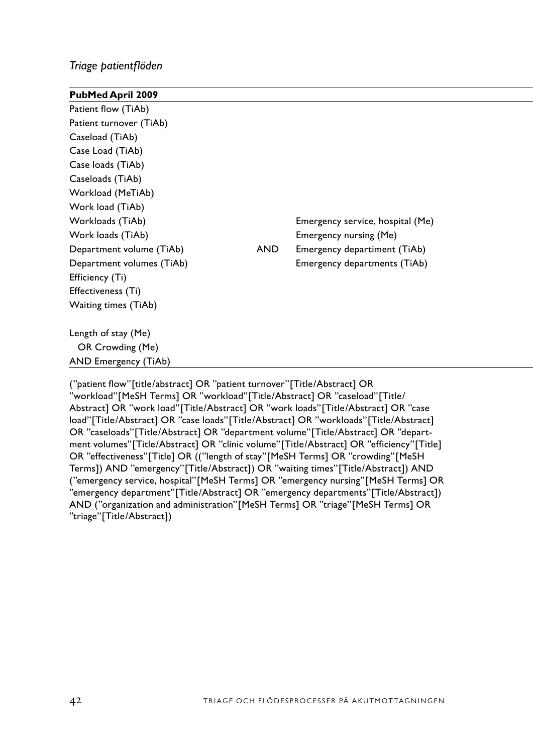*Triage patientflöden*

| PubMed April 2009 | | |
|---|---|---|
| Patient flow (TiAb) | | |
| Patient turnover (TiAb) | | |
| Caseload (TiAb) | | |
| Case Load (TiAb) | | |
| Case loads (TiAb) | | |
| Caseloads (TiAb) | | |
| Workload (MeTiAb) | | |
| Work load (TiAb) | | |
| Workloads (TiAb) | | Emergency service, hospital (Me) |
| Work loads (TiAb) | | Emergency nursing (Me) |
| Department volume (TiAb) | AND | Emergency departiment (TiAb) |
| Department volumes (TiAb) | | Emergency departments (TiAb) |
| Efficiency (Ti) | | |
| Effectiveness (Ti) | | |
| Waiting times (TiAb) | | |
| | | |
| Length of stay (Me) | | |
| OR Crowding (Me) | | |
| AND Emergency (TiAb) | | |

(”patient flow”[title/abstract] OR ”patient turnover”[Title/Abstract] OR ”workload”[MeSH Terms] OR ”workload”[Title/Abstract] OR ”caseload”[Title/Abstract] OR ”work load”[Title/Abstract] OR ”work loads”[Title/Abstract] OR ”case load”[Title/Abstract] OR ”case loads”[Title/Abstract] OR ”workloads”[Title/Abstract] OR ”caseloads”[Title/Abstract] OR ”department volume”[Title/Abstract] OR ”department volumes”[Title/Abstract] OR ”clinic volume”[Title/Abstract] OR ”efficiency”[Title] OR ”effectiveness”[Title] OR ((”length of stay”[MeSH Terms] OR ”crowding”[MeSH Terms]) AND ”emergency”[Title/Abstract]) OR ”waiting times”[Title/Abstract]) AND (”emergency service, hospital”[MeSH Terms] OR ”emergency nursing”[MeSH Terms] OR ”emergency department”[Title/Abstract] OR ”emergency departments”[Title/Abstract]) AND (”organization and administration”[MeSH Terms] OR ”triage”[MeSH Terms] OR ”triage”[Title/Abstract])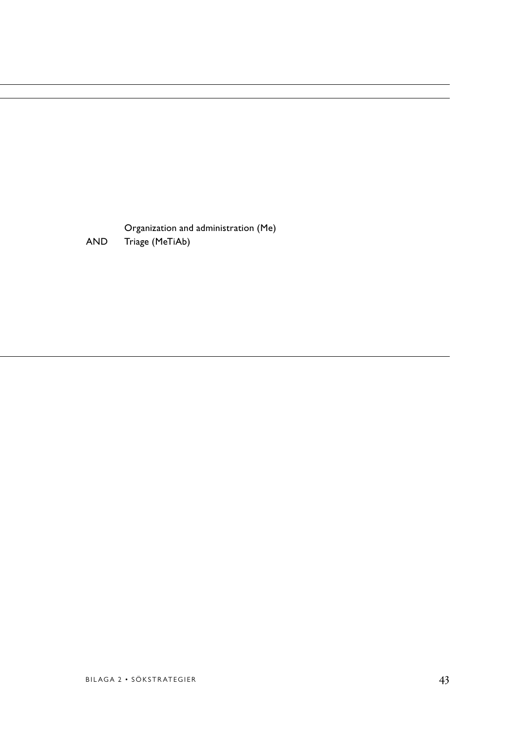| | |
|---|---|
| | Organization and administration (Me) |
| AND | Triage (MeTiAb) |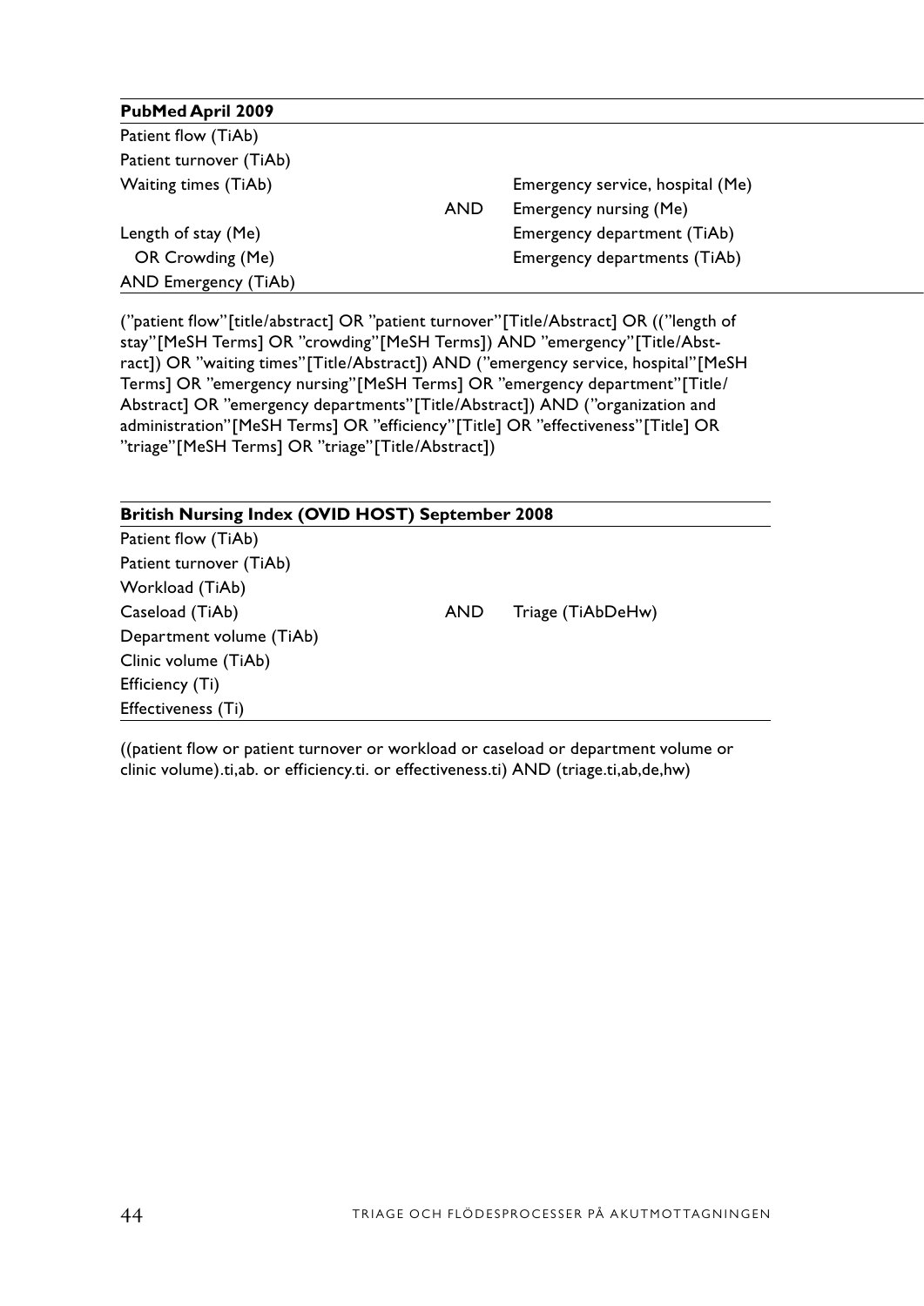| **PubMed April 2009** | | |
|---|---|---|
| Patient flow (TiAb) | | |
| Patient turnover (TiAb) | | |
| Waiting times (TiAb) | | Emergency service, hospital (Me) |
| | AND | Emergency nursing (Me) |
| Length of stay (Me) | | Emergency department (TiAb) |
| OR Crowding (Me) | | Emergency departments (TiAb) |
| AND Emergency (TiAb) | | |

(”patient flow”[title/abstract] OR ”patient turnover”[Title/Abstract] OR ((”length of stay”[MeSH Terms] OR ”crowding”[MeSH Terms]) AND ”emergency”[Title/Abstract]) OR ”waiting times”[Title/Abstract]) AND (”emergency service, hospital”[MeSH Terms] OR ”emergency nursing”[MeSH Terms] OR ”emergency department”[Title/Abstract] OR ”emergency departments”[Title/Abstract]) AND (”organization and administration”[MeSH Terms] OR ”efficiency”[Title] OR ”effectiveness”[Title] OR ”triage”[MeSH Terms] OR ”triage”[Title/Abstract])

| **British Nursing Index (OVID HOST) September 2008** | | |
|---|---|---|
| Patient flow (TiAb) | | |
| Patient turnover (TiAb) | | |
| Workload (TiAb) | | |
| Caseload (TiAb) | AND | Triage (TiAbDeHw) |
| Department volume (TiAb) | | |
| Clinic volume (TiAb) | | |
| Efficiency (Ti) | | |
| Effectiveness (Ti) | | |

((patient flow or patient turnover or workload or caseload or department volume or clinic volume).ti,ab. or efficiency.ti. or effectiveness.ti) AND (triage.ti,ab,de,hw)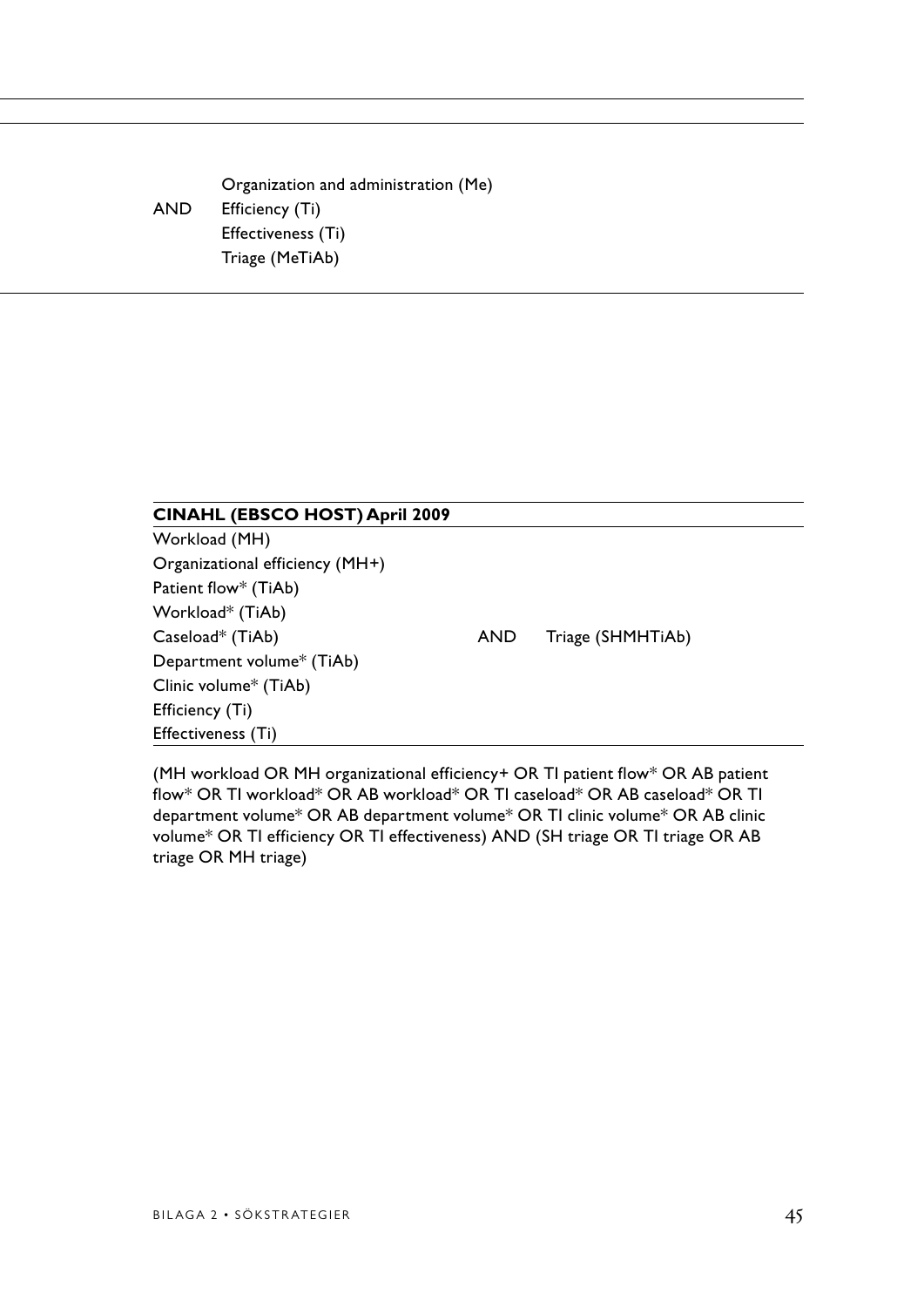| | |
|---|---|
| | Organization and administration (Me) |
| AND | Efficiency (Ti) |
| | Effectiveness (Ti) |
| | Triage (MeTiAb) |

| CINAHL (EBSCO HOST) April 2009 | | |
|---|---|---|
| Workload (MH) | | |
| Organizational efficiency (MH+) | | |
| Patient flow* (TiAb) | | |
| Workload* (TiAb) | | |
| Caseload* (TiAb) | AND | Triage (SHMHTiAb) |
| Department volume* (TiAb) | | |
| Clinic volume* (TiAb) | | |
| Efficiency (Ti) | | |
| Effectiveness (Ti) | | |

(MH workload OR MH organizational efficiency+ OR TI patient flow* OR AB patient flow* OR TI workload* OR AB workload* OR TI caseload* OR AB caseload* OR TI department volume* OR AB department volume* OR TI clinic volume* OR AB clinic volume* OR TI efficiency OR TI effectiveness) AND (SH triage OR TI triage OR AB triage OR MH triage)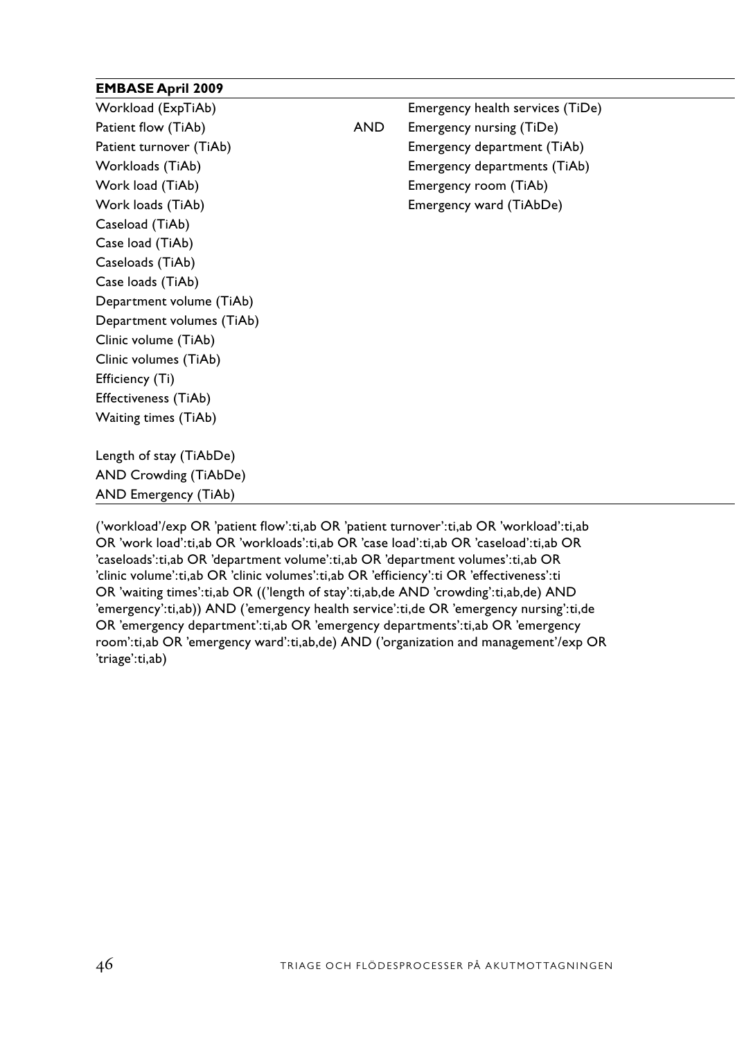| **EMBASE April 2009** | | |
|---|---|---|
| Workload (ExpTiAb) | | Emergency health services (TiDe) |
| Patient flow (TiAb) | AND | Emergency nursing (TiDe) |
| Patient turnover (TiAb) | | Emergency department (TiAb) |
| Workloads (TiAb) | | Emergency departments (TiAb) |
| Work load (TiAb) | | Emergency room (TiAb) |
| Work loads (TiAb) | | Emergency ward (TiAbDe) |
| Caseload (TiAb) | | |
| Case load (TiAb) | | |
| Caseloads (TiAb) | | |
| Case loads (TiAb) | | |
| Department volume (TiAb) | | |
| Department volumes (TiAb) | | |
| Clinic volume (TiAb) | | |
| Clinic volumes (TiAb) | | |
| Efficiency (Ti) | | |
| Effectiveness (TiAb) | | |
| Waiting times (TiAb) | | |
| | | |
| Length of stay (TiAbDe) | | |
| AND Crowding (TiAbDe) | | |
| AND Emergency (TiAb) | | |

('workload'/exp OR 'patient flow':ti,ab OR 'patient turnover':ti,ab OR 'workload':ti,ab OR 'work load':ti,ab OR 'workloads':ti,ab OR 'case load':ti,ab OR 'caseload':ti,ab OR 'caseloads':ti,ab OR 'department volume':ti,ab OR 'department volumes':ti,ab OR 'clinic volume':ti,ab OR 'clinic volumes':ti,ab OR 'efficiency':ti OR 'effectiveness':ti OR 'waiting times':ti,ab OR (('length of stay':ti,ab,de AND 'crowding':ti,ab,de) AND 'emergency':ti,ab)) AND ('emergency health service':ti,de OR 'emergency nursing':ti,de OR 'emergency department':ti,ab OR 'emergency departments':ti,ab OR 'emergency room':ti,ab OR 'emergency ward':ti,ab,de) AND ('organization and management'/exp OR 'triage':ti,ab)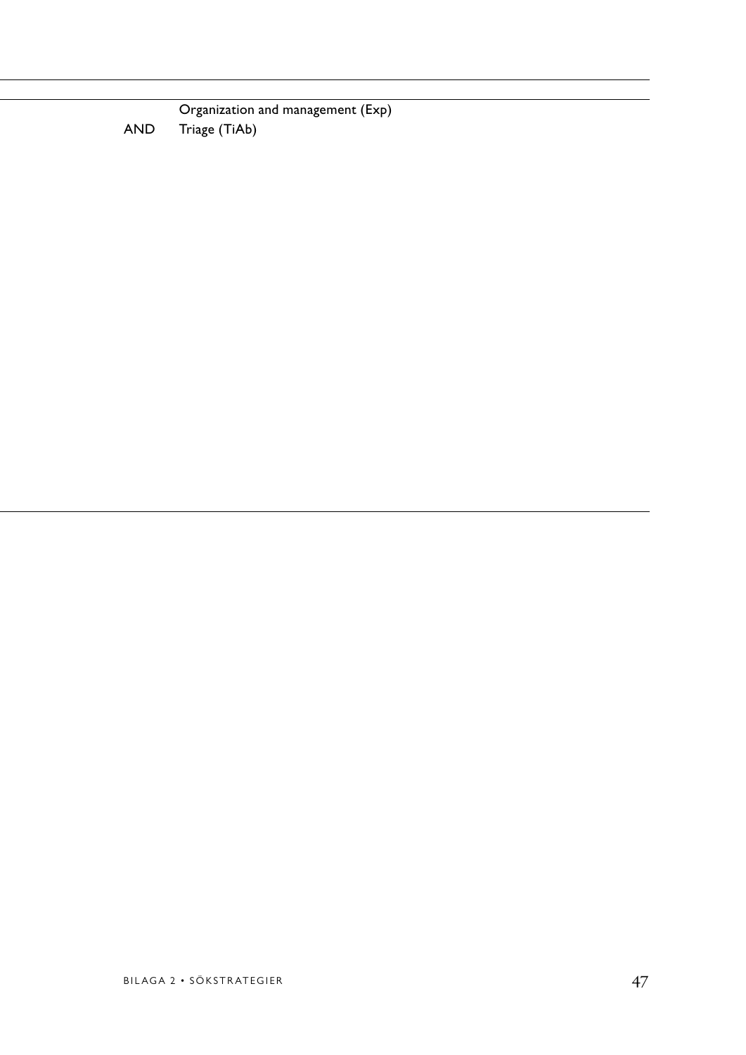| | |
|---|---|
| | Organization and management (Exp) |
| AND | Triage (TiAb) |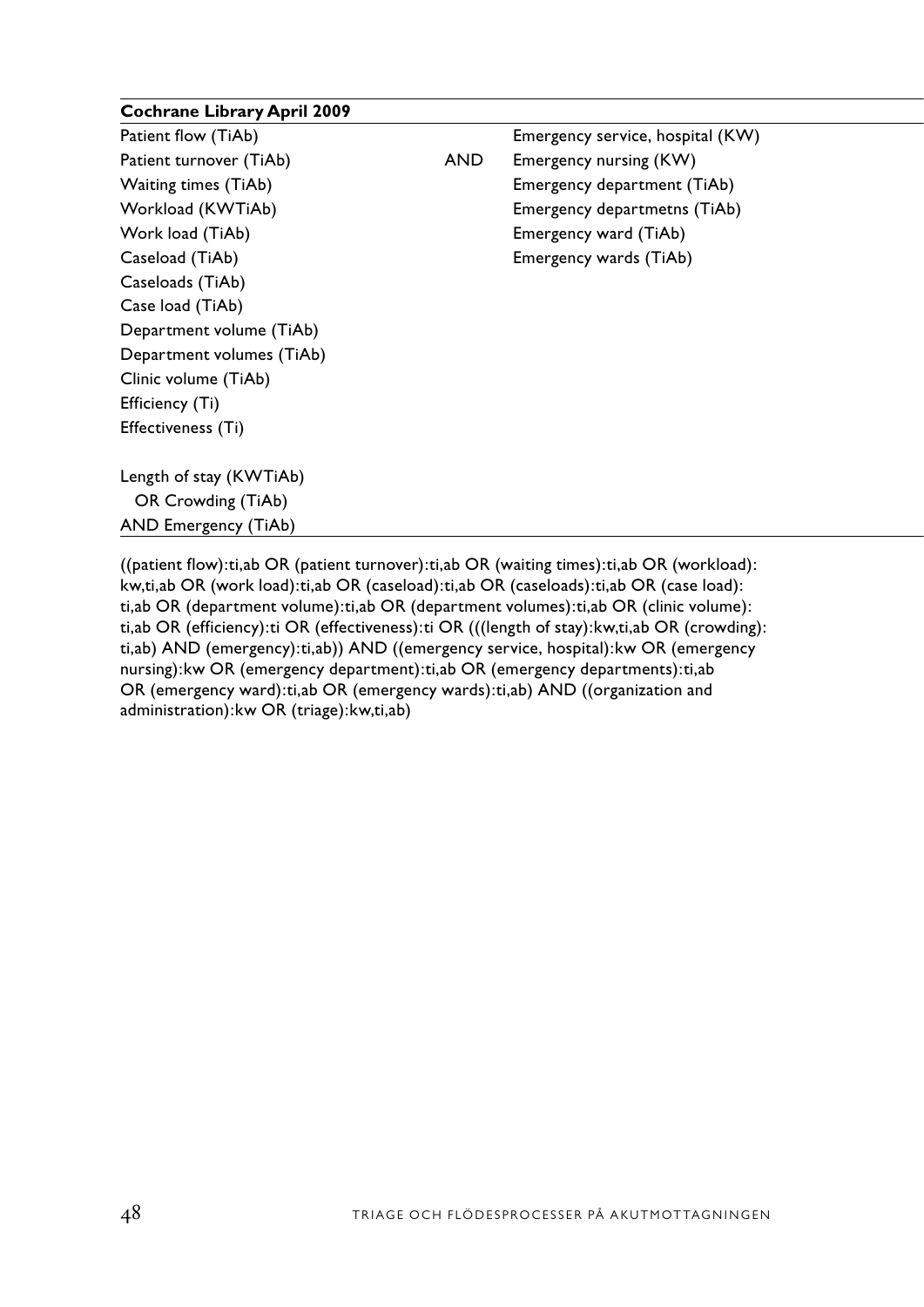| Cochrane Library April 2009 | | |
|---|---|---|
| Patient flow (TiAb) | | Emergency service, hospital (KW) |
| Patient turnover (TiAb) | AND | Emergency nursing (KW) |
| Waiting times (TiAb) | | Emergency department (TiAb) |
| Workload (KWTiAb) | | Emergency departmetns (TiAb) |
| Work load (TiAb) | | Emergency ward (TiAb) |
| Caseload (TiAb) | | Emergency wards (TiAb) |
| Caseloads (TiAb) | | |
| Case load (TiAb) | | |
| Department volume (TiAb) | | |
| Department volumes (TiAb) | | |
| Clinic volume (TiAb) | | |
| Efficiency (Ti) | | |
| Effectiveness (Ti) | | |
| | | |
| Length of stay (KWTiAb) | | |
| OR Crowding (TiAb) | | |
| AND Emergency (TiAb) | | |

((patient flow):ti,ab OR (patient turnover):ti,ab OR (waiting times):ti,ab OR (workload):kw,ti,ab OR (work load):ti,ab OR (caseload):ti,ab OR (caseloads):ti,ab OR (case load):ti,ab OR (department volume):ti,ab OR (department volumes):ti,ab OR (clinic volume):ti,ab OR (efficiency):ti OR (effectiveness):ti OR (((length of stay):kw,ti,ab OR (crowding):ti,ab) AND (emergency):ti,ab)) AND ((emergency service, hospital):kw OR (emergency nursing):kw OR (emergency department):ti,ab OR (emergency departments):ti,ab OR (emergency ward):ti,ab OR (emergency wards):ti,ab) AND ((organization and administration):kw OR (triage):kw,ti,ab)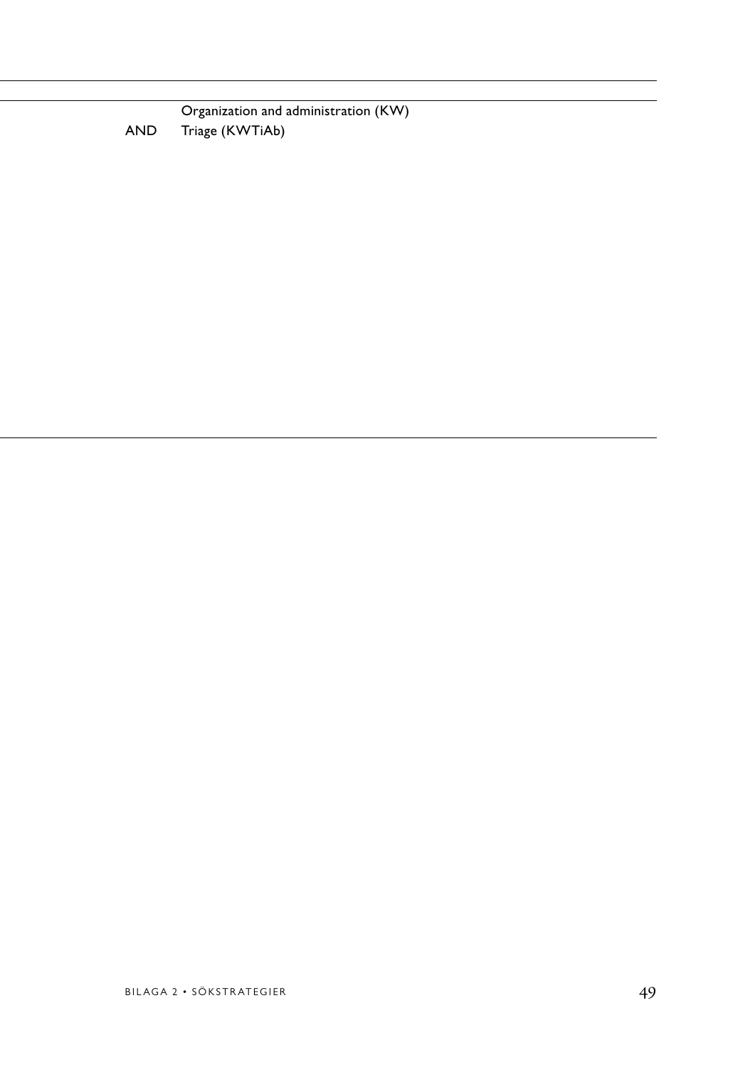| | |
|---|---|
| | Organization and administration (KW) |
| AND | Triage (KWTiAb) |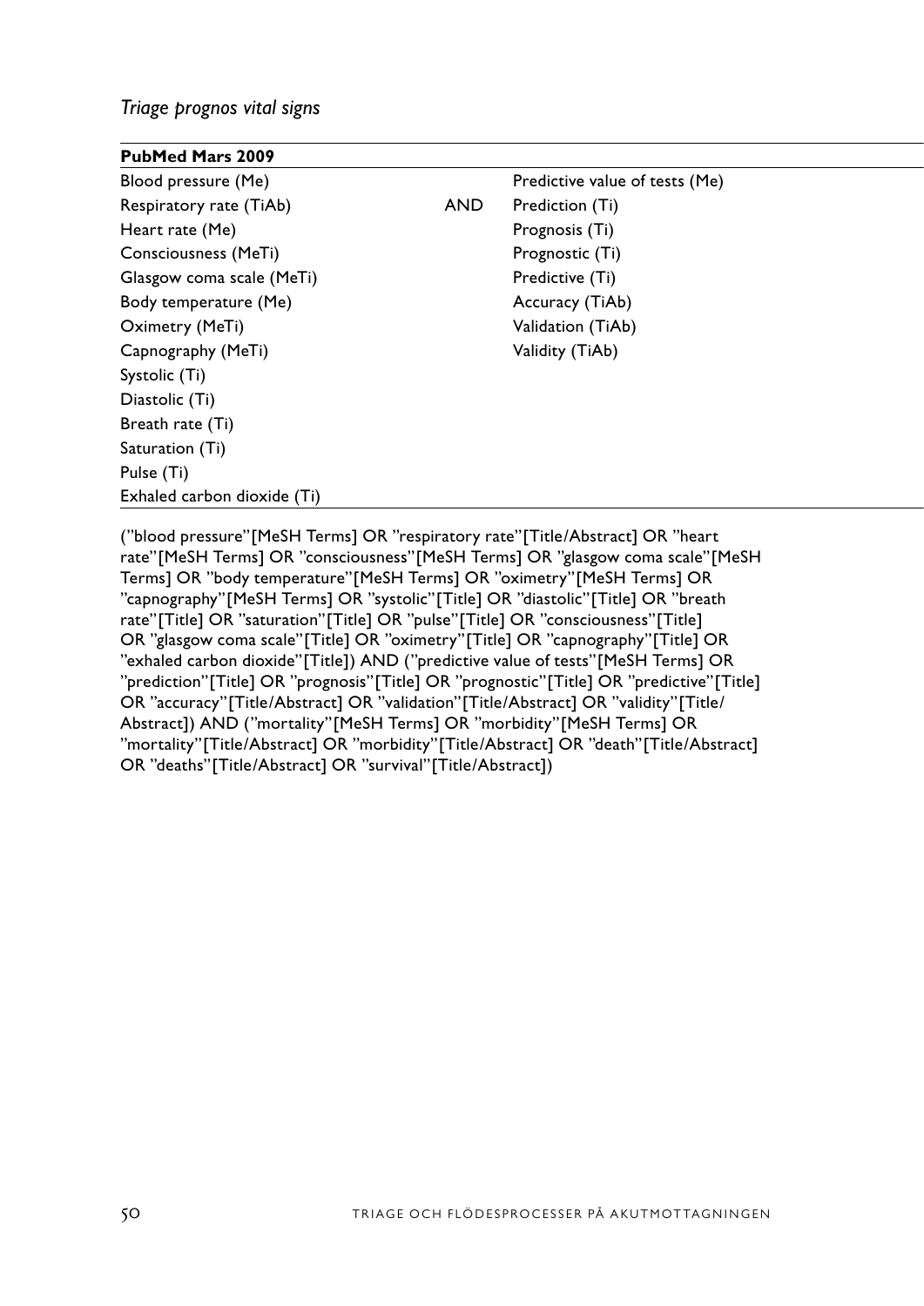*Triage prognos vital signs*

| PubMed Mars 2009 | | |
|---|---|---|
| Blood pressure (Me) | | Predictive value of tests (Me) |
| Respiratory rate (TiAb) | AND | Prediction (Ti) |
| Heart rate (Me) | | Prognosis (Ti) |
| Consciousness (MeTi) | | Prognostic (Ti) |
| Glasgow coma scale (MeTi) | | Predictive (Ti) |
| Body temperature (Me) | | Accuracy (TiAb) |
| Oximetry (MeTi) | | Validation (TiAb) |
| Capnography (MeTi) | | Validity (TiAb) |
| Systolic (Ti) | | |
| Diastolic (Ti) | | |
| Breath rate (Ti) | | |
| Saturation (Ti) | | |
| Pulse (Ti) | | |
| Exhaled carbon dioxide (Ti) | | |

(”blood pressure”[MeSH Terms] OR ”respiratory rate”[Title/Abstract] OR ”heart rate”[MeSH Terms] OR ”consciousness”[MeSH Terms] OR ”glasgow coma scale”[MeSH Terms] OR ”body temperature”[MeSH Terms] OR ”oximetry”[MeSH Terms] OR ”capnography”[MeSH Terms] OR ”systolic”[Title] OR ”diastolic”[Title] OR ”breath rate”[Title] OR ”saturation”[Title] OR ”pulse”[Title] OR ”consciousness”[Title] OR ”glasgow coma scale”[Title] OR ”oximetry”[Title] OR ”capnography”[Title] OR ”exhaled carbon dioxide”[Title]) AND (”predictive value of tests”[MeSH Terms] OR ”prediction”[Title] OR ”prognosis”[Title] OR ”prognostic”[Title] OR ”predictive”[Title] OR ”accuracy”[Title/Abstract] OR ”validation”[Title/Abstract] OR ”validity”[Title/Abstract]) AND (”mortality”[MeSH Terms] OR ”morbidity”[MeSH Terms] OR ”mortality”[Title/Abstract] OR ”morbidity”[Title/Abstract] OR ”death”[Title/Abstract] OR ”deaths”[Title/Abstract] OR ”survival”[Title/Abstract])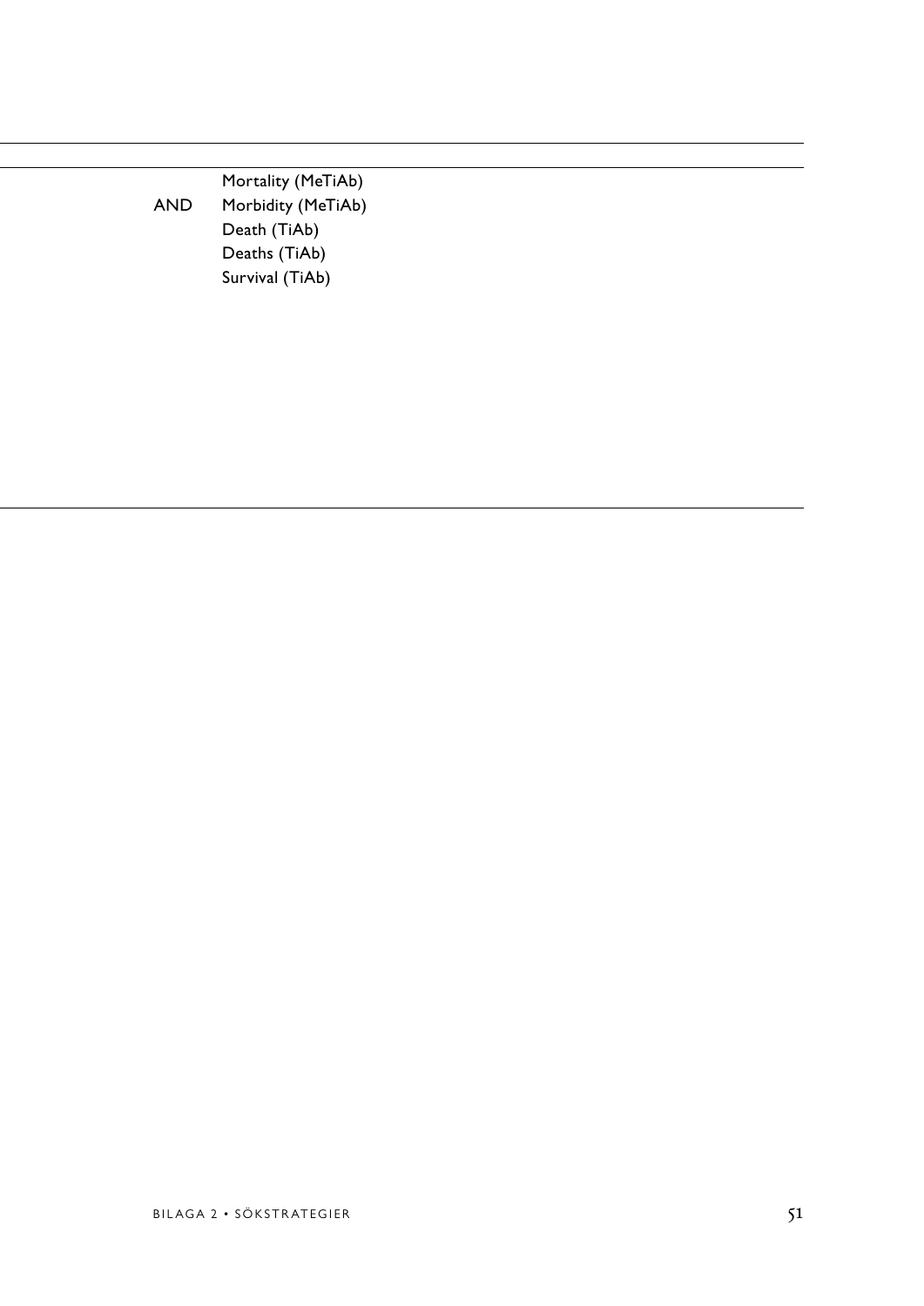| | |
|---|---|
| | Mortality (MeTiAb) |
| AND | Morbidity (MeTiAb) |
| | Death (TiAb) |
| | Deaths (TiAb) |
| | Survival (TiAb) |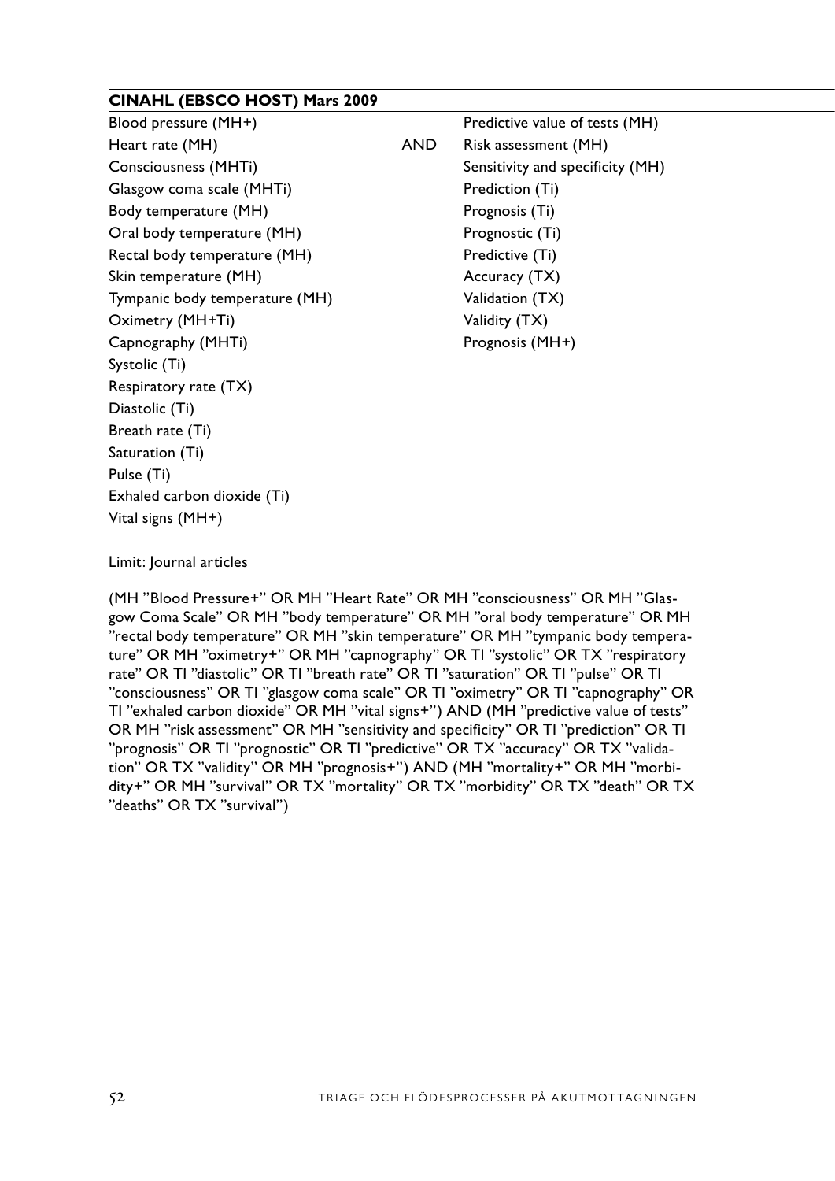**CINAHL (EBSCO HOST) Mars 2009**

| | | |
|---|---|---|
| Blood pressure (MH+) | | Predictive value of tests (MH) |
| Heart rate (MH) | AND | Risk assessment (MH) |
| Consciousness (MHTi) | | Sensitivity and specificity (MH) |
| Glasgow coma scale (MHTi) | | Prediction (Ti) |
| Body temperature (MH) | | Prognosis (Ti) |
| Oral body temperature (MH) | | Prognostic (Ti) |
| Rectal body temperature (MH) | | Predictive (Ti) |
| Skin temperature (MH) | | Accuracy (TX) |
| Tympanic body temperature (MH) | | Validation (TX) |
| Oximetry (MH+Ti) | | Validity (TX) |
| Capnography (MHTi) | | Prognosis (MH+) |
| Systolic (Ti) | | |
| Respiratory rate (TX) | | |
| Diastolic (Ti) | | |
| Breath rate (Ti) | | |
| Saturation (Ti) | | |
| Pulse (Ti) | | |
| Exhaled carbon dioxide (Ti) | | |
| Vital signs (MH+) | | |

Limit: Journal articles

(MH "Blood Pressure+" OR MH "Heart Rate" OR MH "consciousness" OR MH "Glasgow Coma Scale" OR MH "body temperature" OR MH "oral body temperature" OR MH "rectal body temperature" OR MH "skin temperature" OR MH "tympanic body temperature" OR MH "oximetry+" OR MH "capnography" OR TI "systolic" OR TX "respiratory rate" OR TI "diastolic" OR TI "breath rate" OR TI "saturation" OR TI "pulse" OR TI "consciousness" OR TI "glasgow coma scale" OR TI "oximetry" OR TI "capnography" OR TI "exhaled carbon dioxide" OR MH "vital signs+") AND (MH "predictive value of tests" OR MH "risk assessment" OR MH "sensitivity and specificity" OR TI "prediction" OR TI "prognosis" OR TI "prognostic" OR TI "predictive" OR TX "accuracy" OR TX "validation" OR TX "validity" OR MH "prognosis+") AND (MH "mortality+" OR MH "morbidity+" OR MH "survival" OR TX "mortality" OR TX "morbidity" OR TX "death" OR TX "deaths" OR TX "survival")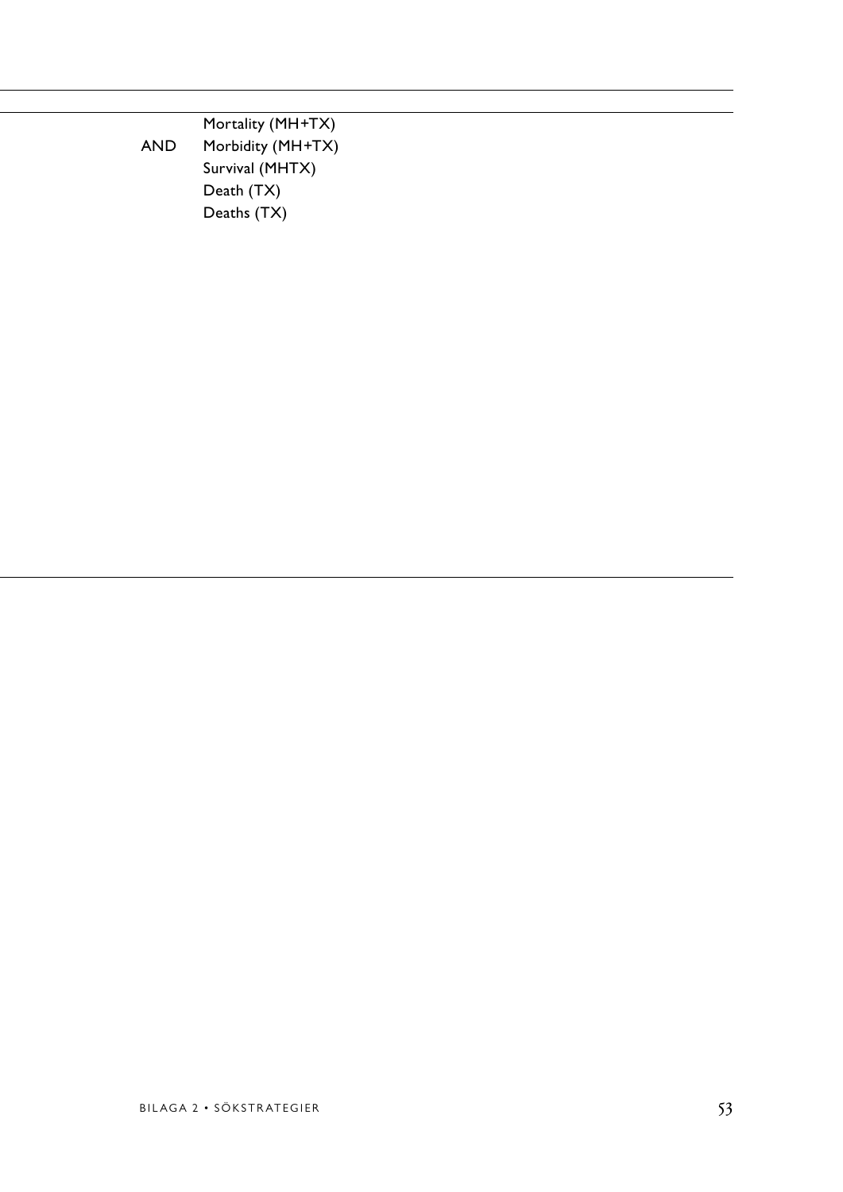| | |
|---|---|
| | Mortality (MH+TX) |
| AND | Morbidity (MH+TX) |
| | Survival (MHTX) |
| | Death (TX) |
| | Deaths (TX) |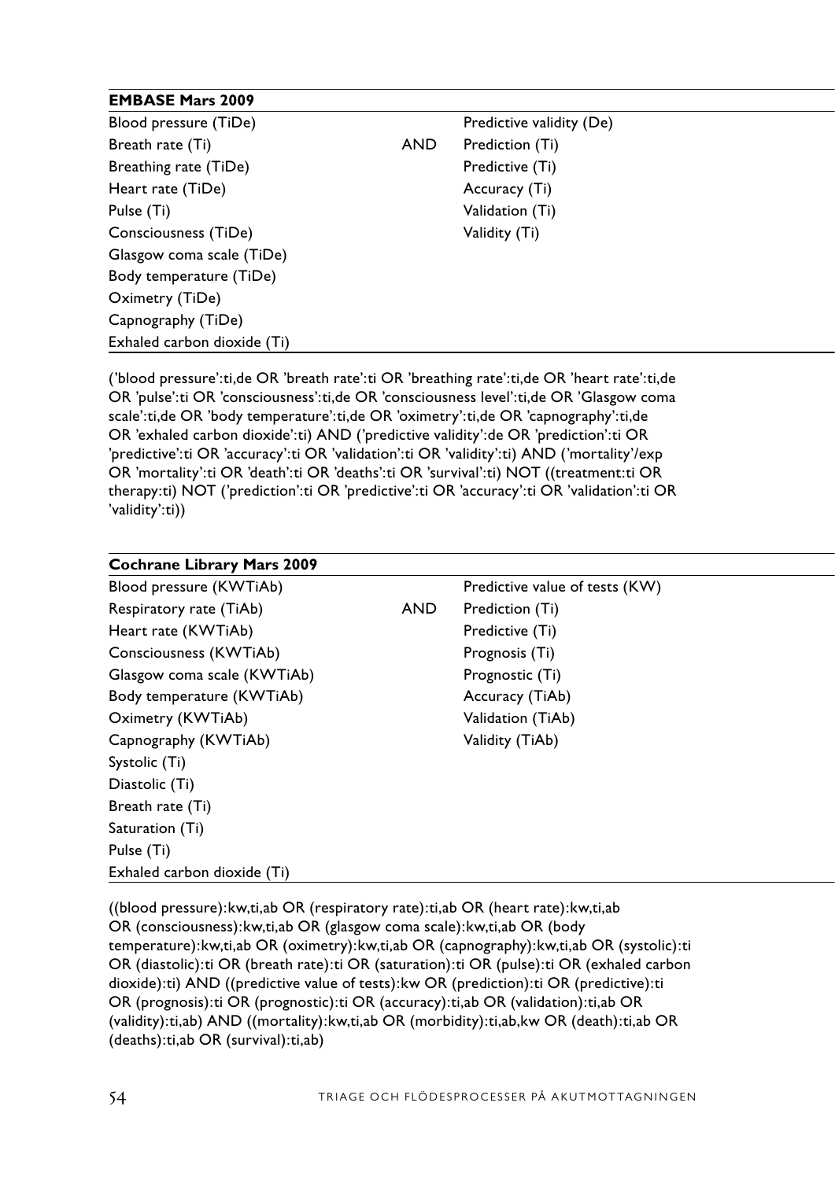| EMBASE Mars 2009 | | |
|---|---|---|
| Blood pressure (TiDe) | | Predictive validity (De) |
| Breath rate (Ti) | AND | Prediction (Ti) |
| Breathing rate (TiDe) | | Predictive (Ti) |
| Heart rate (TiDe) | | Accuracy (Ti) |
| Pulse (Ti) | | Validation (Ti) |
| Consciousness (TiDe) | | Validity (Ti) |
| Glasgow coma scale (TiDe) | | |
| Body temperature (TiDe) | | |
| Oximetry (TiDe) | | |
| Capnography (TiDe) | | |
| Exhaled carbon dioxide (Ti) | | |

('blood pressure':ti,de OR 'breath rate':ti OR 'breathing rate':ti,de OR 'heart rate':ti,de OR 'pulse':ti OR 'consciousness':ti,de OR 'consciousness level':ti,de OR 'Glasgow coma scale':ti,de OR 'body temperature':ti,de OR 'oximetry':ti,de OR 'capnography':ti,de OR 'exhaled carbon dioxide':ti) AND ('predictive validity':de OR 'prediction':ti OR 'predictive':ti OR 'accuracy':ti OR 'validation':ti OR 'validity':ti) AND ('mortality'/exp OR 'mortality':ti OR 'death':ti OR 'deaths':ti OR 'survival':ti) NOT ((treatment:ti OR therapy:ti) NOT ('prediction':ti OR 'predictive':ti OR 'accuracy':ti OR 'validation':ti OR 'validity':ti))

| Cochrane Library Mars 2009 | | |
|---|---|---|
| Blood pressure (KWTiAb) | | Predictive value of tests (KW) |
| Respiratory rate (TiAb) | AND | Prediction (Ti) |
| Heart rate (KWTiAb) | | Predictive (Ti) |
| Consciousness (KWTiAb) | | Prognosis (Ti) |
| Glasgow coma scale (KWTiAb) | | Prognostic (Ti) |
| Body temperature (KWTiAb) | | Accuracy (TiAb) |
| Oximetry (KWTiAb) | | Validation (TiAb) |
| Capnography (KWTiAb) | | Validity (TiAb) |
| Systolic (Ti) | | |
| Diastolic (Ti) | | |
| Breath rate (Ti) | | |
| Saturation (Ti) | | |
| Pulse (Ti) | | |
| Exhaled carbon dioxide (Ti) | | |

((blood pressure):kw,ti,ab OR (respiratory rate):ti,ab OR (heart rate):kw,ti,ab OR (consciousness):kw,ti,ab OR (glasgow coma scale):kw,ti,ab OR (body temperature):kw,ti,ab OR (oximetry):kw,ti,ab OR (capnography):kw,ti,ab OR (systolic):ti OR (diastolic):ti OR (breath rate):ti OR (saturation):ti OR (pulse):ti OR (exhaled carbon dioxide):ti) AND ((predictive value of tests):kw OR (prediction):ti OR (predictive):ti OR (prognosis):ti OR (prognostic):ti OR (accuracy):ti,ab OR (validation):ti,ab OR (validity):ti,ab) AND ((mortality):kw,ti,ab OR (morbidity):ti,ab,kw OR (death):ti,ab OR (deaths):ti,ab OR (survival):ti,ab)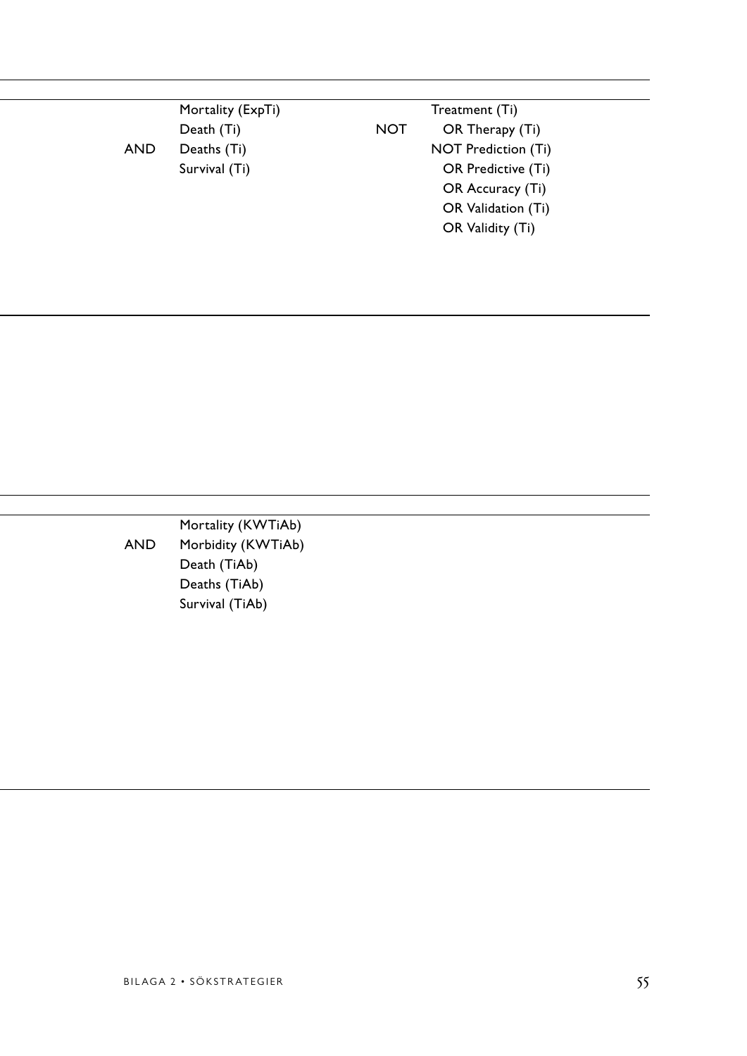| | | | |
|---|---|---|---|
| AND | Mortality (ExpTi)<br>Death (Ti)<br>Deaths (Ti)<br>Survival (Ti) | NOT | Treatment (Ti)<br>OR Therapy (Ti)<br>NOT Prediction (Ti)<br>OR Predictive (Ti)<br>OR Accuracy (Ti)<br>OR Validation (Ti)<br>OR Validity (Ti) |

| | |
|---|---|
| AND | Mortality (KWTiAb)<br>Morbidity (KWTiAb)<br>Death (TiAb)<br>Deaths (TiAb)<br>Survival (TiAb) |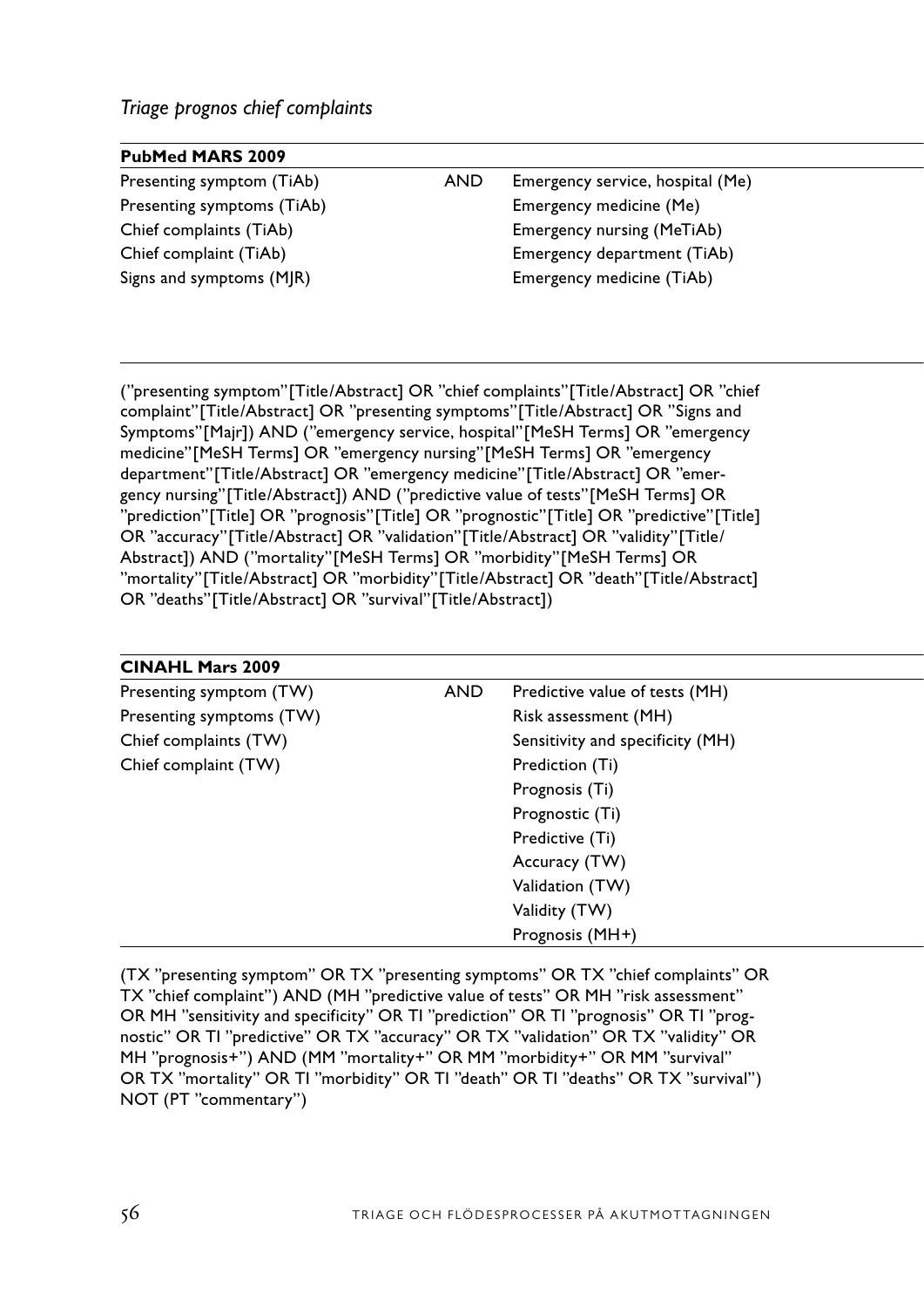*Triage prognos chief complaints*

| **PubMed MARS 2009** | | |
|---|---|---|
| Presenting symptom (TiAb) | AND | Emergency service, hospital (Me) |
| Presenting symptoms (TiAb) | | Emergency medicine (Me) |
| Chief complaints (TiAb) | | Emergency nursing (MeTiAb) |
| Chief complaint (TiAb) | | Emergency department (TiAb) |
| Signs and symptoms (MJR) | | Emergency medicine (TiAb) |

(”presenting symptom”[Title/Abstract] OR ”chief complaints”[Title/Abstract] OR ”chief complaint”[Title/Abstract] OR ”presenting symptoms”[Title/Abstract] OR ”Signs and Symptoms”[Majr]) AND (”emergency service, hospital”[MeSH Terms] OR ”emergency medicine”[MeSH Terms] OR ”emergency nursing”[MeSH Terms] OR ”emergency department”[Title/Abstract] OR ”emergency medicine”[Title/Abstract] OR ”emergency nursing”[Title/Abstract]) AND (”predictive value of tests”[MeSH Terms] OR ”prediction”[Title] OR ”prognosis”[Title] OR ”prognostic”[Title] OR ”predictive”[Title] OR ”accuracy”[Title/Abstract] OR ”validation”[Title/Abstract] OR ”validity”[Title/Abstract]) AND (”mortality”[MeSH Terms] OR ”morbidity”[MeSH Terms] OR ”mortality”[Title/Abstract] OR ”morbidity”[Title/Abstract] OR ”death”[Title/Abstract] OR ”deaths”[Title/Abstract] OR ”survival”[Title/Abstract])

| **CINAHL Mars 2009** | | |
|---|---|---|
| Presenting symptom (TW) | AND | Predictive value of tests (MH) |
| Presenting symptoms (TW) | | Risk assessment (MH) |
| Chief complaints (TW) | | Sensitivity and specificity (MH) |
| Chief complaint (TW) | | Prediction (Ti) |
| | | Prognosis (Ti) |
| | | Prognostic (Ti) |
| | | Predictive (Ti) |
| | | Accuracy (TW) |
| | | Validation (TW) |
| | | Validity (TW) |
| | | Prognosis (MH+) |

(TX ”presenting symptom” OR TX ”presenting symptoms” OR TX ”chief complaints” OR TX ”chief complaint”) AND (MH ”predictive value of tests” OR MH ”risk assessment” OR MH ”sensitivity and specificity” OR TI ”prediction” OR TI ”prognosis” OR TI ”prognostic” OR TI ”predictive” OR TX ”accuracy” OR TX ”validation” OR TX ”validity” OR MH ”prognosis+”) AND (MM ”mortality+” OR MM ”morbidity+” OR MM ”survival” OR TX ”mortality” OR TI ”morbidity” OR TI ”death” OR TI ”deaths” OR TX ”survival”) NOT (PT ”commentary”)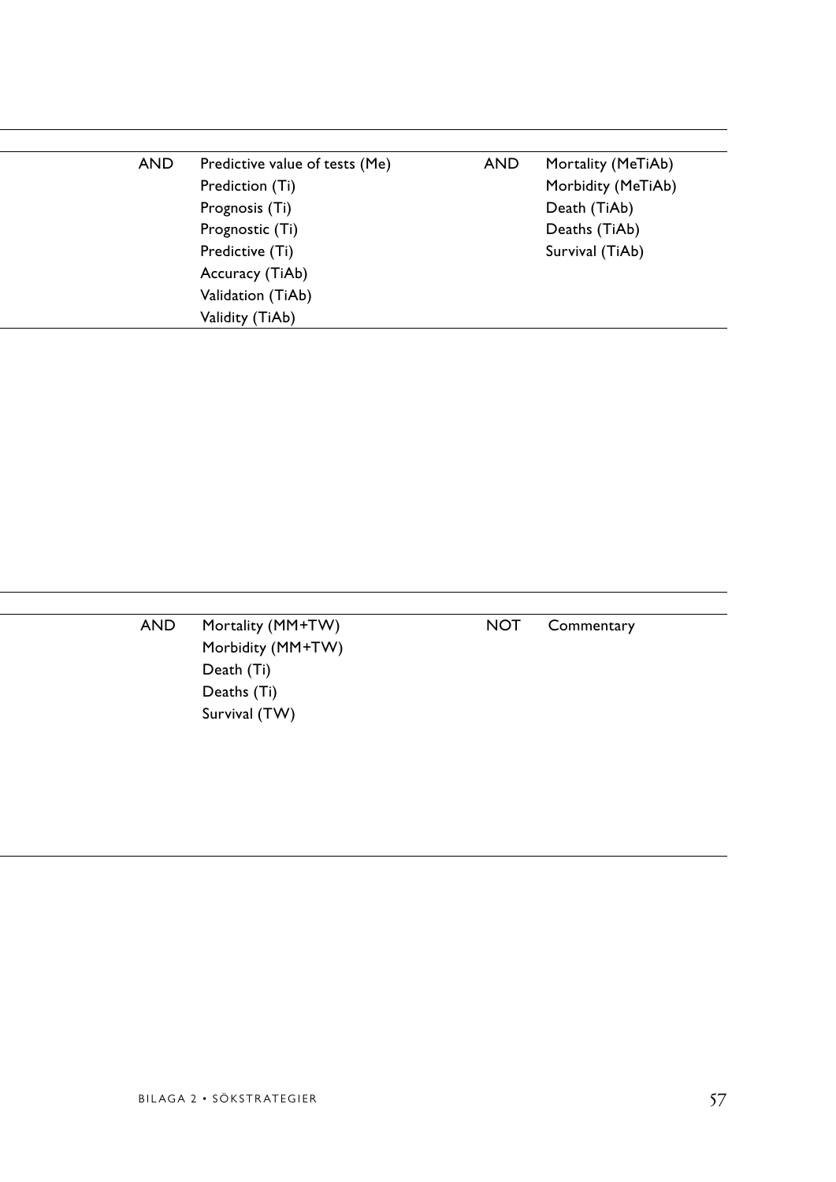| | | | |
|---|---|---|---|
| AND | Predictive value of tests (Me)<br>Prediction (Ti)<br>Prognosis (Ti)<br>Prognostic (Ti)<br>Predictive (Ti)<br>Accuracy (TiAb)<br>Validation (TiAb)<br>Validity (TiAb) | AND | Mortality (MeTiAb)<br>Morbidity (MeTiAb)<br>Death (TiAb)<br>Deaths (TiAb)<br>Survival (TiAb) |

| | | | |
|---|---|---|---|
| AND | Mortality (MM+TW)<br>Morbidity (MM+TW)<br>Death (Ti)<br>Deaths (Ti)<br>Survival (TW) | NOT | Commentary |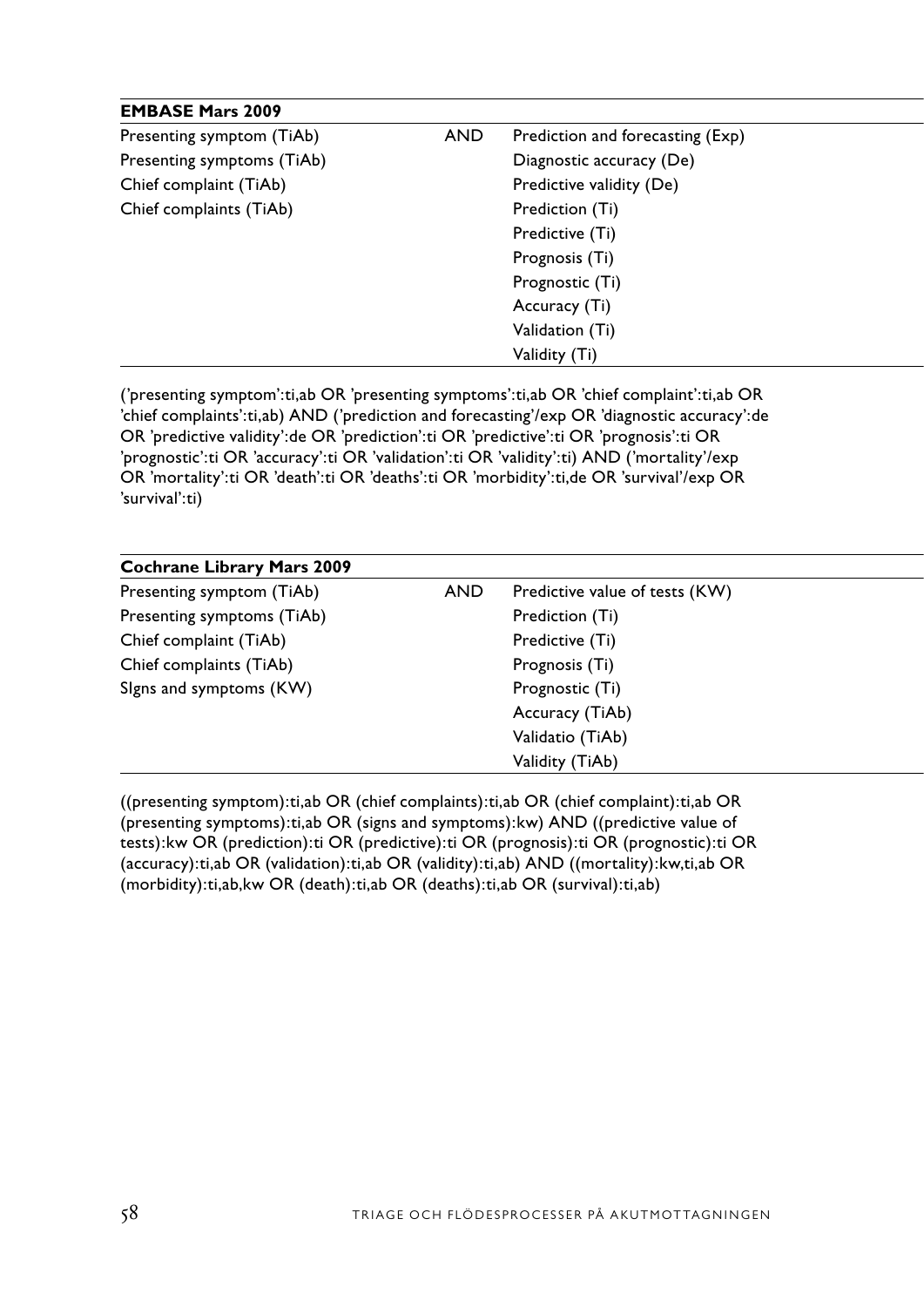| EMBASE Mars 2009 | | |
|---|---|---|
| Presenting symptom (TiAb) | AND | Prediction and forecasting (Exp) |
| Presenting symptoms (TiAb) | | Diagnostic accuracy (De) |
| Chief complaint (TiAb) | | Predictive validity (De) |
| Chief complaints (TiAb) | | Prediction (Ti) |
| | | Predictive (Ti) |
| | | Prognosis (Ti) |
| | | Prognostic (Ti) |
| | | Accuracy (Ti) |
| | | Validation (Ti) |
| | | Validity (Ti) |

('presenting symptom':ti,ab OR 'presenting symptoms':ti,ab OR 'chief complaint':ti,ab OR 'chief complaints':ti,ab) AND ('prediction and forecasting'/exp OR 'diagnostic accuracy':de OR 'predictive validity':de OR 'prediction':ti OR 'predictive':ti OR 'prognosis':ti OR 'prognostic':ti OR 'accuracy':ti OR 'validation':ti OR 'validity':ti) AND ('mortality'/exp OR 'mortality':ti OR 'death':ti OR 'deaths':ti OR 'morbidity':ti,de OR 'survival'/exp OR 'survival':ti)

| Cochrane Library Mars 2009 | | |
|---|---|---|
| Presenting symptom (TiAb) | AND | Predictive value of tests (KW) |
| Presenting symptoms (TiAb) | | Prediction (Ti) |
| Chief complaint (TiAb) | | Predictive (Ti) |
| Chief complaints (TiAb) | | Prognosis (Ti) |
| SIgns and symptoms (KW) | | Prognostic (Ti) |
| | | Accuracy (TiAb) |
| | | Validatio (TiAb) |
| | | Validity (TiAb) |

((presenting symptom):ti,ab OR (chief complaints):ti,ab OR (chief complaint):ti,ab OR (presenting symptoms):ti,ab OR (signs and symptoms):kw) AND ((predictive value of tests):kw OR (prediction):ti OR (predictive):ti OR (prognosis):ti OR (prognostic):ti OR (accuracy):ti,ab OR (validation):ti,ab OR (validity):ti,ab) AND ((mortality):kw,ti,ab OR (morbidity):ti,ab,kw OR (death):ti,ab OR (deaths):ti,ab OR (survival):ti,ab)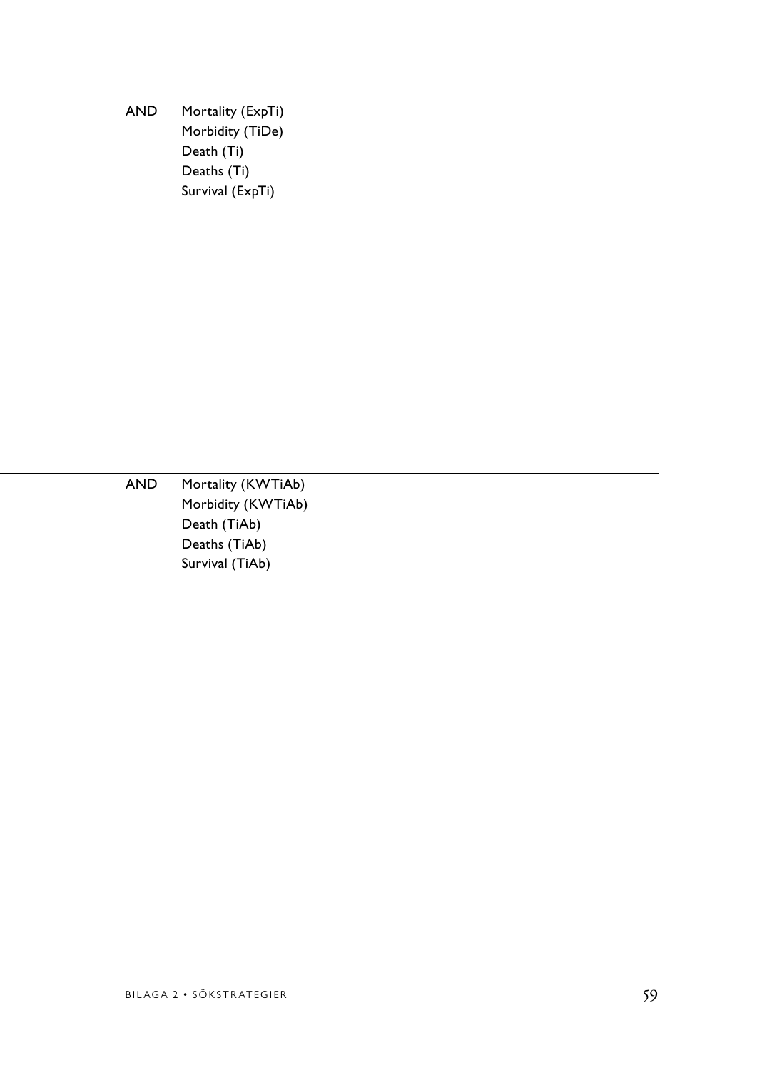| | | |
|---|---|---|
| | AND | Mortality (ExpTi)<br>Morbidity (TiDe)<br>Death (Ti)<br>Deaths (Ti)<br>Survival (ExpTi) |

| | | |
|---|---|---|
| | AND | Mortality (KWTiAb)<br>Morbidity (KWTiAb)<br>Death (TiAb)<br>Deaths (TiAb)<br>Survival (TiAb) |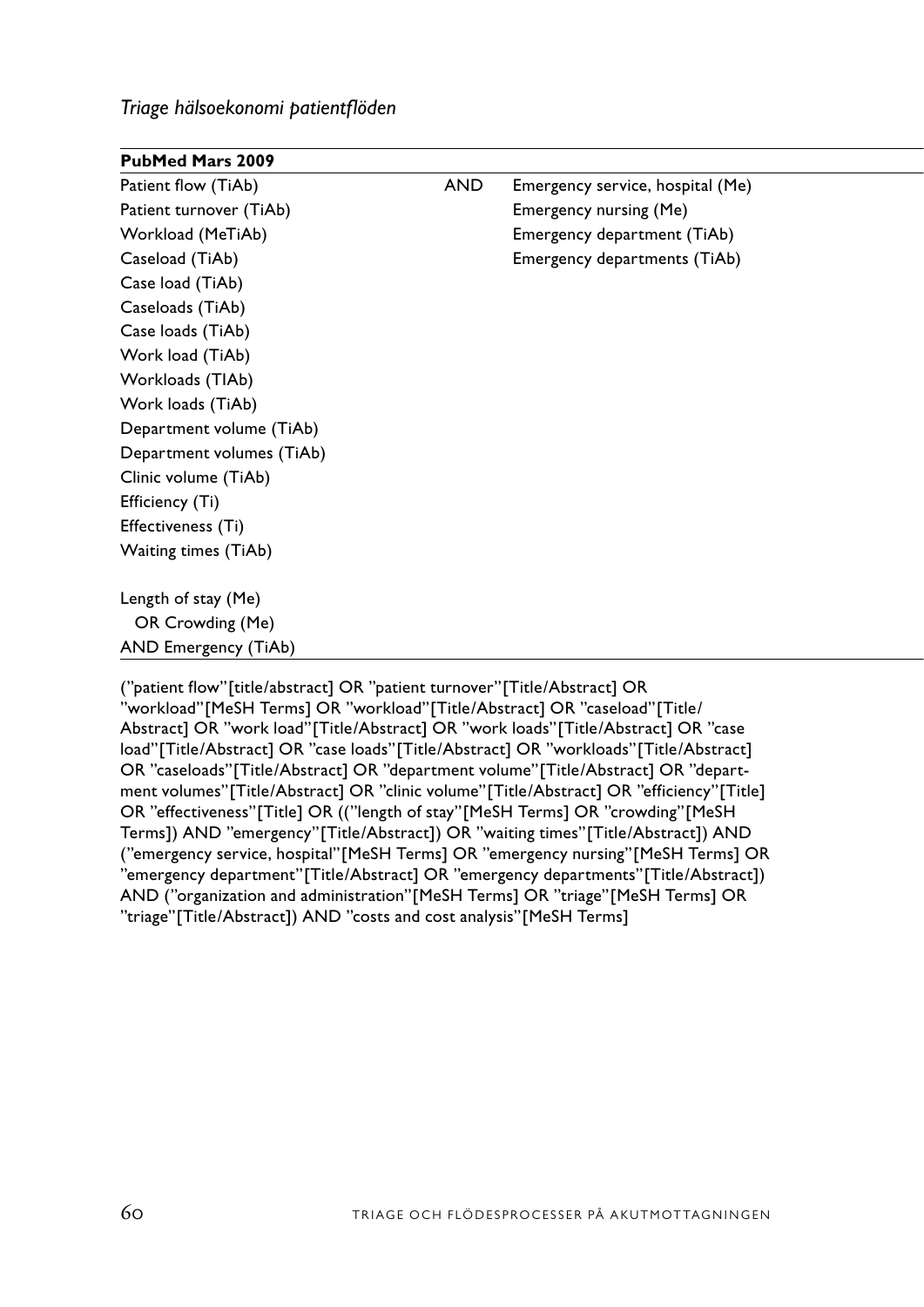*Triage hälsoekonomi patientflöden*

| **PubMed Mars 2009** | | |
|---|---|---|
| Patient flow (TiAb) | AND | Emergency service, hospital (Me) |
| Patient turnover (TiAb) | | Emergency nursing (Me) |
| Workload (MeTiAb) | | Emergency department (TiAb) |
| Caseload (TiAb) | | Emergency departments (TiAb) |
| Case load (TiAb) | | |
| Caseloads (TiAb) | | |
| Case loads (TiAb) | | |
| Work load (TiAb) | | |
| Workloads (TIAb) | | |
| Work loads (TiAb) | | |
| Department volume (TiAb) | | |
| Department volumes (TiAb) | | |
| Clinic volume (TiAb) | | |
| Efficiency (Ti) | | |
| Effectiveness (Ti) | | |
| Waiting times (TiAb) | | |
| | | |
| Length of stay (Me) | | |
| OR Crowding (Me) | | |
| AND Emergency (TiAb) | | |

("patient flow"[title/abstract] OR "patient turnover"[Title/Abstract] OR "workload"[MeSH Terms] OR "workload"[Title/Abstract] OR "caseload"[Title/Abstract] OR "work load"[Title/Abstract] OR "work loads"[Title/Abstract] OR "case load"[Title/Abstract] OR "case loads"[Title/Abstract] OR "workloads"[Title/Abstract] OR "caseloads"[Title/Abstract] OR "department volume"[Title/Abstract] OR "department volumes"[Title/Abstract] OR "clinic volume"[Title/Abstract] OR "efficiency"[Title] OR "effectiveness"[Title] OR (("length of stay"[MeSH Terms] OR "crowding"[MeSH Terms]) AND "emergency"[Title/Abstract]) OR "waiting times"[Title/Abstract]) AND ("emergency service, hospital"[MeSH Terms] OR "emergency nursing"[MeSH Terms] OR "emergency department"[Title/Abstract] OR "emergency departments"[Title/Abstract]) AND ("organization and administration"[MeSH Terms] OR "triage"[MeSH Terms] OR "triage"[Title/Abstract]) AND "costs and cost analysis"[MeSH Terms]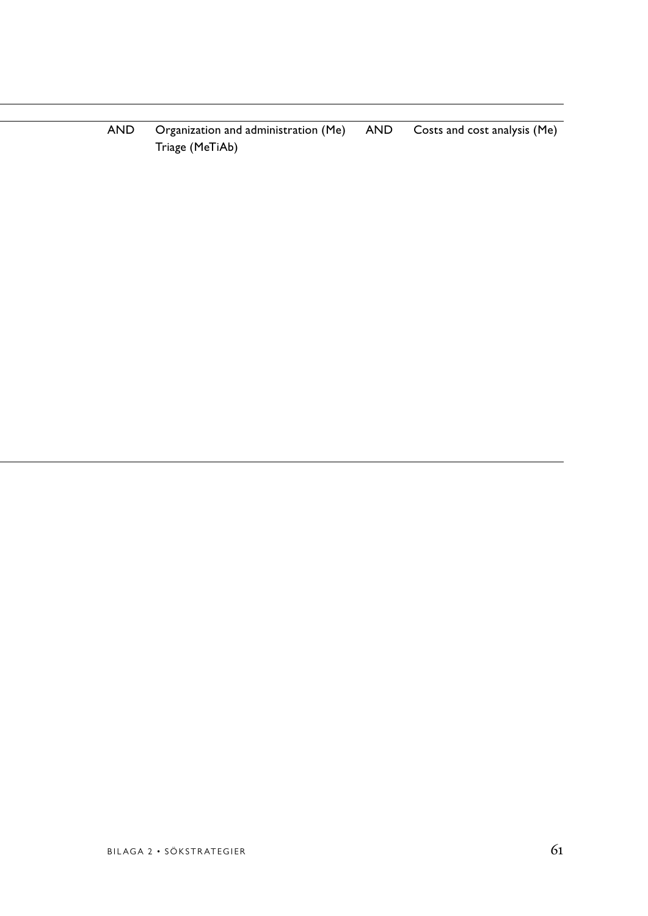| | | | | |
|---|---|---|---|---|
| | AND | Organization and administration (Me)<br>Triage (MeTiAb) | AND | Costs and cost analysis (Me) |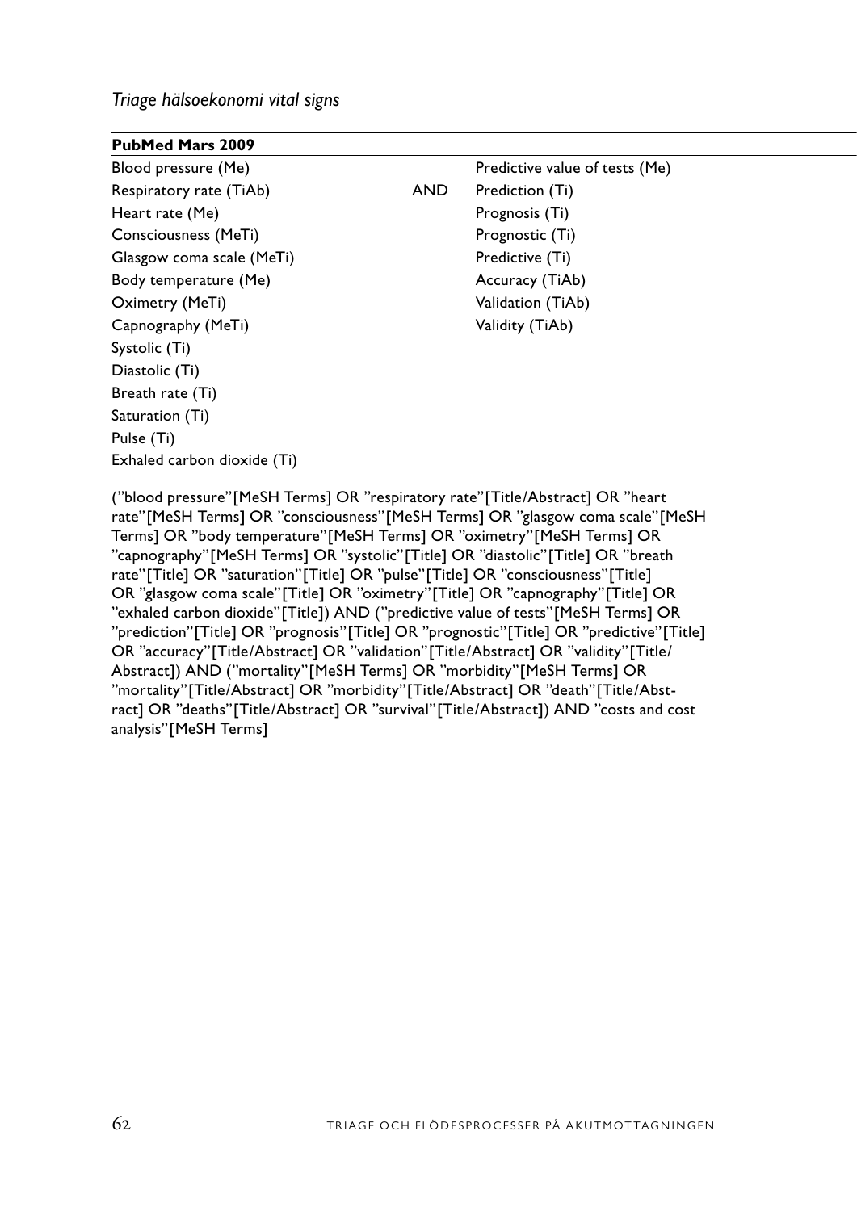*Triage hälsoekonomi vital signs*

| PubMed Mars 2009 | | |
|---|---|---|
| Blood pressure (Me) | | Predictive value of tests (Me) |
| Respiratory rate (TiAb) | AND | Prediction (Ti) |
| Heart rate (Me) | | Prognosis (Ti) |
| Consciousness (MeTi) | | Prognostic (Ti) |
| Glasgow coma scale (MeTi) | | Predictive (Ti) |
| Body temperature (Me) | | Accuracy (TiAb) |
| Oximetry (MeTi) | | Validation (TiAb) |
| Capnography (MeTi) | | Validity (TiAb) |
| Systolic (Ti) | | |
| Diastolic (Ti) | | |
| Breath rate (Ti) | | |
| Saturation (Ti) | | |
| Pulse (Ti) | | |
| Exhaled carbon dioxide (Ti) | | |

(”blood pressure”[MeSH Terms] OR ”respiratory rate”[Title/Abstract] OR ”heart rate”[MeSH Terms] OR ”consciousness”[MeSH Terms] OR ”glasgow coma scale”[MeSH Terms] OR ”body temperature”[MeSH Terms] OR ”oximetry”[MeSH Terms] OR ”capnography”[MeSH Terms] OR ”systolic”[Title] OR ”diastolic”[Title] OR ”breath rate”[Title] OR ”saturation”[Title] OR ”pulse”[Title] OR ”consciousness”[Title] OR ”glasgow coma scale”[Title] OR ”oximetry”[Title] OR ”capnography”[Title] OR ”exhaled carbon dioxide”[Title]) AND (”predictive value of tests”[MeSH Terms] OR ”prediction”[Title] OR ”prognosis”[Title] OR ”prognostic”[Title] OR ”predictive”[Title] OR ”accuracy”[Title/Abstract] OR ”validation”[Title/Abstract] OR ”validity”[Title/Abstract]) AND (”mortality”[MeSH Terms] OR ”morbidity”[MeSH Terms] OR ”mortality”[Title/Abstract] OR ”morbidity”[Title/Abstract] OR ”death”[Title/Abstract] OR ”deaths”[Title/Abstract] OR ”survival”[Title/Abstract]) AND ”costs and cost analysis”[MeSH Terms]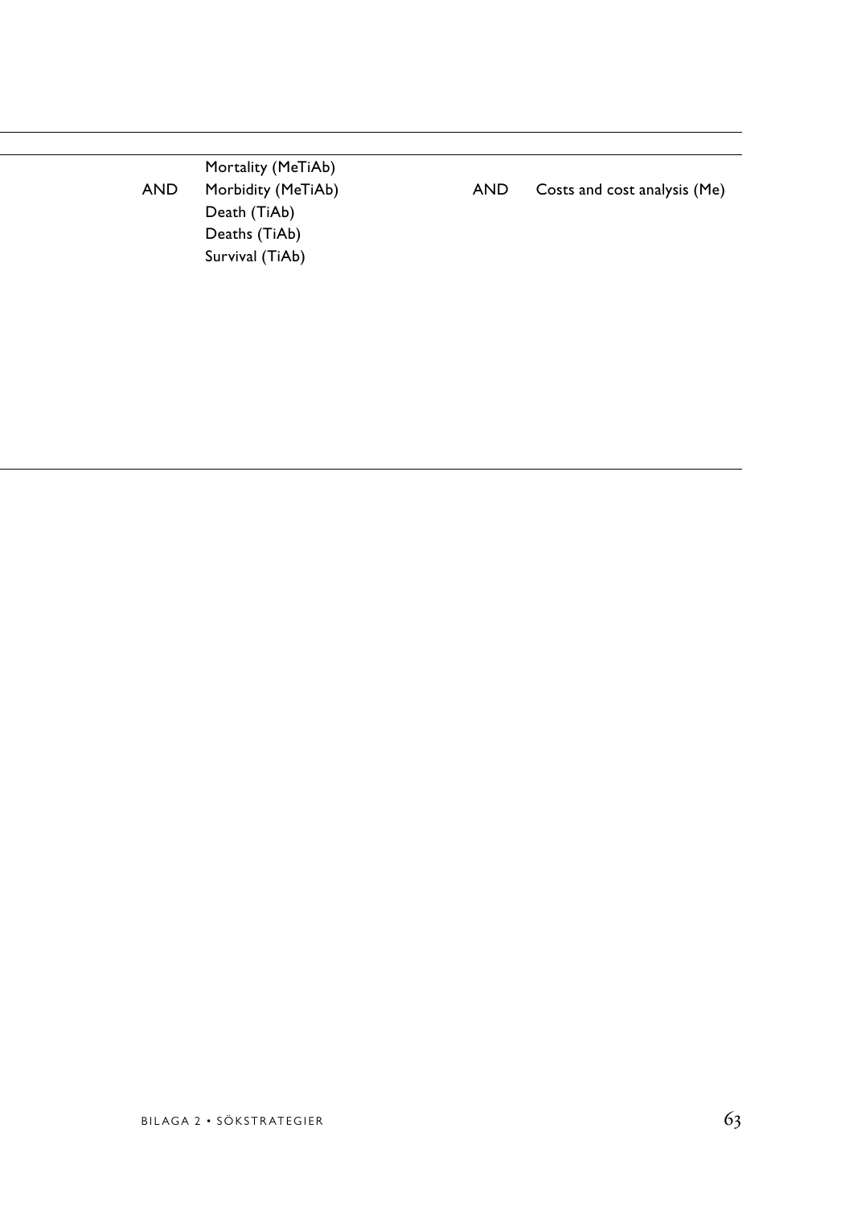| | | | |
|---|---|---|---|
| | Mortality (MeTiAb) | | |
| AND | Morbidity (MeTiAb) | AND | Costs and cost analysis (Me) |
| | Death (TiAb) | | |
| | Deaths (TiAb) | | |
| | Survival (TiAb) | | |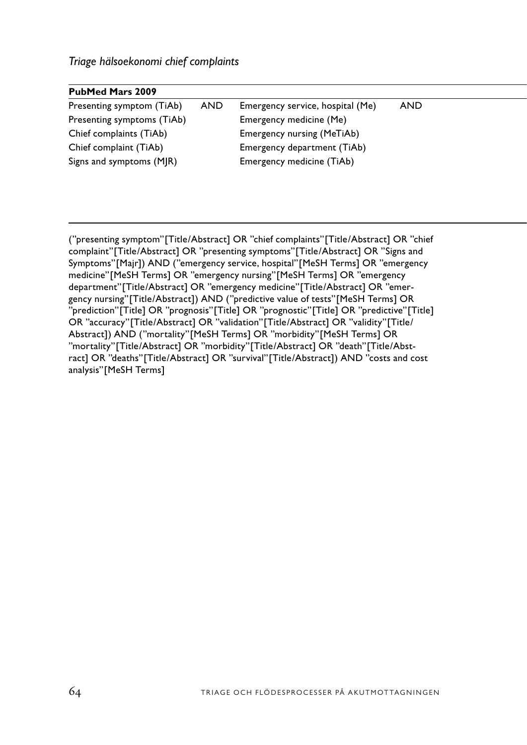*Triage hälsoekonomi chief complaints*

| PubMed Mars 2009 | | | |
|---|---|---|---|
| Presenting symptom (TiAb) | AND | Emergency service, hospital (Me) | AND |
| Presenting symptoms (TiAb) | | Emergency medicine (Me) | |
| Chief complaints (TiAb) | | Emergency nursing (MeTiAb) | |
| Chief complaint (TiAb) | | Emergency department (TiAb) | |
| Signs and symptoms (MJR) | | Emergency medicine (TiAb) | |

(”presenting symptom”[Title/Abstract] OR ”chief complaints”[Title/Abstract] OR ”chief complaint”[Title/Abstract] OR ”presenting symptoms”[Title/Abstract] OR ”Signs and Symptoms”[Majr]) AND (”emergency service, hospital”[MeSH Terms] OR ”emergency medicine”[MeSH Terms] OR ”emergency nursing”[MeSH Terms] OR ”emergency department”[Title/Abstract] OR ”emergency medicine”[Title/Abstract] OR ”emergency nursing”[Title/Abstract]) AND (”predictive value of tests”[MeSH Terms] OR ”prediction”[Title] OR ”prognosis”[Title] OR ”prognostic”[Title] OR ”predictive”[Title] OR ”accuracy”[Title/Abstract] OR ”validation”[Title/Abstract] OR ”validity”[Title/Abstract]) AND (”mortality”[MeSH Terms] OR ”morbidity”[MeSH Terms] OR ”mortality”[Title/Abstract] OR ”morbidity”[Title/Abstract] OR ”death”[Title/Abstract] OR ”deaths”[Title/Abstract] OR ”survival”[Title/Abstract]) AND ”costs and cost analysis”[MeSH Terms]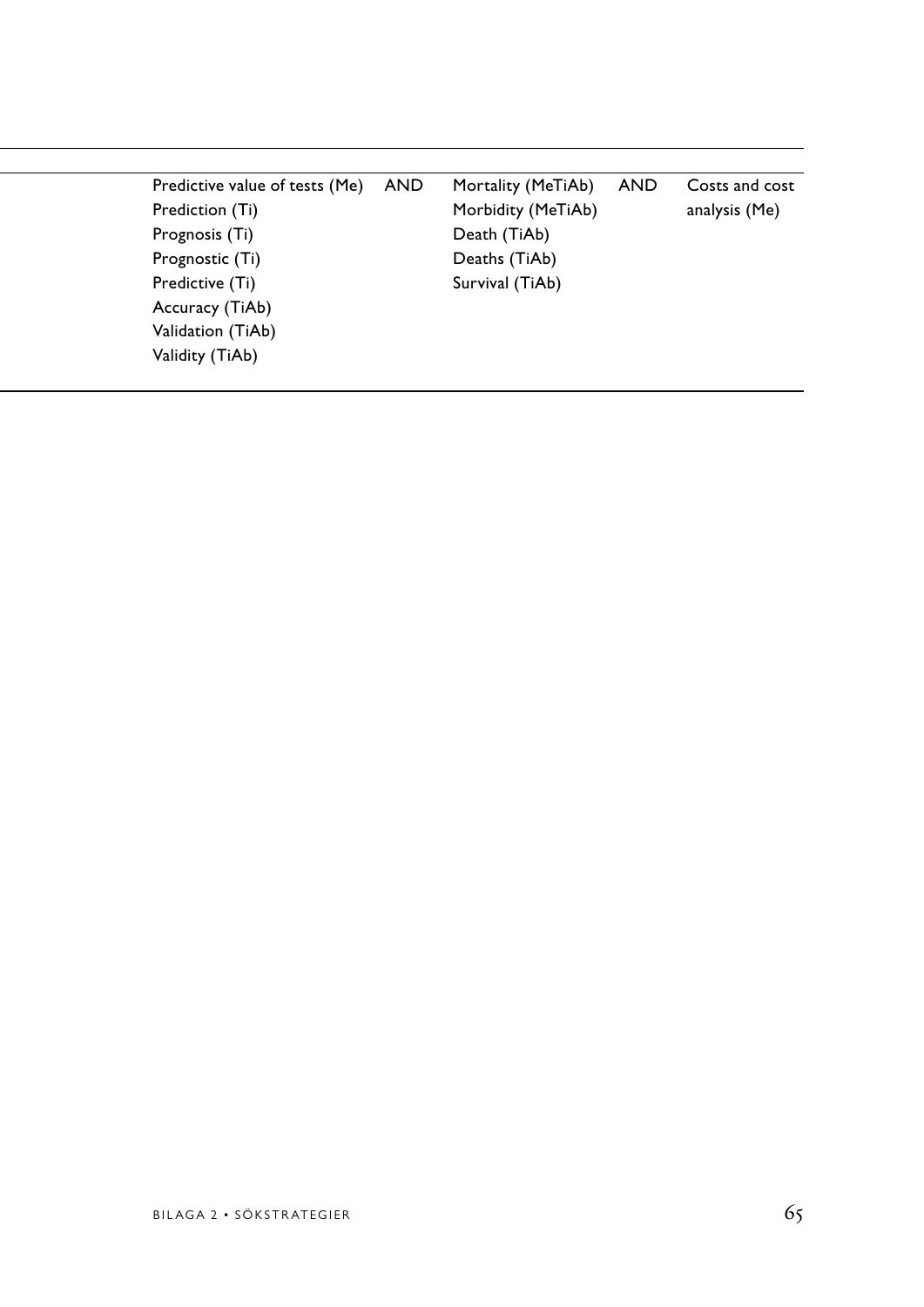| | | | | |
|---|---|---|---|---|
| | Predictive value of tests (Me)<br>Prediction (Ti)<br>Prognosis (Ti)<br>Prognostic (Ti)<br>Predictive (Ti)<br>Accuracy (TiAb)<br>Validation (TiAb)<br>Validity (TiAb) | AND | Mortality (MeTiAb)<br>Morbidity (MeTiAb)<br>Death (TiAb)<br>Deaths (TiAb)<br>Survival (TiAb) | AND | Costs and cost analysis (Me) |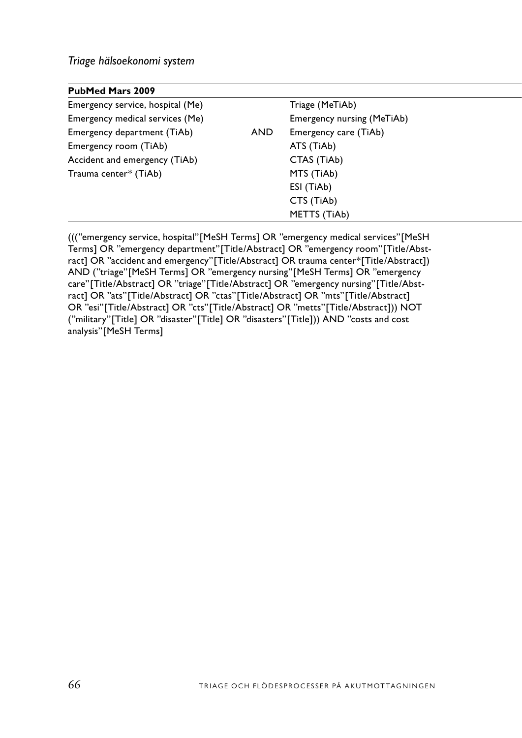*Triage hälsoekonomi system*

| PubMed Mars 2009 | | |
|---|---|---|
| Emergency service, hospital (Me) | | Triage (MeTiAb) |
| Emergency medical services (Me) | | Emergency nursing (MeTiAb) |
| Emergency department (TiAb) | AND | Emergency care (TiAb) |
| Emergency room (TiAb) | | ATS (TiAb) |
| Accident and emergency (TiAb) | | CTAS (TiAb) |
| Trauma center* (TiAb) | | MTS (TiAb) |
| | | ESI (TiAb) |
| | | CTS (TiAb) |
| | | METTS (TiAb) |

(((”emergency service, hospital”[MeSH Terms] OR ”emergency medical services”[MeSH Terms] OR ”emergency department”[Title/Abstract] OR ”emergency room”[Title/Abstract] OR ”accident and emergency”[Title/Abstract] OR trauma center*[Title/Abstract]) AND (”triage”[MeSH Terms] OR ”emergency nursing”[MeSH Terms] OR ”emergency care”[Title/Abstract] OR ”triage”[Title/Abstract] OR ”emergency nursing”[Title/Abstract] OR ”ats”[Title/Abstract] OR ”ctas”[Title/Abstract] OR ”mts”[Title/Abstract] OR ”esi”[Title/Abstract] OR ”cts”[Title/Abstract] OR ”metts”[Title/Abstract])) NOT (”military”[Title] OR ”disaster”[Title] OR ”disasters”[Title])) AND ”costs and cost analysis”[MeSH Terms]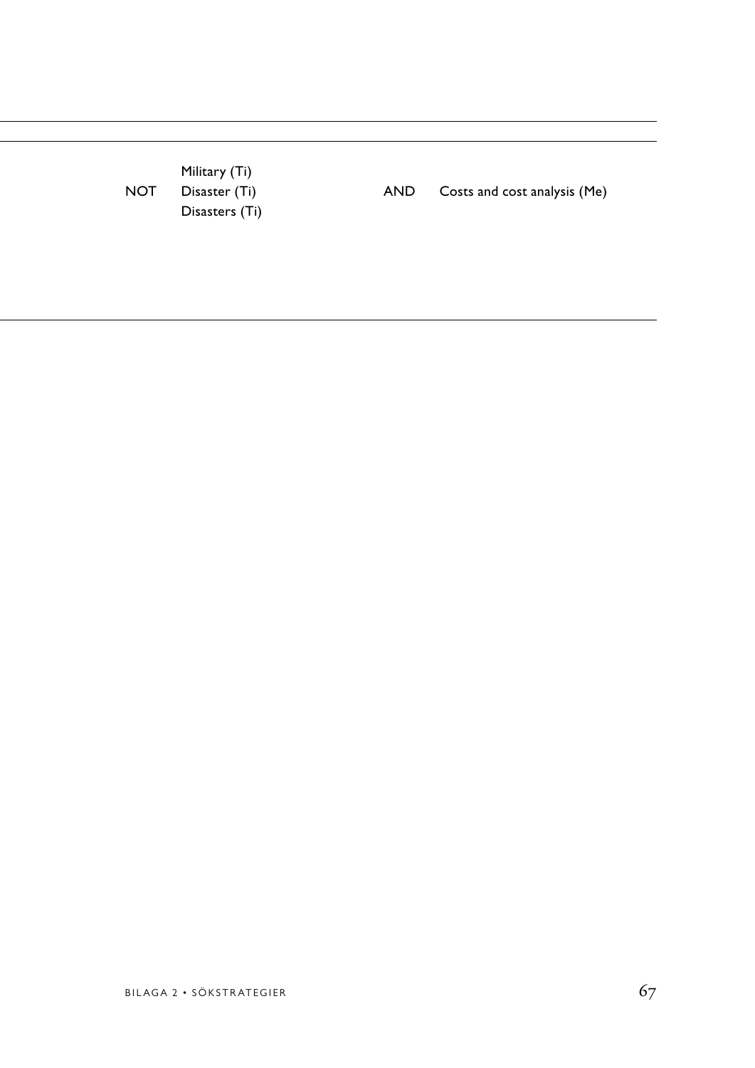| | | | |
|---|---|---|---|
| NOT | Military (Ti)<br>Disaster (Ti)<br>Disasters (Ti) | AND | Costs and cost analysis (Me) |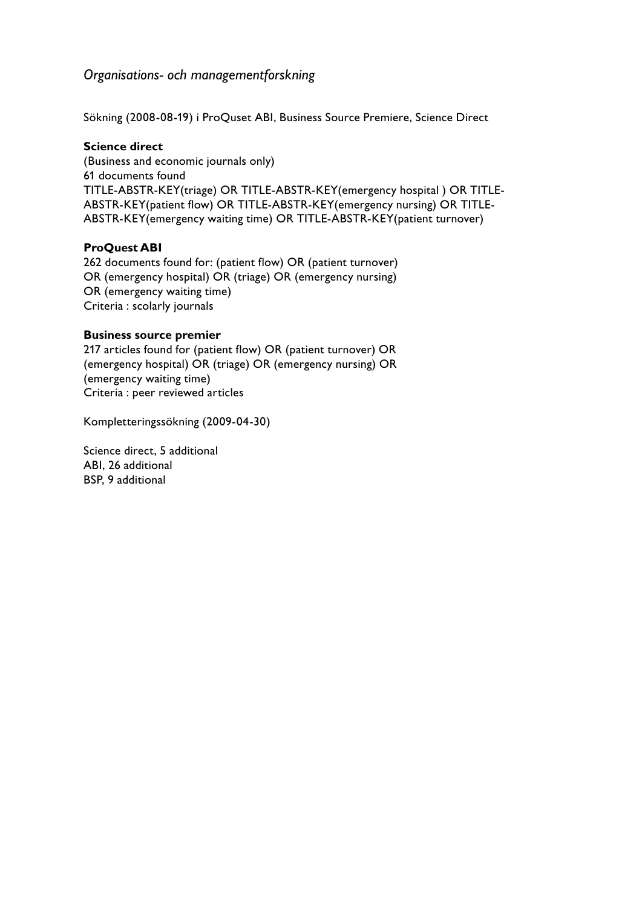*Organisations- och managementforskning*

Sökning (2008-08-19) i ProQuset ABI, Business Source Premiere, Science Direct

**Science direct**
(Business and economic journals only)
61 documents found
TITLE-ABSTR-KEY(triage) OR TITLE-ABSTR-KEY(emergency hospital ) OR TITLE-ABSTR-KEY(patient flow) OR TITLE-ABSTR-KEY(emergency nursing) OR TITLE-ABSTR-KEY(emergency waiting time) OR TITLE-ABSTR-KEY(patient turnover)

**ProQuest ABI**
262 documents found for: (patient flow) OR (patient turnover) OR (emergency hospital) OR (triage) OR (emergency nursing) OR (emergency waiting time)
Criteria : scolarly journals

**Business source premier**
217 articles found for (patient flow) OR (patient turnover) OR (emergency hospital) OR (triage) OR (emergency nursing) OR (emergency waiting time)
Criteria : peer reviewed articles

Kompletteringssökning (2009-04-30)

Science direct, 5 additional
ABI, 26 additional
BSP, 9 additional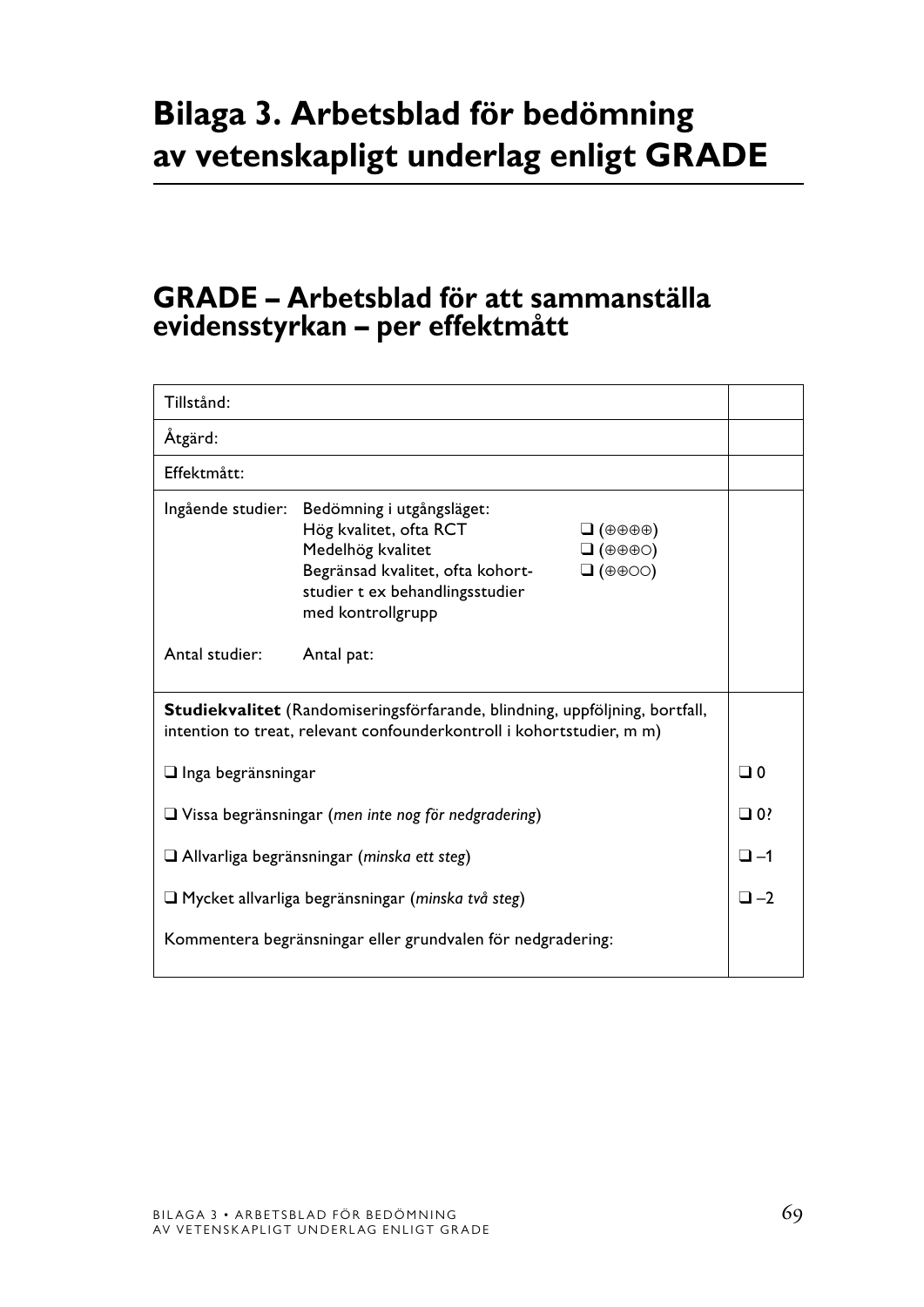# Bilaga 3. Arbetsblad för bedömning av vetenskapligt underlag enligt GRADE

## GRADE – Arbetsblad för att sammanställa evidensstyrkan – per effektmått

| | |
|---|---|
| Tillstånd: | |
| Åtgärd: | |
| Effektmått: | |
| Ingående studier: Bedömning i utgångsläget:<br>Hög kvalitet, ofta RCT ❑ (⊕⊕⊕⊕)<br>Medelhög kvalitet ❑ (⊕⊕⊕○)<br>Begränsad kvalitet, ofta kohortstudier t ex behandlingsstudier med kontrollgrupp ❑ (⊕⊕○○)<br><br>Antal studier: Antal pat: | |
| **Studiekvalitet** (Randomiseringsförfarande, blindning, uppföljning, bortfall, intention to treat, relevant confounderkontroll i kohortstudier, m m) | |
| ❑ Inga begränsningar | ❑ 0 |
| ❑ Vissa begränsningar (*men inte nog för nedgradering*) | ❑ 0? |
| ❑ Allvarliga begränsningar (*minska ett steg*) | ❑ –1 |
| ❑ Mycket allvarliga begränsningar (*minska två steg*) | ❑ –2 |
| Kommentera begränsningar eller grundvalen för nedgradering: | |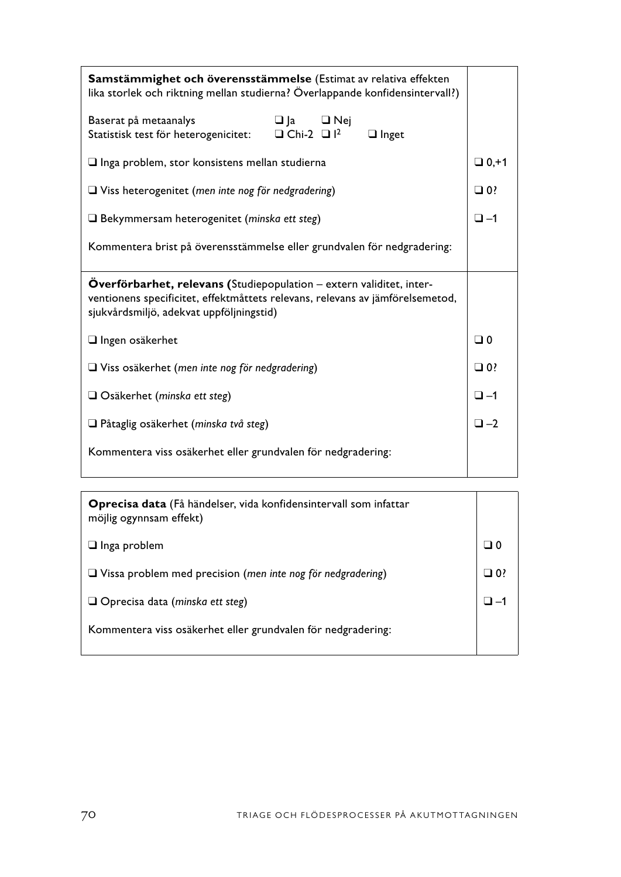| **Samstämmighet och överensstämmelse** (Estimat av relativa effekten lika storlek och riktning mellan studierna? Överlappande konfidensintervall?) | |
|---|---|
| Baserat på metaanalys ❑ Ja ❑ Nej<br>Statistisk test för heterogenicitet: ❑ Chi-2 ❑ $I^2$ ❑ Inget | |
| ❑ Inga problem, stor konsistens mellan studierna | ❑ 0,+1 |
| ❑ Viss heterogenitet (*men inte nog för nedgradering*) | ❑ 0? |
| ❑ Bekymmersam heterogenitet (*minska ett steg*) | ❑ –1 |
| Kommentera brist på överensstämmelse eller grundvalen för nedgradering: | |

| **Överförbarhet, relevans (**Studiepopulation – extern validitet, interventionens specificitet, effektmåttets relevans, relevans av jämförelsemetod, sjukvårdsmiljö, adekvat uppföljningstid) | |
|---|---|
| ❑ Ingen osäkerhet | ❑ 0 |
| ❑ Viss osäkerhet (*men inte nog för nedgradering*) | ❑ 0? |
| ❑ Osäkerhet (*minska ett steg*) | ❑ –1 |
| ❑ Påtaglig osäkerhet (*minska två steg*) | ❑ –2 |
| Kommentera viss osäkerhet eller grundvalen för nedgradering: | |

| **Oprecisa data** (Få händelser, vida konfidensintervall som infattar möjlig ogynnsam effekt) | |
|---|---|
| ❑ Inga problem | ❑ 0 |
| ❑ Vissa problem med precision (*men inte nog för nedgradering*) | ❑ 0? |
| ❑ Oprecisa data (*minska ett steg*) | ❑ –1 |
| Kommentera viss osäkerhet eller grundvalen för nedgradering: | |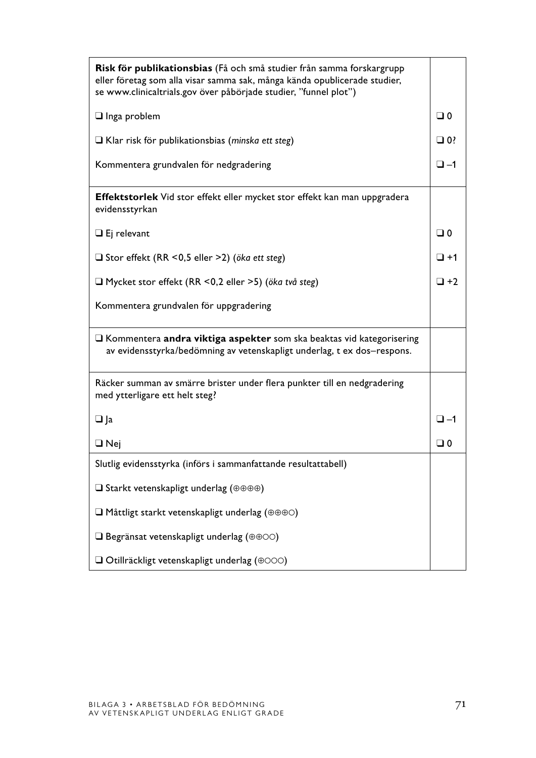| | |
|---|---|
| **Risk för publikationsbias** (Få och små studier från samma forskargrupp eller företag som alla visar samma sak, många kända opublicerade studier, se www.clinicaltrials.gov över påbörjade studier, ”funnel plot”) | |
| ❑ Inga problem | ❑ 0 |
| ❑ Klar risk för publikationsbias (*minska ett steg*) | ❑ 0? |
| Kommentera grundvalen för nedgradering | ❑ –1 |
| **Effektstorlek** Vid stor effekt eller mycket stor effekt kan man uppgradera evidensstyrkan | |
| ❑ Ej relevant | ❑ 0 |
| ❑ Stor effekt (RR <0,5 eller >2) (*öka ett steg*) | ❑ +1 |
| ❑ Mycket stor effekt (RR <0,2 eller >5) (*öka två steg*) | ❑ +2 |
| Kommentera grundvalen för uppgradering | |
| ❑ Kommentera **andra viktiga aspekter** som ska beaktas vid kategorisering av evidensstyrka/bedömning av vetenskapligt underlag, t ex dos–respons. | |
| Räcker summan av smärre brister under flera punkter till en nedgradering med ytterligare ett helt steg? | |
| ❑ Ja | ❑ –1 |
| ❑ Nej | ❑ 0 |
| Slutlig evidensstyrka (införs i sammanfattande resultattabell) | |
| ❑ Starkt vetenskapligt underlag (⊕⊕⊕⊕) | |
| ❑ Måttligt starkt vetenskapligt underlag (⊕⊕⊕○) | |
| ❑ Begränsat vetenskapligt underlag (⊕⊕○○) | |
| ❑ Otillräckligt vetenskapligt underlag (⊕○○○) | |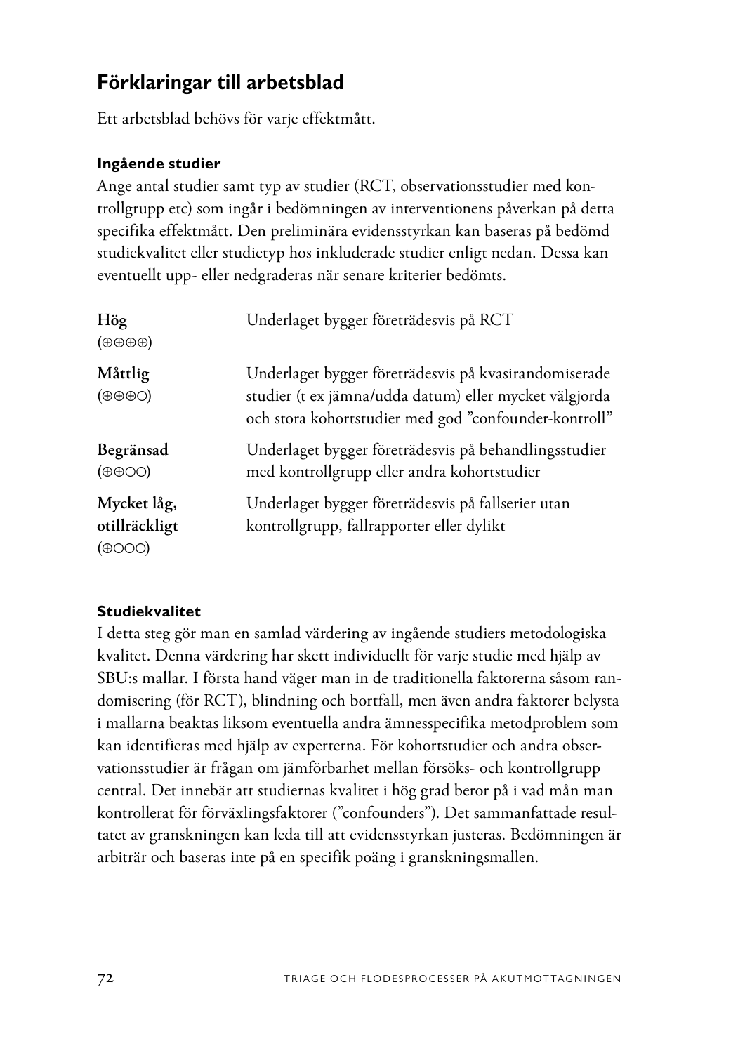## Förklaringar till arbetsblad

Ett arbetsblad behövs för varje effektmått.

**Ingående studier**

Ange antal studier samt typ av studier (RCT, observationsstudier med kontrollgrupp etc) som ingår i bedömningen av interventionens påverkan på detta specifika effektmått. Den preliminära evidensstyrkan kan baseras på bedömd studiekvalitet eller studietyp hos inkluderade studier enligt nedan. Dessa kan eventuellt upp- eller nedgraderas när senare kriterier bedömts.

| | |
|---|---|
| **Hög** (⊕⊕⊕⊕) | Underlaget bygger företrädesvis på RCT |
| **Måttlig** (⊕⊕⊕○) | Underlaget bygger företrädesvis på kvasirandomiserade studier (t ex jämna/udda datum) eller mycket välgjorda och stora kohortstudier med god "confounder-kontroll" |
| **Begränsad** (⊕⊕○○) | Underlaget bygger företrädesvis på behandlingsstudier med kontrollgrupp eller andra kohortstudier |
| **Mycket låg, otillräckligt** (⊕○○○) | Underlaget bygger företrädesvis på fallserier utan kontrollgrupp, fallrapporter eller dylikt |

**Studiekvalitet**

I detta steg gör man en samlad värdering av ingående studiers metodologiska kvalitet. Denna värdering har skett individuellt för varje studie med hjälp av SBU:s mallar. I första hand väger man in de traditionella faktorerna såsom randomisering (för RCT), blindning och bortfall, men även andra faktorer belysta i mallarna beaktas liksom eventuella andra ämnesspecifika metodproblem som kan identifieras med hjälp av experterna. För kohortstudier och andra observationsstudier är frågan om jämförbarhet mellan försöks- och kontrollgrupp central. Det innebär att studiernas kvalitet i hög grad beror på i vad mån man kontrollerat för förväxlingsfaktorer ("confounders"). Det sammanfattade resultatet av granskningen kan leda till att evidensstyrkan justeras. Bedömningen är arbiträr och baseras inte på en specifik poäng i granskningsmallen.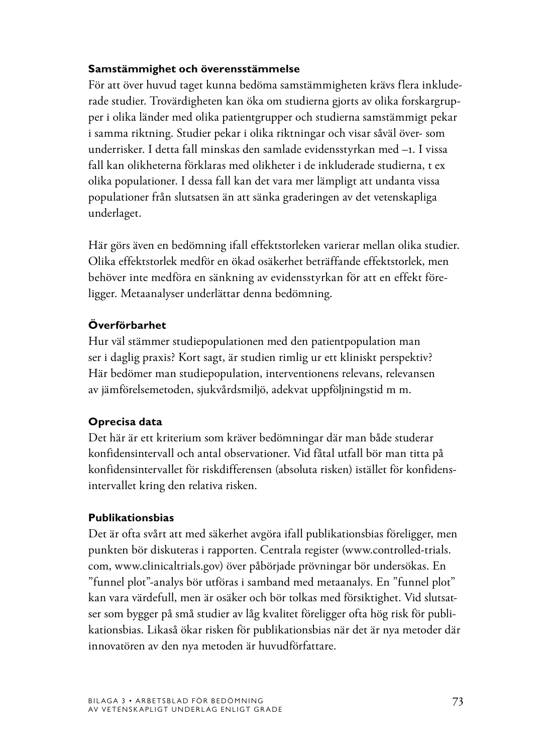#### Samstämmighet och överensstämmelse

För att över huvud taget kunna bedöma samstämmigheten krävs flera inkluderade studier. Trovärdigheten kan öka om studierna gjorts av olika forskargrupper i olika länder med olika patientgrupper och studierna samstämmigt pekar i samma riktning. Studier pekar i olika riktningar och visar såväl över- som underrisker. I detta fall minskas den samlade evidensstyrkan med –1. I vissa fall kan olikheterna förklaras med olikheter i de inkluderade studierna, t ex olika populationer. I dessa fall kan det vara mer lämpligt att undanta vissa populationer från slutsatsen än att sänka graderingen av det vetenskapliga underlaget.

Här görs även en bedömning ifall effektstorleken varierar mellan olika studier. Olika effektstorlek medför en ökad osäkerhet beträffande effektstorlek, men behöver inte medföra en sänkning av evidensstyrkan för att en effekt föreligger. Metaanalyser underlättar denna bedömning.

#### Överförbarhet

Hur väl stämmer studiepopulationen med den patientpopulation man ser i daglig praxis? Kort sagt, är studien rimlig ur ett kliniskt perspektiv? Här bedömer man studiepopulation, interventionens relevans, relevansen av jämförelsemetoden, sjukvårdsmiljö, adekvat uppföljningstid m m.

#### Oprecisa data

Det här är ett kriterium som kräver bedömningar där man både studerar konfidensintervall och antal observationer. Vid fåtal utfall bör man titta på konfidensintervallet för riskdifferensen (absoluta risken) istället för konfidensintervallet kring den relativa risken.

#### Publikationsbias

Det är ofta svårt att med säkerhet avgöra ifall publikationsbias föreligger, men punkten bör diskuteras i rapporten. Centrala register (www.controlled-trials.com, www.clinicaltrials.gov) över påbörjade prövningar bör undersökas. En ”funnel plot”-analys bör utföras i samband med metaanalys. En ”funnel plot” kan vara värdefull, men är osäker och bör tolkas med försiktighet. Vid slutsatser som bygger på små studier av låg kvalitet föreligger ofta hög risk för publikationsbias. Likaså ökar risken för publikationsbias när det är nya metoder där innovatören av den nya metoden är huvudförfattare.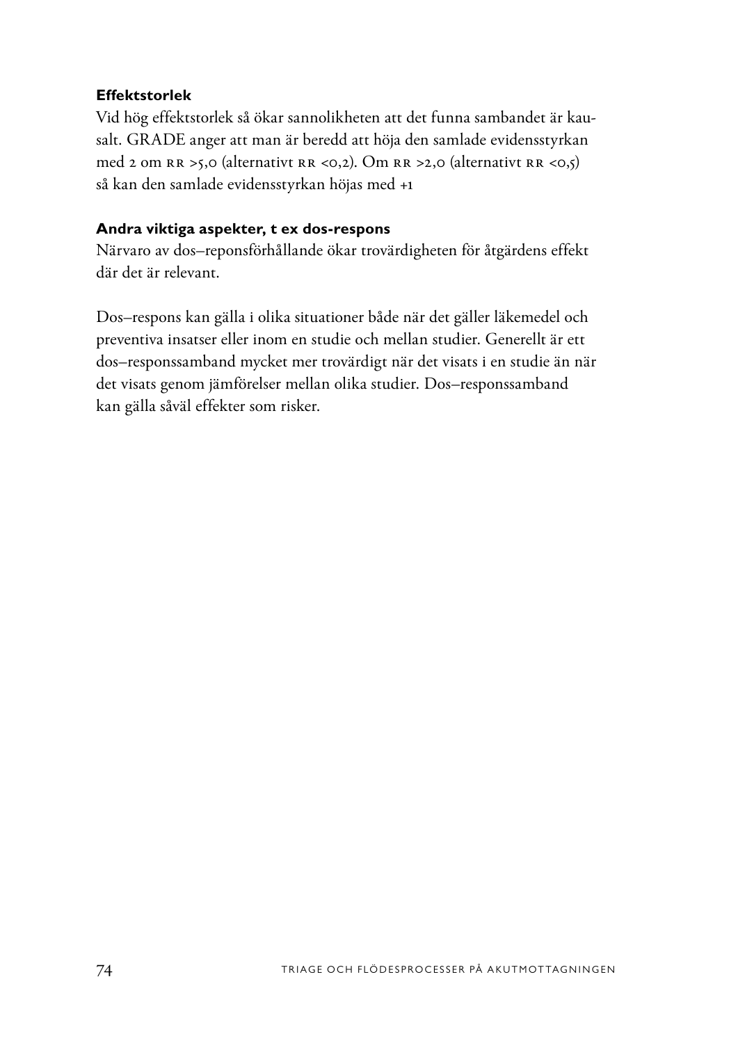**Effektstorlek**

Vid hög effektstorlek så ökar sannolikheten att det funna sambandet är kausalt. GRADE anger att man är beredd att höja den samlade evidensstyrkan med 2 om RR >5,0 (alternativt RR <0,2). Om RR >2,0 (alternativt RR <0,5) så kan den samlade evidensstyrkan höjas med +1

**Andra viktiga aspekter, t ex dos-respons**

Närvaro av dos–reponsförhållande ökar trovärdigheten för åtgärdens effekt där det är relevant.

Dos–respons kan gälla i olika situationer både när det gäller läkemedel och preventiva insatser eller inom en studie och mellan studier. Generellt är ett dos–responssamband mycket mer trovärdigt när det visats i en studie än när det visats genom jämförelser mellan olika studier. Dos–responssamband kan gälla såväl effekter som risker.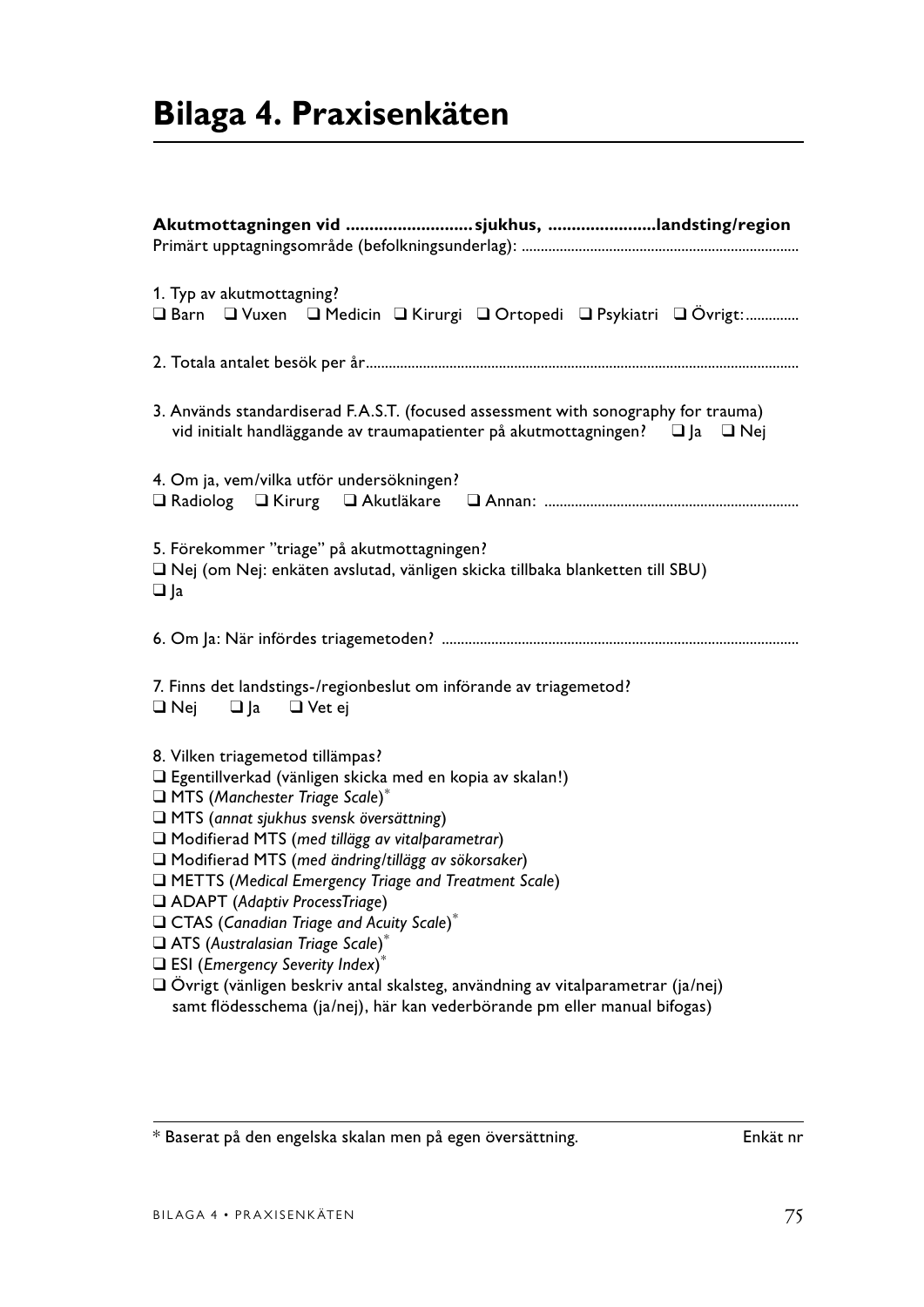# Bilaga 4. Praxisenkäten

**Akutmottagningen vid ........................... sjukhus, .......................landsting/region**
Primärt upptagningsområde (befolkningsunderlag): .......................................................................

1. Typ av akutmottagning?
❑ Barn ❑ Vuxen ❑ Medicin ❑ Kirurgi ❑ Ortopedi ❑ Psykiatri ❑ Övrigt: ..............

2. Totala antalet besök per år.................................................................................................................

3. Används standardiserad F.A.S.T. (focused assessment with sonography for trauma) vid initialt handläggande av traumapatienter på akutmottagningen? ❑ Ja ❑ Nej

4. Om ja, vem/vilka utför undersökningen?
❑ Radiolog ❑ Kirurg ❑ Akutläkare ❑ Annan: ..................................................................

5. Förekommer "triage" på akutmottagningen?
❑ Nej (om Nej: enkäten avslutad, vänligen skicka tillbaka blanketten till SBU)
❑ Ja

6. Om Ja: När infördes triagemetoden? .............................................................................................

7. Finns det landstings-/regionbeslut om införande av triagemetod?
❑ Nej ❑ Ja ❑ Vet ej

8. Vilken triagemetod tillämpas?
❑ Egentillverkad (vänligen skicka med en kopia av skalan!)
❑ MTS (*Manchester Triage Scale*)*
❑ MTS (*annat sjukhus svensk översättning*)
❑ Modifierad MTS (*med tillägg av vitalparametrar*)
❑ Modifierad MTS (*med ändring/tillägg av sökorsaker*)
❑ METTS (*Medical Emergency Triage and Treatment Scale*)
❑ ADAPT (*Adaptiv ProcessTriage*)
❑ CTAS (*Canadian Triage and Acuity Scale*)*
❑ ATS (*Australasian Triage Scale*)*
❑ ESI (*Emergency Severity Index*)*
❑ Övrigt (vänligen beskriv antal skalsteg, användning av vitalparametrar (ja/nej) samt flödesschema (ja/nej), här kan vederbörande pm eller manual bifogas)

---

\* Baserat på den engelska skalan men på egen översättning.

Enkät nr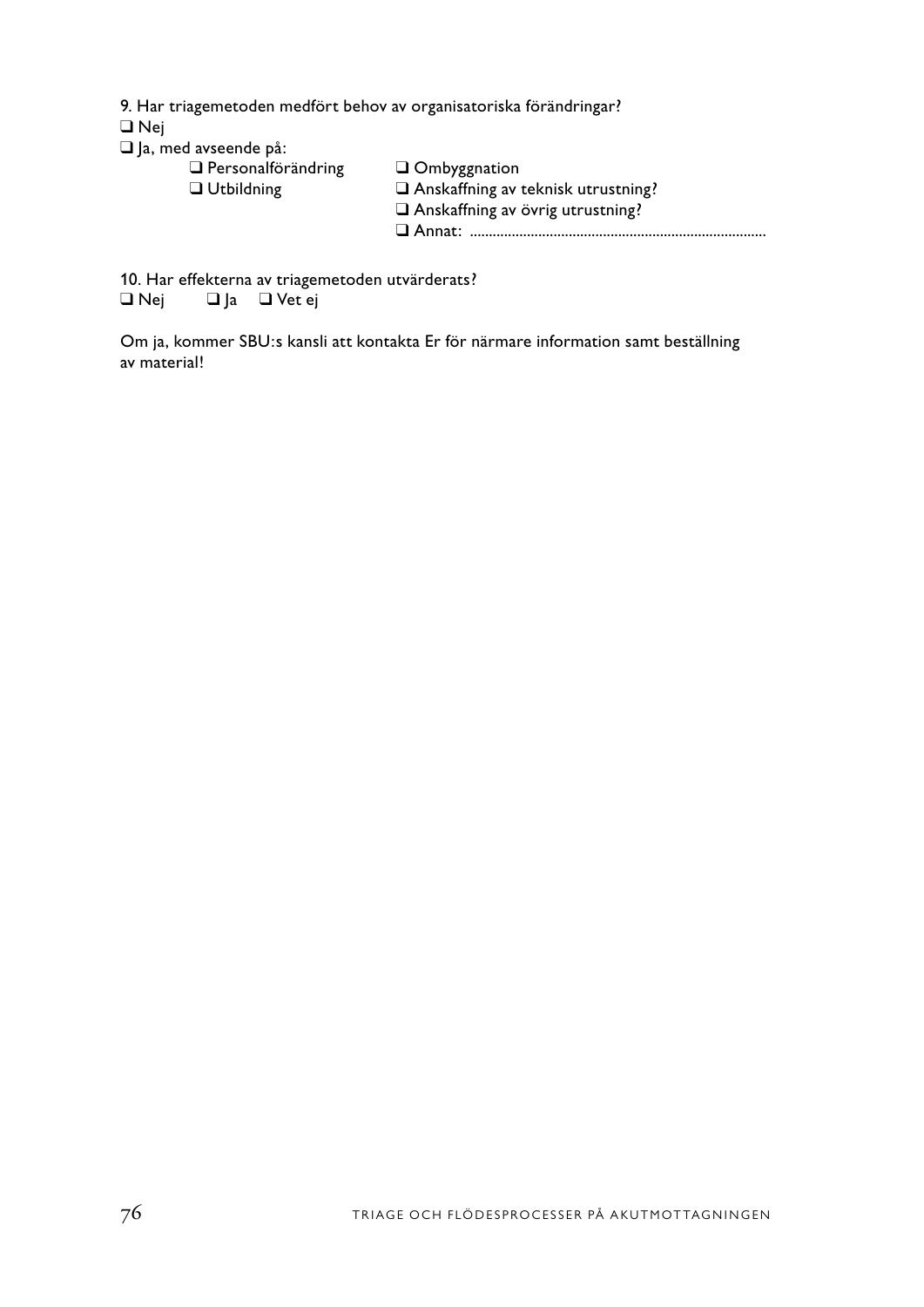9. Har triagemetoden medfört behov av organisatoriska förändringar?

❑ Nej

❑ Ja, med avseende på:

- ❑ Personalförändring
- ❑ Utbildning
- ❑ Ombyggnation
- ❑ Anskaffning av teknisk utrustning?
- ❑ Anskaffning av övrig utrustning?
- ❑ Annat: ............................................................................

10. Har effekterna av triagemetoden utvärderats?

❑ Nej ❑ Ja ❑ Vet ej

Om ja, kommer SBU:s kansli att kontakta Er för närmare information samt beställning av material!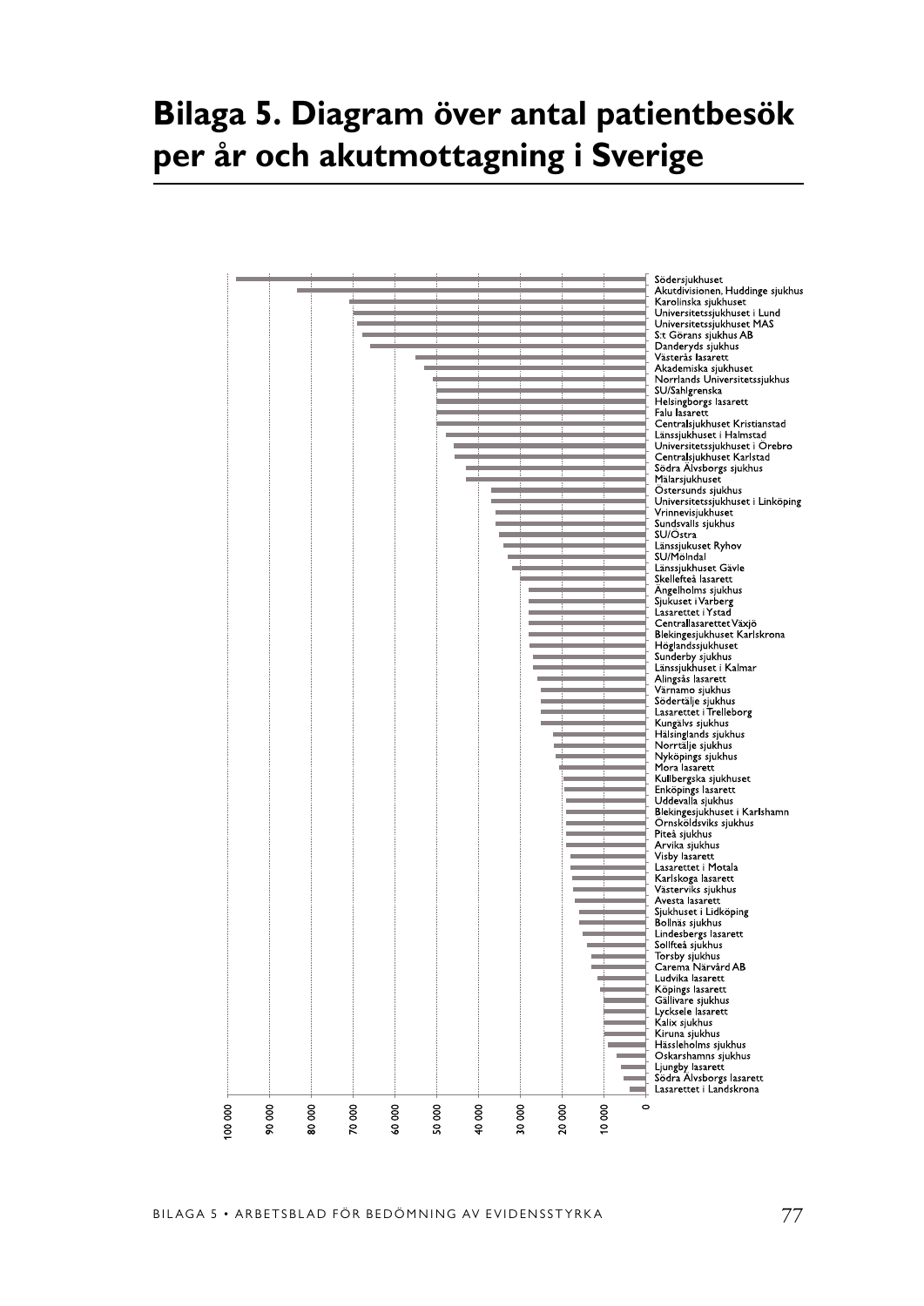# Bilaga 5. Diagram över antal patientbesök per år och akutmottagning i Sverige

Södersjukhuset
Akutdivisionen, Huddinge sjukhus
Karolinska sjukhuset
Universitetssjukhuset i Lund
Universitetssjukhuset MAS
S:t Görans sjukhus AB
Danderyds sjukhus
Västerås lasarett
Akademiska sjukhuset
Norrlands Universitetssjukhus
SU/Sahlgrenska
Helsingborgs lasarett
Falu lasarett
Centralsjukhuset Kristianstad
Länssjukhuset i Halmstad
Universitetssjukhuset i Örebro
Centralsjukhuset Karlstad
Södra Älvsborgs sjukhus
Mälarsjukhuset
Östersunds sjukhus
Universitetssjukhuset i Linköping
Vrinnevisjukhuset
Sundsvalls sjukhus
SU/Östra
Länssjukuset Ryhov
SU/Mölndal
Länssjukhuset Gävle
Skellefteå lasarett
Ängelholms sjukhus
Sjukuset i Varberg
Lasarettet i Ystad
Centrallasarettet Växjö
Blekingesjukhuset Karlskrona
Höglandssjukhuset
Sunderby sjukhus
Länssjukhuset i Kalmar
Alingsås lasarett
Värnamo sjukhus
Södertälje sjukhus
Lasarettet i Trelleborg
Kungälvs sjukhus
Hälsinglands sjukhus
Norrtälje sjukhus
Nyköpings sjukhus
Mora lasarett
Kullbergska sjukhuset
Enköpings lasarett
Uddevalla sjukhus
Blekingesjukhuset i Karlshamn
Örnsköldsviks sjukhus
Piteå sjukhus
Arvika sjukhus
Visby lasarett
Lasarettet i Motala
Karlskoga lasarett
Västerviks sjukhus
Avesta lasarett
Sjukhuset i Lidköping
Bollnäs sjukhus
Lindesbergs lasarett
Sollefteå sjukhus
Torsby sjukhus
Carema Närvård AB
Ludvika lasarett
Köpings lasarett
Gällivare sjukhus
Lycksele lasarett
Kalix sjukhus
Kiruna sjukhus
Hässleholms sjukhus
Oskarshamns sjukhus
Ljungby lasarett
Södra Älvsborgs lasarett
Lasarettet i Landskrona

100 000
90 000
80 000
70 000
60 000
50 000
40 000
30 000
20 000
10 000
0